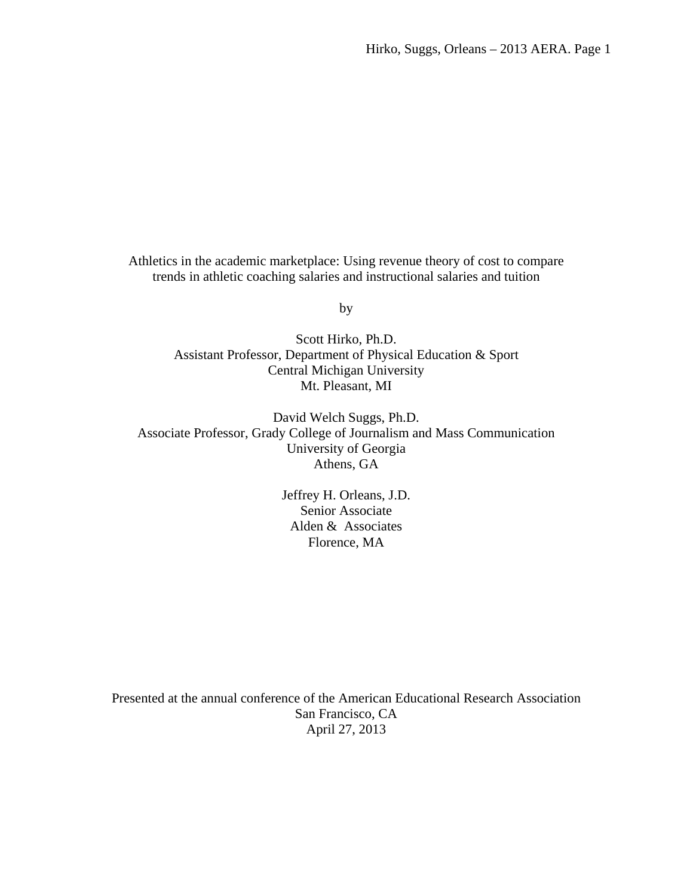# Athletics in the academic marketplace: Using revenue theory of cost to compare trends in athletic coaching salaries and instructional salaries and tuition

by

Scott Hirko, Ph.D.
Assistant Professor, Department of Physical Education & Sport
Central Michigan University
Mt. Pleasant, MI

David Welch Suggs, Ph.D.
Associate Professor, Grady College of Journalism and Mass Communication
University of Georgia
Athens, GA

Jeffrey H. Orleans, J.D.
Senior Associate
Alden & Associates
Florence, MA

Presented at the annual conference of the American Educational Research Association
San Francisco, CA
April 27, 2013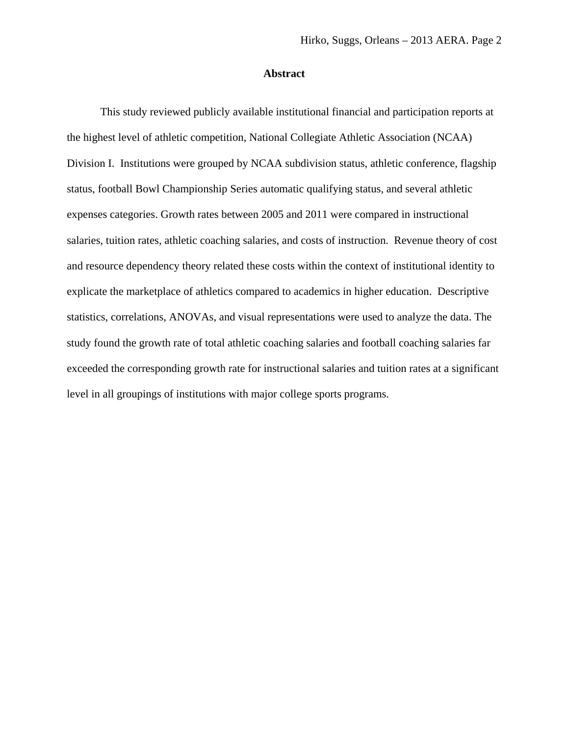## Abstract

This study reviewed publicly available institutional financial and participation reports at the highest level of athletic competition, National Collegiate Athletic Association (NCAA) Division I. Institutions were grouped by NCAA subdivision status, athletic conference, flagship status, football Bowl Championship Series automatic qualifying status, and several athletic expenses categories. Growth rates between 2005 and 2011 were compared in instructional salaries, tuition rates, athletic coaching salaries, and costs of instruction. Revenue theory of cost and resource dependency theory related these costs within the context of institutional identity to explicate the marketplace of athletics compared to academics in higher education. Descriptive statistics, correlations, ANOVAs, and visual representations were used to analyze the data. The study found the growth rate of total athletic coaching salaries and football coaching salaries far exceeded the corresponding growth rate for instructional salaries and tuition rates at a significant level in all groupings of institutions with major college sports programs.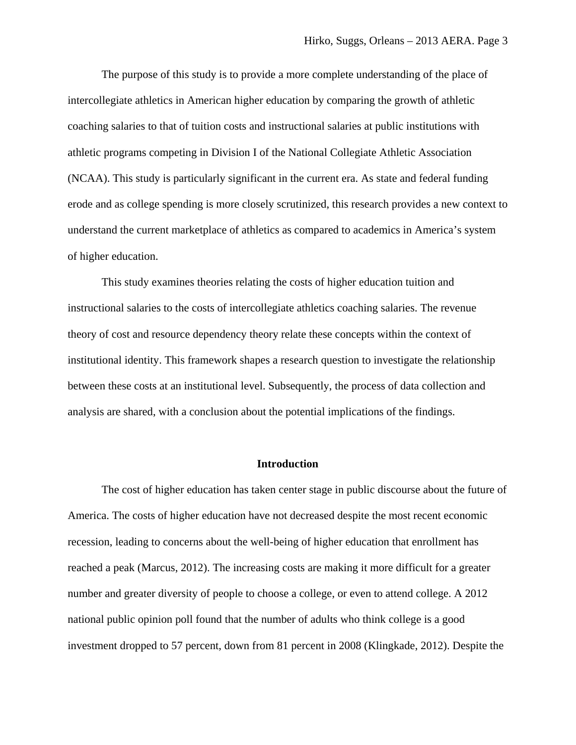The purpose of this study is to provide a more complete understanding of the place of intercollegiate athletics in American higher education by comparing the growth of athletic coaching salaries to that of tuition costs and instructional salaries at public institutions with athletic programs competing in Division I of the National Collegiate Athletic Association (NCAA). This study is particularly significant in the current era. As state and federal funding erode and as college spending is more closely scrutinized, this research provides a new context to understand the current marketplace of athletics as compared to academics in America's system of higher education.

This study examines theories relating the costs of higher education tuition and instructional salaries to the costs of intercollegiate athletics coaching salaries. The revenue theory of cost and resource dependency theory relate these concepts within the context of institutional identity. This framework shapes a research question to investigate the relationship between these costs at an institutional level. Subsequently, the process of data collection and analysis are shared, with a conclusion about the potential implications of the findings.

## Introduction

The cost of higher education has taken center stage in public discourse about the future of America. The costs of higher education have not decreased despite the most recent economic recession, leading to concerns about the well-being of higher education that enrollment has reached a peak (Marcus, 2012). The increasing costs are making it more difficult for a greater number and greater diversity of people to choose a college, or even to attend college. A 2012 national public opinion poll found that the number of adults who think college is a good investment dropped to 57 percent, down from 81 percent in 2008 (Klingkade, 2012). Despite the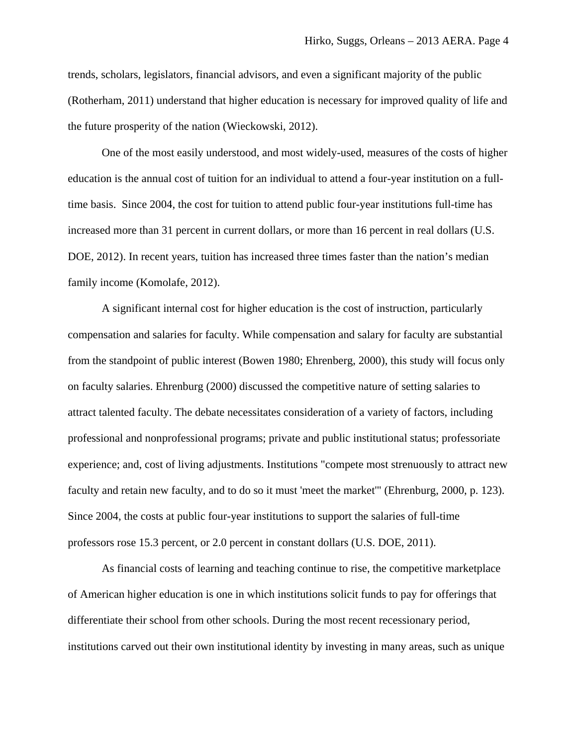trends, scholars, legislators, financial advisors, and even a significant majority of the public (Rotherham, 2011) understand that higher education is necessary for improved quality of life and the future prosperity of the nation (Wieckowski, 2012).

One of the most easily understood, and most widely-used, measures of the costs of higher education is the annual cost of tuition for an individual to attend a four-year institution on a full-time basis. Since 2004, the cost for tuition to attend public four-year institutions full-time has increased more than 31 percent in current dollars, or more than 16 percent in real dollars (U.S. DOE, 2012). In recent years, tuition has increased three times faster than the nation's median family income (Komolafe, 2012).

A significant internal cost for higher education is the cost of instruction, particularly compensation and salaries for faculty. While compensation and salary for faculty are substantial from the standpoint of public interest (Bowen 1980; Ehrenberg, 2000), this study will focus only on faculty salaries. Ehrenburg (2000) discussed the competitive nature of setting salaries to attract talented faculty. The debate necessitates consideration of a variety of factors, including professional and nonprofessional programs; private and public institutional status; professoriate experience; and, cost of living adjustments. Institutions "compete most strenuously to attract new faculty and retain new faculty, and to do so it must 'meet the market'" (Ehrenburg, 2000, p. 123). Since 2004, the costs at public four-year institutions to support the salaries of full-time professors rose 15.3 percent, or 2.0 percent in constant dollars (U.S. DOE, 2011).

As financial costs of learning and teaching continue to rise, the competitive marketplace of American higher education is one in which institutions solicit funds to pay for offerings that differentiate their school from other schools. During the most recent recessionary period, institutions carved out their own institutional identity by investing in many areas, such as unique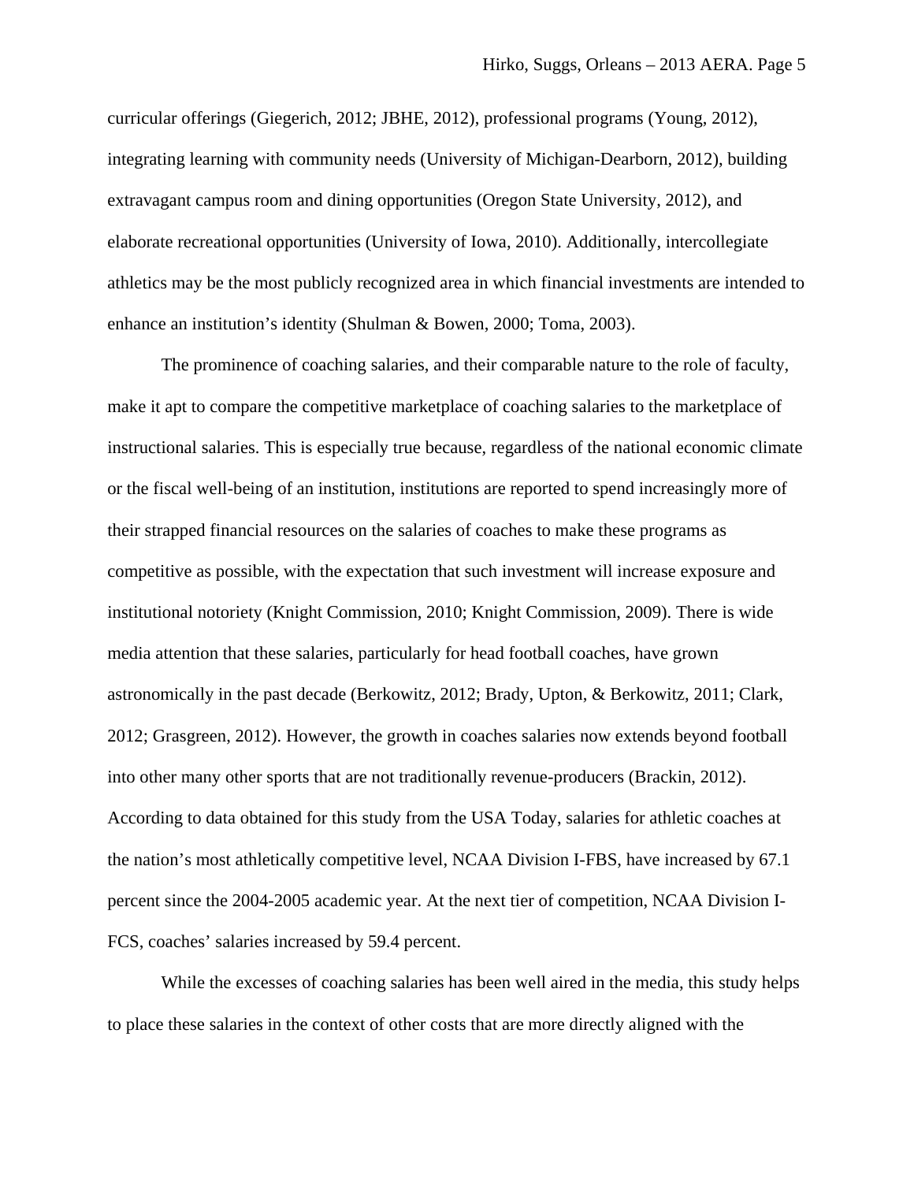curricular offerings (Giegerich, 2012; JBHE, 2012), professional programs (Young, 2012), integrating learning with community needs (University of Michigan-Dearborn, 2012), building extravagant campus room and dining opportunities (Oregon State University, 2012), and elaborate recreational opportunities (University of Iowa, 2010). Additionally, intercollegiate athletics may be the most publicly recognized area in which financial investments are intended to enhance an institution's identity (Shulman & Bowen, 2000; Toma, 2003).

The prominence of coaching salaries, and their comparable nature to the role of faculty, make it apt to compare the competitive marketplace of coaching salaries to the marketplace of instructional salaries. This is especially true because, regardless of the national economic climate or the fiscal well-being of an institution, institutions are reported to spend increasingly more of their strapped financial resources on the salaries of coaches to make these programs as competitive as possible, with the expectation that such investment will increase exposure and institutional notoriety (Knight Commission, 2010; Knight Commission, 2009). There is wide media attention that these salaries, particularly for head football coaches, have grown astronomically in the past decade (Berkowitz, 2012; Brady, Upton, & Berkowitz, 2011; Clark, 2012; Grasgreen, 2012). However, the growth in coaches salaries now extends beyond football into other many other sports that are not traditionally revenue-producers (Brackin, 2012). According to data obtained for this study from the USA Today, salaries for athletic coaches at the nation's most athletically competitive level, NCAA Division I-FBS, have increased by 67.1 percent since the 2004-2005 academic year. At the next tier of competition, NCAA Division I-FCS, coaches' salaries increased by 59.4 percent.

While the excesses of coaching salaries has been well aired in the media, this study helps to place these salaries in the context of other costs that are more directly aligned with the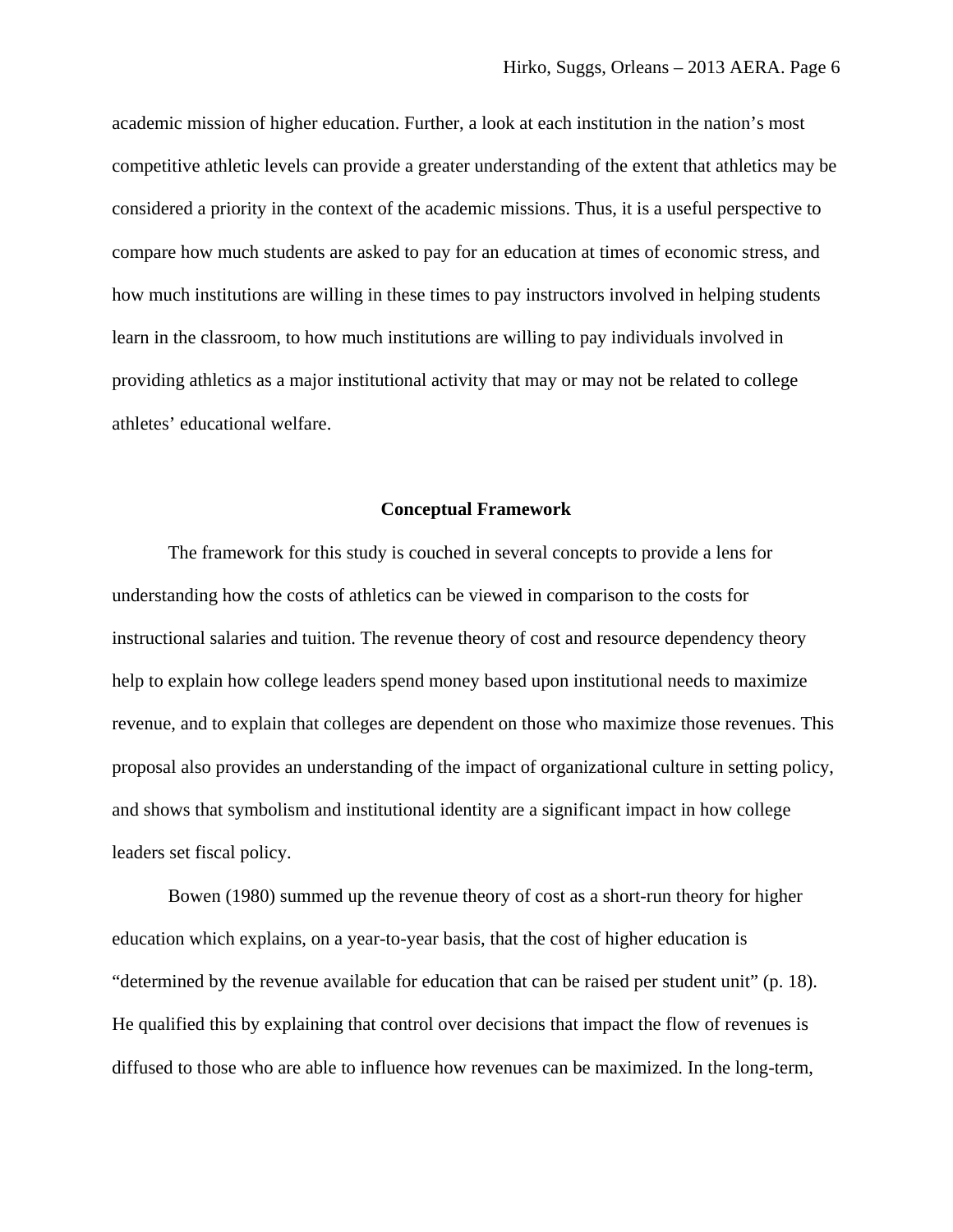academic mission of higher education. Further, a look at each institution in the nation's most competitive athletic levels can provide a greater understanding of the extent that athletics may be considered a priority in the context of the academic missions. Thus, it is a useful perspective to compare how much students are asked to pay for an education at times of economic stress, and how much institutions are willing in these times to pay instructors involved in helping students learn in the classroom, to how much institutions are willing to pay individuals involved in providing athletics as a major institutional activity that may or may not be related to college athletes' educational welfare.

## Conceptual Framework

The framework for this study is couched in several concepts to provide a lens for understanding how the costs of athletics can be viewed in comparison to the costs for instructional salaries and tuition. The revenue theory of cost and resource dependency theory help to explain how college leaders spend money based upon institutional needs to maximize revenue, and to explain that colleges are dependent on those who maximize those revenues. This proposal also provides an understanding of the impact of organizational culture in setting policy, and shows that symbolism and institutional identity are a significant impact in how college leaders set fiscal policy.

Bowen (1980) summed up the revenue theory of cost as a short-run theory for higher education which explains, on a year-to-year basis, that the cost of higher education is "determined by the revenue available for education that can be raised per student unit" (p. 18). He qualified this by explaining that control over decisions that impact the flow of revenues is diffused to those who are able to influence how revenues can be maximized. In the long-term,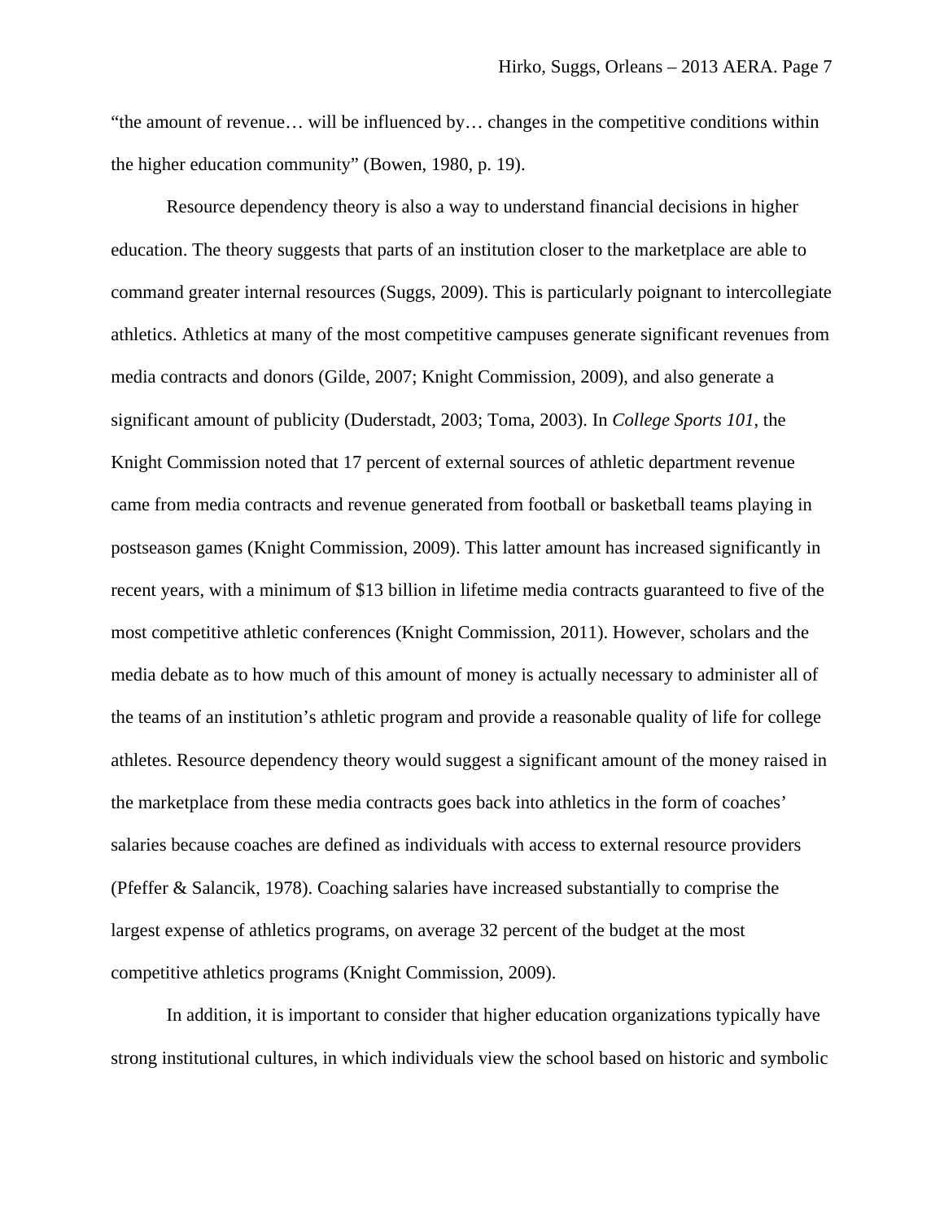"the amount of revenue… will be influenced by… changes in the competitive conditions within the higher education community" (Bowen, 1980, p. 19).

Resource dependency theory is also a way to understand financial decisions in higher education. The theory suggests that parts of an institution closer to the marketplace are able to command greater internal resources (Suggs, 2009). This is particularly poignant to intercollegiate athletics. Athletics at many of the most competitive campuses generate significant revenues from media contracts and donors (Gilde, 2007; Knight Commission, 2009), and also generate a significant amount of publicity (Duderstadt, 2003; Toma, 2003). In *College Sports 101*, the Knight Commission noted that 17 percent of external sources of athletic department revenue came from media contracts and revenue generated from football or basketball teams playing in postseason games (Knight Commission, 2009). This latter amount has increased significantly in recent years, with a minimum of $13 billion in lifetime media contracts guaranteed to five of the most competitive athletic conferences (Knight Commission, 2011). However, scholars and the media debate as to how much of this amount of money is actually necessary to administer all of the teams of an institution's athletic program and provide a reasonable quality of life for college athletes. Resource dependency theory would suggest a significant amount of the money raised in the marketplace from these media contracts goes back into athletics in the form of coaches' salaries because coaches are defined as individuals with access to external resource providers (Pfeffer & Salancik, 1978). Coaching salaries have increased substantially to comprise the largest expense of athletics programs, on average 32 percent of the budget at the most competitive athletics programs (Knight Commission, 2009).

In addition, it is important to consider that higher education organizations typically have strong institutional cultures, in which individuals view the school based on historic and symbolic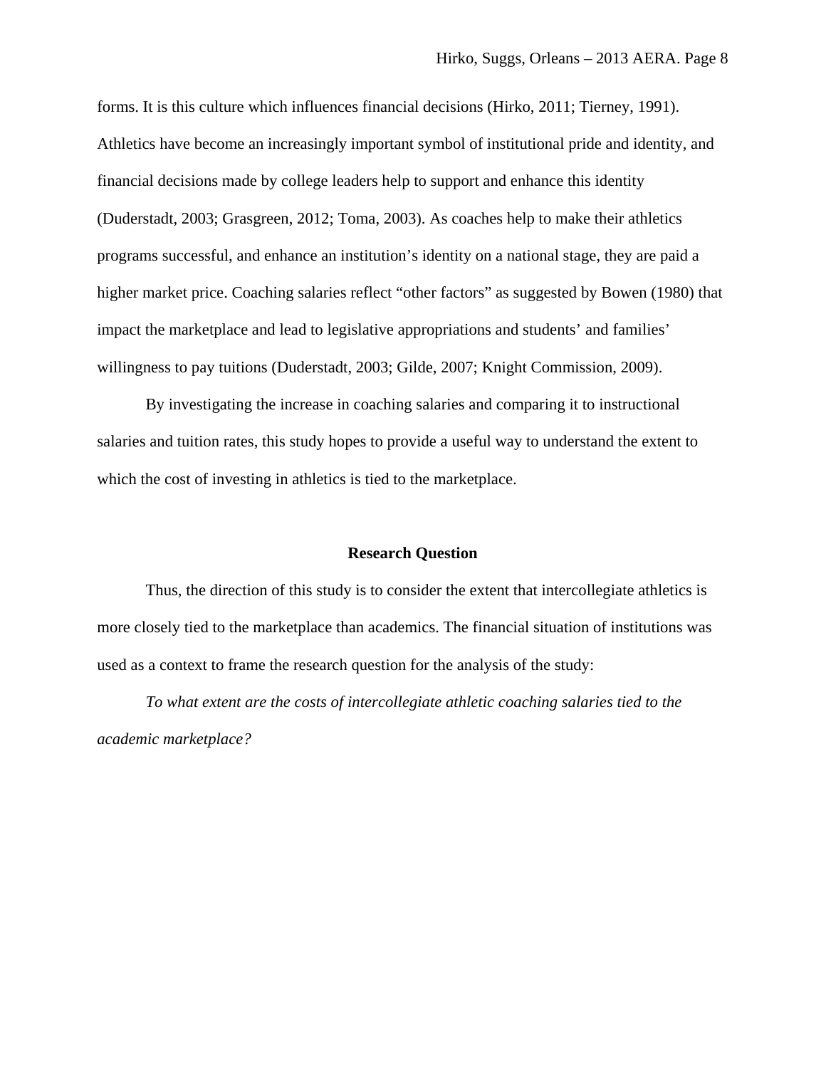forms. It is this culture which influences financial decisions (Hirko, 2011; Tierney, 1991). Athletics have become an increasingly important symbol of institutional pride and identity, and financial decisions made by college leaders help to support and enhance this identity (Duderstadt, 2003; Grasgreen, 2012; Toma, 2003). As coaches help to make their athletics programs successful, and enhance an institution's identity on a national stage, they are paid a higher market price. Coaching salaries reflect "other factors" as suggested by Bowen (1980) that impact the marketplace and lead to legislative appropriations and students' and families' willingness to pay tuitions (Duderstadt, 2003; Gilde, 2007; Knight Commission, 2009).

By investigating the increase in coaching salaries and comparing it to instructional salaries and tuition rates, this study hopes to provide a useful way to understand the extent to which the cost of investing in athletics is tied to the marketplace.

## Research Question

Thus, the direction of this study is to consider the extent that intercollegiate athletics is more closely tied to the marketplace than academics. The financial situation of institutions was used as a context to frame the research question for the analysis of the study:

*To what extent are the costs of intercollegiate athletic coaching salaries tied to the academic marketplace?*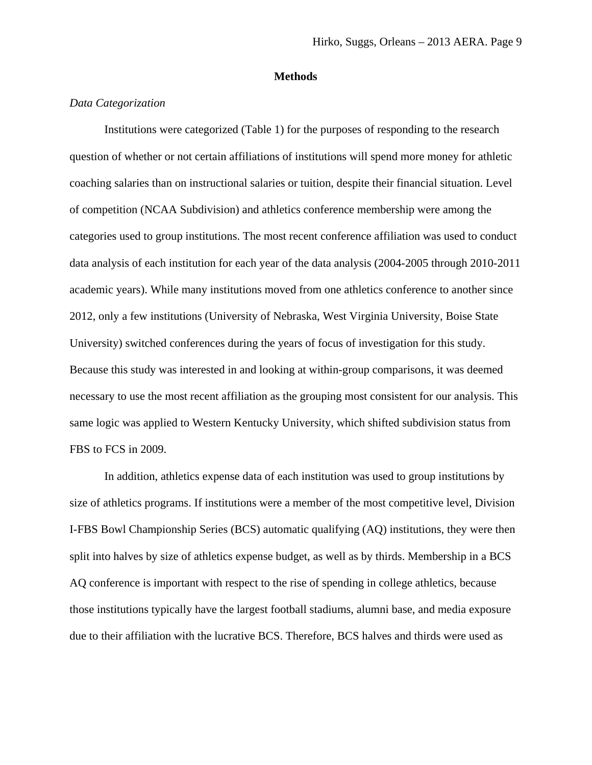## Methods

### *Data Categorization*

Institutions were categorized (Table 1) for the purposes of responding to the research question of whether or not certain affiliations of institutions will spend more money for athletic coaching salaries than on instructional salaries or tuition, despite their financial situation. Level of competition (NCAA Subdivision) and athletics conference membership were among the categories used to group institutions. The most recent conference affiliation was used to conduct data analysis of each institution for each year of the data analysis (2004-2005 through 2010-2011 academic years). While many institutions moved from one athletics conference to another since 2012, only a few institutions (University of Nebraska, West Virginia University, Boise State University) switched conferences during the years of focus of investigation for this study. Because this study was interested in and looking at within-group comparisons, it was deemed necessary to use the most recent affiliation as the grouping most consistent for our analysis. This same logic was applied to Western Kentucky University, which shifted subdivision status from FBS to FCS in 2009.

In addition, athletics expense data of each institution was used to group institutions by size of athletics programs. If institutions were a member of the most competitive level, Division I-FBS Bowl Championship Series (BCS) automatic qualifying (AQ) institutions, they were then split into halves by size of athletics expense budget, as well as by thirds. Membership in a BCS AQ conference is important with respect to the rise of spending in college athletics, because those institutions typically have the largest football stadiums, alumni base, and media exposure due to their affiliation with the lucrative BCS. Therefore, BCS halves and thirds were used as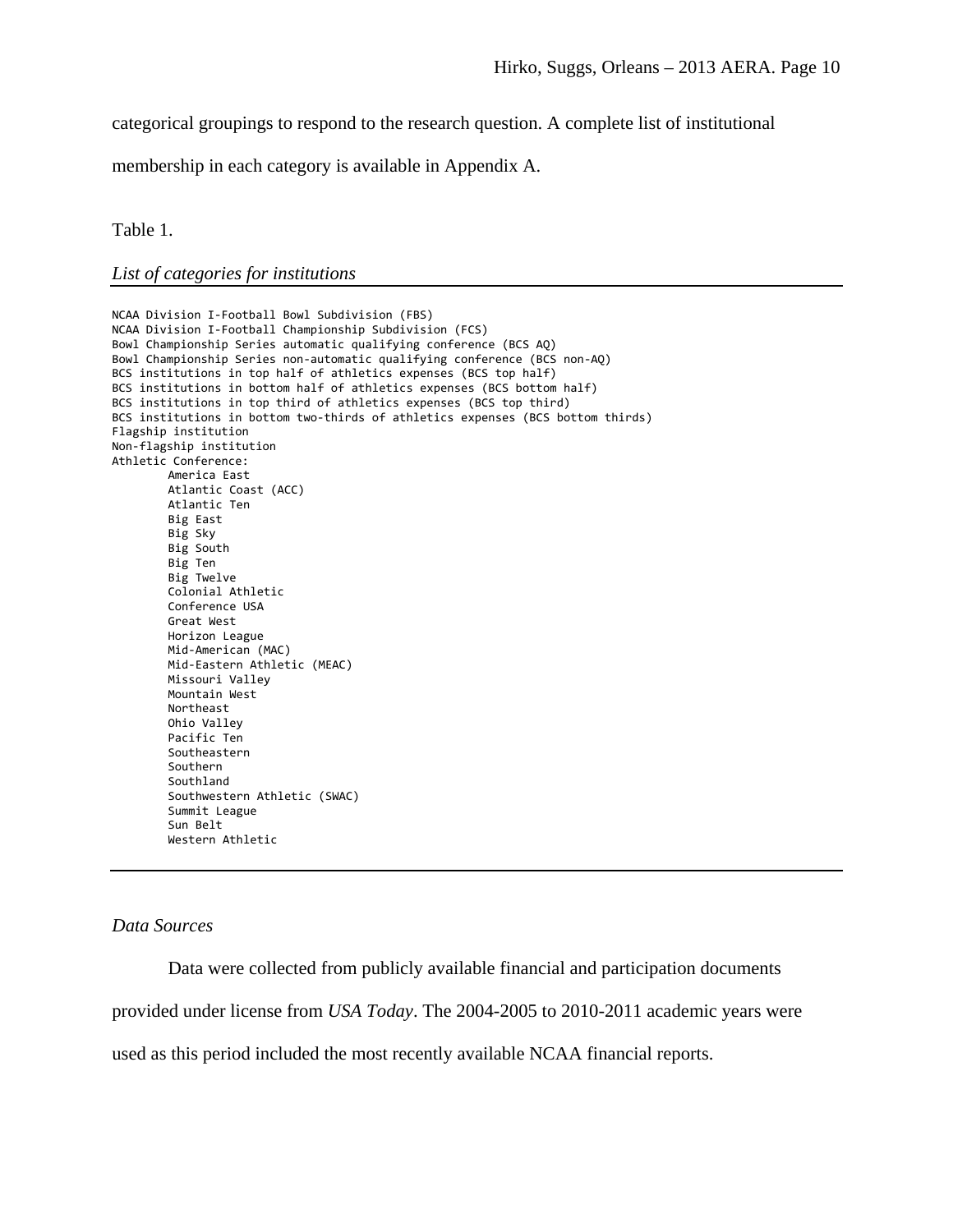categorical groupings to respond to the research question. A complete list of institutional membership in each category is available in Appendix A.

Table 1.

*List of categories for institutions*

```
NCAA Division I-Football Bowl Subdivision (FBS)
NCAA Division I-Football Championship Subdivision (FCS)
Bowl Championship Series automatic qualifying conference (BCS AQ)
Bowl Championship Series non-automatic qualifying conference (BCS non-AQ)
BCS institutions in top half of athletics expenses (BCS top half)
BCS institutions in bottom half of athletics expenses (BCS bottom half)
BCS institutions in top third of athletics expenses (BCS top third)
BCS institutions in bottom two-thirds of athletics expenses (BCS bottom thirds)
Flagship institution
Non-flagship institution
Athletic Conference:
        America East
        Atlantic Coast (ACC)
        Atlantic Ten
        Big East
        Big Sky
        Big South
        Big Ten
        Big Twelve
        Colonial Athletic
        Conference USA
        Great West
        Horizon League
        Mid-American (MAC)
        Mid-Eastern Athletic (MEAC)
        Missouri Valley
        Mountain West
        Northeast
        Ohio Valley
        Pacific Ten
        Southeastern
        Southern
        Southland
        Southwestern Athletic (SWAC)
        Summit League
        Sun Belt
        Western Athletic
```

*Data Sources*

Data were collected from publicly available financial and participation documents provided under license from *USA Today*. The 2004-2005 to 2010-2011 academic years were used as this period included the most recently available NCAA financial reports.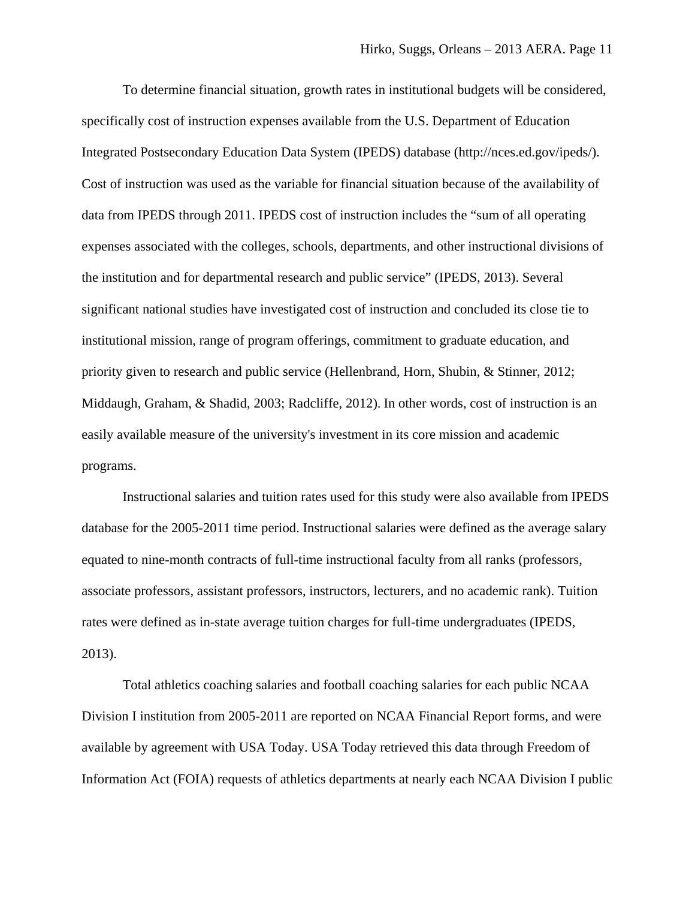To determine financial situation, growth rates in institutional budgets will be considered, specifically cost of instruction expenses available from the U.S. Department of Education Integrated Postsecondary Education Data System (IPEDS) database (http://nces.ed.gov/ipeds/). Cost of instruction was used as the variable for financial situation because of the availability of data from IPEDS through 2011. IPEDS cost of instruction includes the "sum of all operating expenses associated with the colleges, schools, departments, and other instructional divisions of the institution and for departmental research and public service" (IPEDS, 2013). Several significant national studies have investigated cost of instruction and concluded its close tie to institutional mission, range of program offerings, commitment to graduate education, and priority given to research and public service (Hellenbrand, Horn, Shubin, & Stinner, 2012; Middaugh, Graham, & Shadid, 2003; Radcliffe, 2012). In other words, cost of instruction is an easily available measure of the university's investment in its core mission and academic programs.

Instructional salaries and tuition rates used for this study were also available from IPEDS database for the 2005-2011 time period. Instructional salaries were defined as the average salary equated to nine-month contracts of full-time instructional faculty from all ranks (professors, associate professors, assistant professors, instructors, lecturers, and no academic rank). Tuition rates were defined as in-state average tuition charges for full-time undergraduates (IPEDS, 2013).

Total athletics coaching salaries and football coaching salaries for each public NCAA Division I institution from 2005-2011 are reported on NCAA Financial Report forms, and were available by agreement with USA Today. USA Today retrieved this data through Freedom of Information Act (FOIA) requests of athletics departments at nearly each NCAA Division I public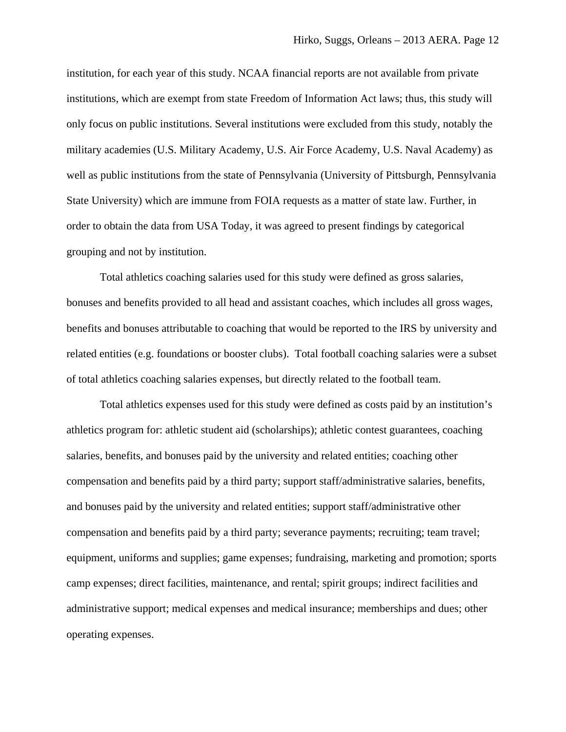institution, for each year of this study. NCAA financial reports are not available from private institutions, which are exempt from state Freedom of Information Act laws; thus, this study will only focus on public institutions. Several institutions were excluded from this study, notably the military academies (U.S. Military Academy, U.S. Air Force Academy, U.S. Naval Academy) as well as public institutions from the state of Pennsylvania (University of Pittsburgh, Pennsylvania State University) which are immune from FOIA requests as a matter of state law. Further, in order to obtain the data from USA Today, it was agreed to present findings by categorical grouping and not by institution.

Total athletics coaching salaries used for this study were defined as gross salaries, bonuses and benefits provided to all head and assistant coaches, which includes all gross wages, benefits and bonuses attributable to coaching that would be reported to the IRS by university and related entities (e.g. foundations or booster clubs). Total football coaching salaries were a subset of total athletics coaching salaries expenses, but directly related to the football team.

Total athletics expenses used for this study were defined as costs paid by an institution's athletics program for: athletic student aid (scholarships); athletic contest guarantees, coaching salaries, benefits, and bonuses paid by the university and related entities; coaching other compensation and benefits paid by a third party; support staff/administrative salaries, benefits, and bonuses paid by the university and related entities; support staff/administrative other compensation and benefits paid by a third party; severance payments; recruiting; team travel; equipment, uniforms and supplies; game expenses; fundraising, marketing and promotion; sports camp expenses; direct facilities, maintenance, and rental; spirit groups; indirect facilities and administrative support; medical expenses and medical insurance; memberships and dues; other operating expenses.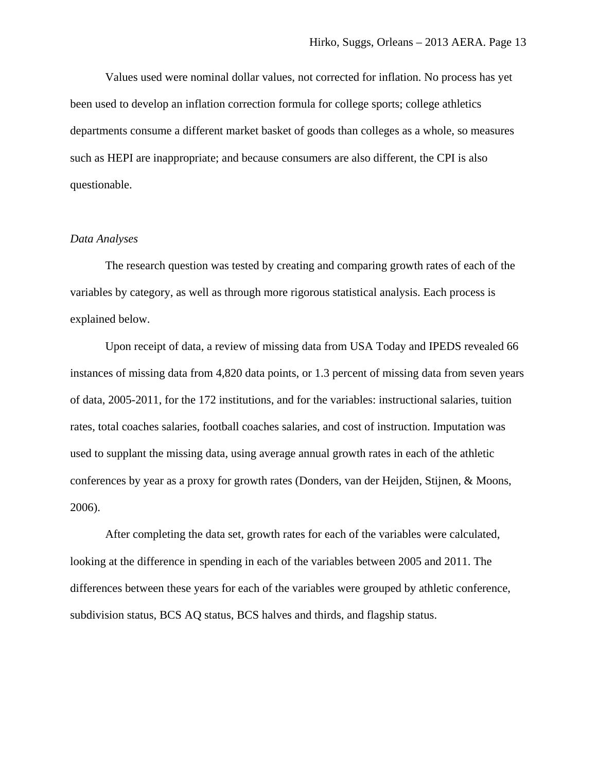Values used were nominal dollar values, not corrected for inflation. No process has yet been used to develop an inflation correction formula for college sports; college athletics departments consume a different market basket of goods than colleges as a whole, so measures such as HEPI are inappropriate; and because consumers are also different, the CPI is also questionable.

*Data Analyses*

The research question was tested by creating and comparing growth rates of each of the variables by category, as well as through more rigorous statistical analysis. Each process is explained below.

Upon receipt of data, a review of missing data from USA Today and IPEDS revealed 66 instances of missing data from 4,820 data points, or 1.3 percent of missing data from seven years of data, 2005-2011, for the 172 institutions, and for the variables: instructional salaries, tuition rates, total coaches salaries, football coaches salaries, and cost of instruction. Imputation was used to supplant the missing data, using average annual growth rates in each of the athletic conferences by year as a proxy for growth rates (Donders, van der Heijden, Stijnen, & Moons, 2006).

After completing the data set, growth rates for each of the variables were calculated, looking at the difference in spending in each of the variables between 2005 and 2011. The differences between these years for each of the variables were grouped by athletic conference, subdivision status, BCS AQ status, BCS halves and thirds, and flagship status.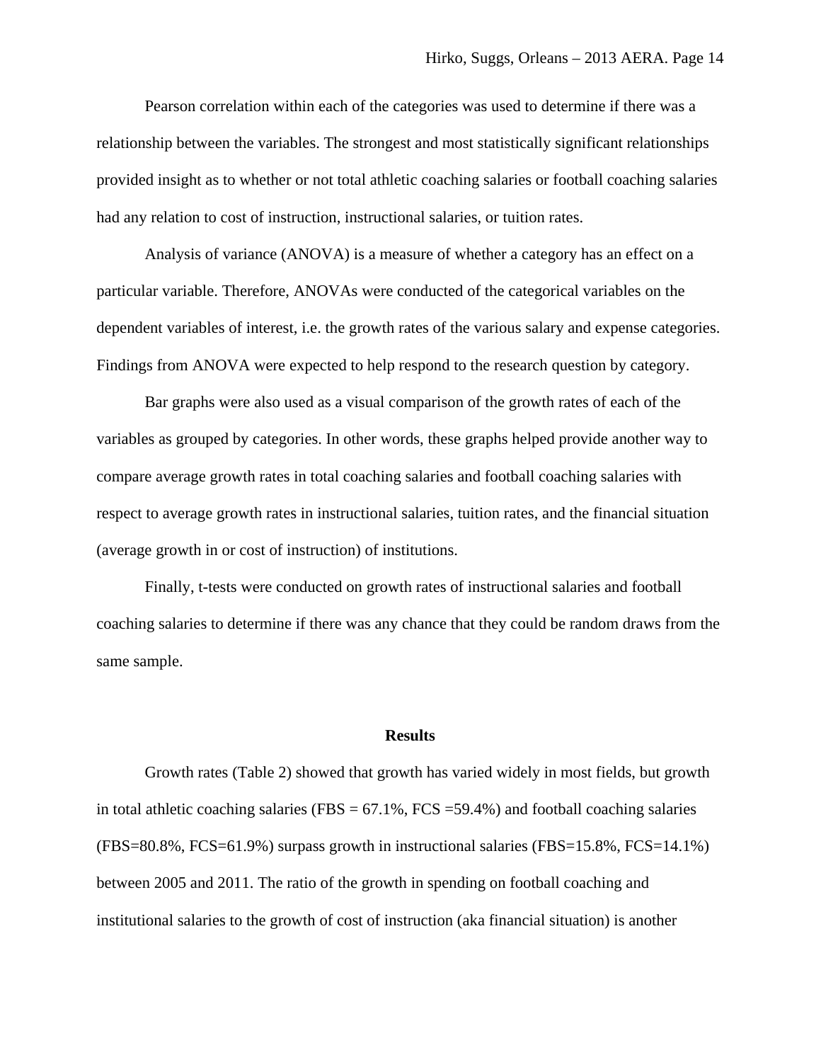Pearson correlation within each of the categories was used to determine if there was a relationship between the variables. The strongest and most statistically significant relationships provided insight as to whether or not total athletic coaching salaries or football coaching salaries had any relation to cost of instruction, instructional salaries, or tuition rates.

Analysis of variance (ANOVA) is a measure of whether a category has an effect on a particular variable. Therefore, ANOVAs were conducted of the categorical variables on the dependent variables of interest, i.e. the growth rates of the various salary and expense categories. Findings from ANOVA were expected to help respond to the research question by category.

Bar graphs were also used as a visual comparison of the growth rates of each of the variables as grouped by categories. In other words, these graphs helped provide another way to compare average growth rates in total coaching salaries and football coaching salaries with respect to average growth rates in instructional salaries, tuition rates, and the financial situation (average growth in or cost of instruction) of institutions.

Finally, t-tests were conducted on growth rates of instructional salaries and football coaching salaries to determine if there was any chance that they could be random draws from the same sample.

## Results

Growth rates (Table 2) showed that growth has varied widely in most fields, but growth in total athletic coaching salaries (FBS = 67.1%, FCS =59.4%) and football coaching salaries (FBS=80.8%, FCS=61.9%) surpass growth in instructional salaries (FBS=15.8%, FCS=14.1%) between 2005 and 2011. The ratio of the growth in spending on football coaching and institutional salaries to the growth of cost of instruction (aka financial situation) is another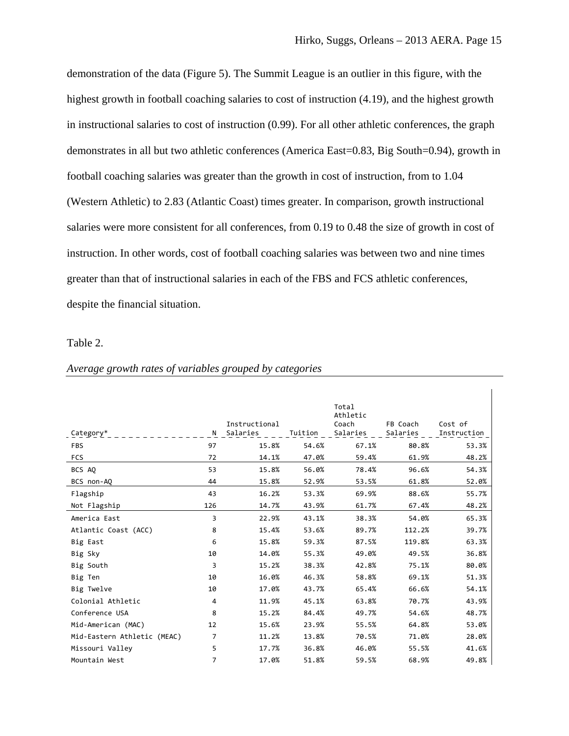demonstration of the data (Figure 5). The Summit League is an outlier in this figure, with the highest growth in football coaching salaries to cost of instruction (4.19), and the highest growth in instructional salaries to cost of instruction (0.99). For all other athletic conferences, the graph demonstrates in all but two athletic conferences (America East=0.83, Big South=0.94), growth in football coaching salaries was greater than the growth in cost of instruction, from to 1.04 (Western Athletic) to 2.83 (Atlantic Coast) times greater. In comparison, growth instructional salaries were more consistent for all conferences, from 0.19 to 0.48 the size of growth in cost of instruction. In other words, cost of football coaching salaries was between two and nine times greater than that of instructional salaries in each of the FBS and FCS athletic conferences, despite the financial situation.

Table 2.

*Average growth rates of variables grouped by categories*

| Category* | N | Instructional Salaries | Tuition | Total Athletic Coach Salaries | FB Coach Salaries | Cost of Instruction |
|---|---|---|---|---|---|---|
| FBS | 97 | 15.8% | 54.6% | 67.1% | 80.8% | 53.3% |
| FCS | 72 | 14.1% | 47.0% | 59.4% | 61.9% | 48.2% |
| BCS AQ | 53 | 15.8% | 56.0% | 78.4% | 96.6% | 54.3% |
| BCS non-AQ | 44 | 15.8% | 52.9% | 53.5% | 61.8% | 52.0% |
| Flagship | 43 | 16.2% | 53.3% | 69.9% | 88.6% | 55.7% |
| Not Flagship | 126 | 14.7% | 43.9% | 61.7% | 67.4% | 48.2% |
| America East | 3 | 22.9% | 43.1% | 38.3% | 54.0% | 65.3% |
| Atlantic Coast (ACC) | 8 | 15.4% | 53.6% | 89.7% | 112.2% | 39.7% |
| Big East | 6 | 15.8% | 59.3% | 87.5% | 119.8% | 63.3% |
| Big Sky | 10 | 14.0% | 55.3% | 49.0% | 49.5% | 36.8% |
| Big South | 3 | 15.2% | 38.3% | 42.8% | 75.1% | 80.0% |
| Big Ten | 10 | 16.0% | 46.3% | 58.8% | 69.1% | 51.3% |
| Big Twelve | 10 | 17.0% | 43.7% | 65.4% | 66.6% | 54.1% |
| Colonial Athletic | 4 | 11.9% | 45.1% | 63.8% | 70.7% | 43.9% |
| Conference USA | 8 | 15.2% | 84.4% | 49.7% | 54.6% | 48.7% |
| Mid-American (MAC) | 12 | 15.6% | 23.9% | 55.5% | 64.8% | 53.0% |
| Mid-Eastern Athletic (MEAC) | 7 | 11.2% | 13.8% | 70.5% | 71.0% | 28.0% |
| Missouri Valley | 5 | 17.7% | 36.8% | 46.0% | 55.5% | 41.6% |
| Mountain West | 7 | 17.0% | 51.8% | 59.5% | 68.9% | 49.8% |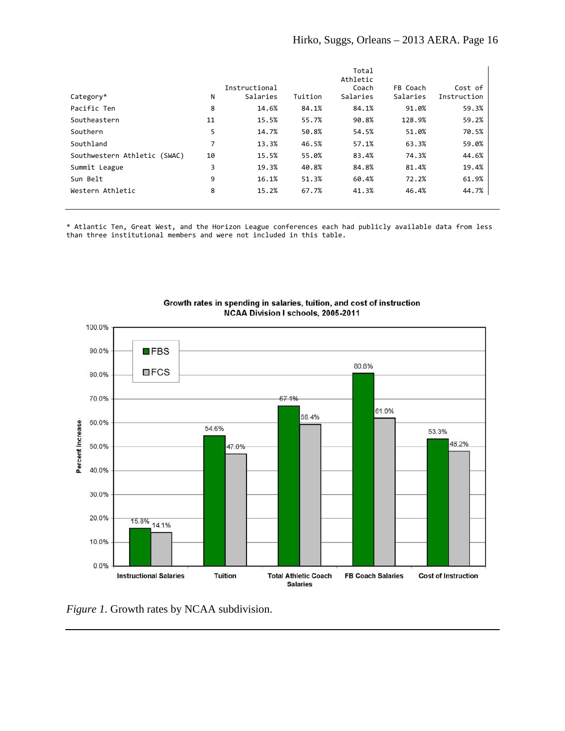| Category* | N | Instructional Salaries | Tuition | Total Athletic Coach Salaries | FB Coach Salaries | Cost of Instruction |
|---|---|---|---|---|---|---|
| Pacific Ten | 8 | 14.6% | 84.1% | 84.1% | 91.0% | 59.3% |
| Southeastern | 11 | 15.5% | 55.7% | 90.8% | 128.9% | 59.2% |
| Southern | 5 | 14.7% | 50.8% | 54.5% | 51.0% | 70.5% |
| Southland | 7 | 13.3% | 46.5% | 57.1% | 63.3% | 59.0% |
| Southwestern Athletic (SWAC) | 10 | 15.5% | 55.0% | 83.4% | 74.3% | 44.6% |
| Summit League | 3 | 19.3% | 40.8% | 84.8% | 81.4% | 19.4% |
| Sun Belt | 9 | 16.1% | 51.3% | 60.4% | 72.2% | 61.9% |
| Western Athletic | 8 | 15.2% | 67.7% | 41.3% | 46.4% | 44.7% |

* Atlantic Ten, Great West, and the Horizon League conferences each had publicly available data from less than three institutional members and were not included in this table.

**Growth rates in spending in salaries, tuition, and cost of instruction NCAA Division I schools, 2005-2011**

| | FBS | FCS |
|---|---|---|
| Instructional Salaries | 15.8% | 14.1% |
| Tuition | 54.6% | 47.0% |
| Total Athletic Coach Salaries | 67.1% | 59.4% |
| FB Coach Salaries | 80.8% | 61.9% |
| Cost of Instruction | 53.3% | 48.2% |

*Figure 1.* Growth rates by NCAA subdivision.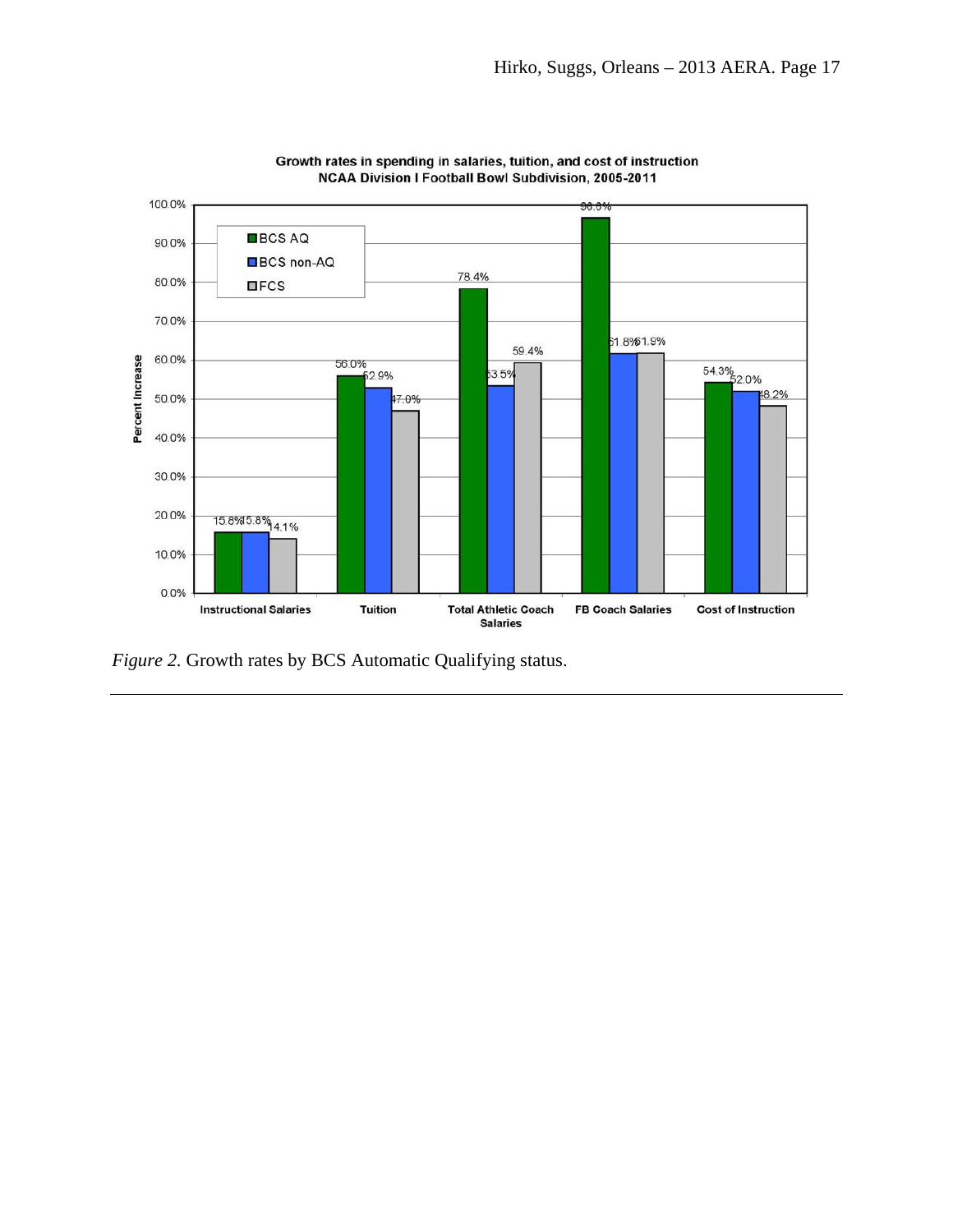**Growth rates in spending in salaries, tuition, and cost of instruction**
**NCAA Division I Football Bowl Subdivision, 2005-2011**

| Percent Increase | BCS AQ | BCS non-AQ | FCS |
|---|---|---|---|
| Instructional Salaries | 15.8% | 15.8% | 14.1% |
| Tuition | 56.0% | 52.9% | 47.0% |
| Total Athletic Coach Salaries | 78.4% | 53.5% | 59.4% |
| FB Coach Salaries | 96.6% | 61.8% | 61.9% |
| Cost of Instruction | 54.3% | 52.0% | 48.2% |

*Figure 2.* Growth rates by BCS Automatic Qualifying status.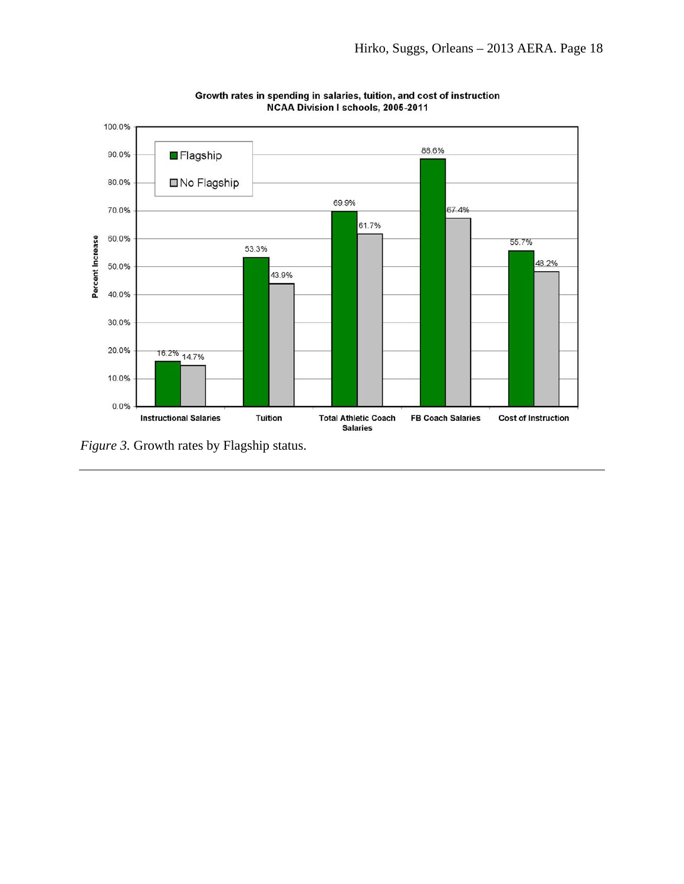**Growth rates in spending in salaries, tuition, and cost of instruction**
**NCAA Division I schools, 2005-2011**

| Percent Increase | Flagship | No Flagship |
|---|---|---|
| Instructional Salaries | 16.2% | 14.7% |
| Tuition | 53.3% | 43.9% |
| Total Athletic Coach Salaries | 69.9% | 61.7% |
| FB Coach Salaries | 88.6% | 67.4% |
| Cost of Instruction | 55.7% | 48.2% |

*Figure 3.* Growth rates by Flagship status.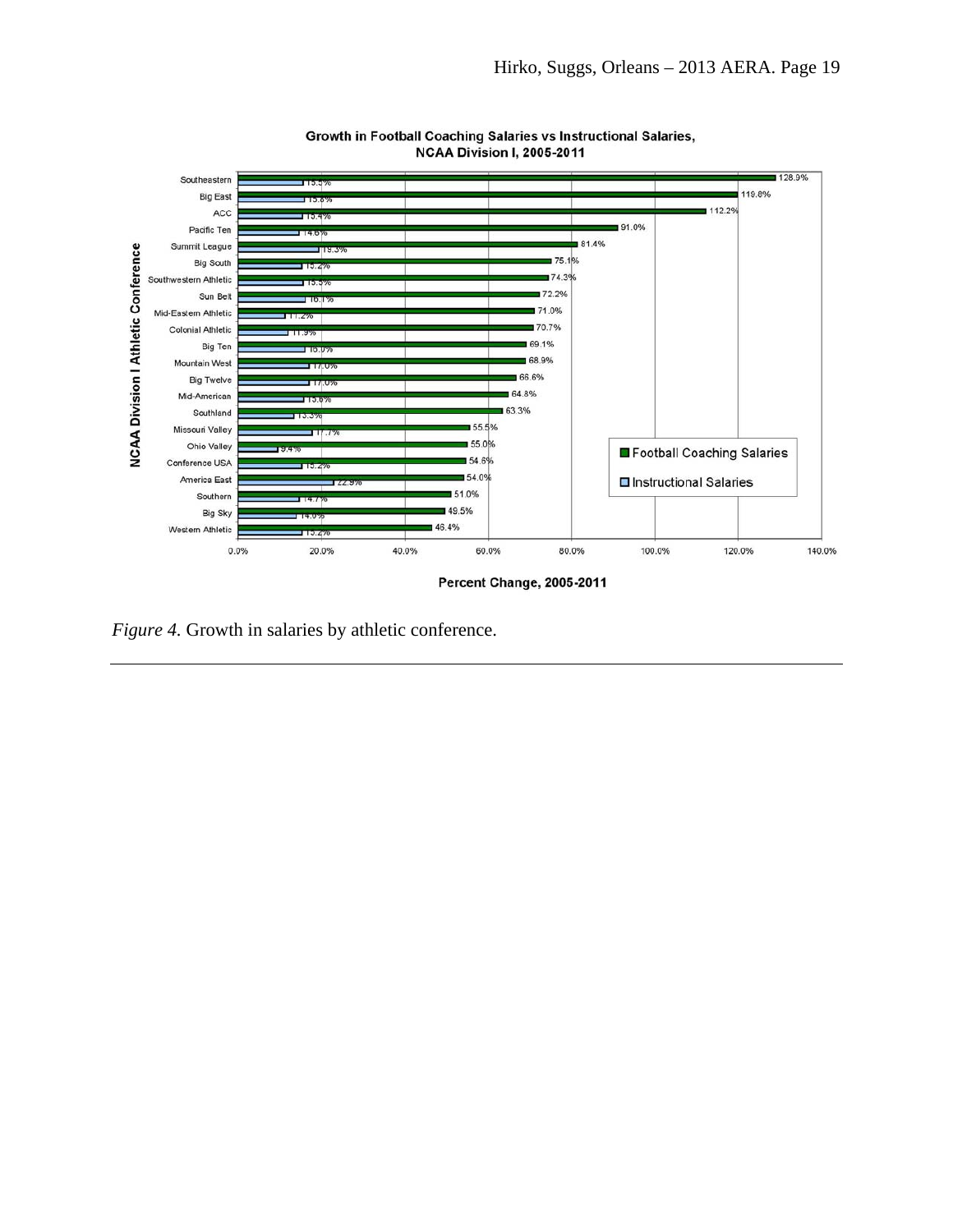**Growth in Football Coaching Salaries vs Instructional Salaries, NCAA Division I, 2005-2011**

| NCAA Division I Athletic Conference | Football Coaching Salaries | Instructional Salaries |
|---|---|---|
| Southeastern | 128.9% | 15.5% |
| Big East | 119.8% | 15.8% |
| ACC | 112.2% | 15.4% |
| Pacific Ten | 91.0% | 14.6% |
| Summit League | 81.4% | 19.3% |
| Big South | 75.1% | 15.2% |
| Southwestern Athletic | 74.3% | 15.5% |
| Sun Belt | 72.2% | 16.1% |
| Mid-Eastern Athletic | 71.0% | 11.2% |
| Colonial Athletic | 70.7% | 11.9% |
| Big Ten | 69.1% | 16.0% |
| Mountain West | 68.9% | 17.0% |
| Big Twelve | 66.6% | 17.0% |
| Mid-American | 64.8% | 15.6% |
| Southland | 63.3% | 13.3% |
| Missouri Valley | 55.5% | 17.7% |
| Ohio Valley | 55.0% | 9.4% |
| Conference USA | 54.6% | 15.2% |
| America East | 54.0% | 22.9% |
| Southern | 51.0% | 14.7% |
| Big Sky | 49.5% | 14.0% |
| Western Athletic | 46.4% | 15.2% |

Percent Change, 2005-2011

*Figure 4.* Growth in salaries by athletic conference.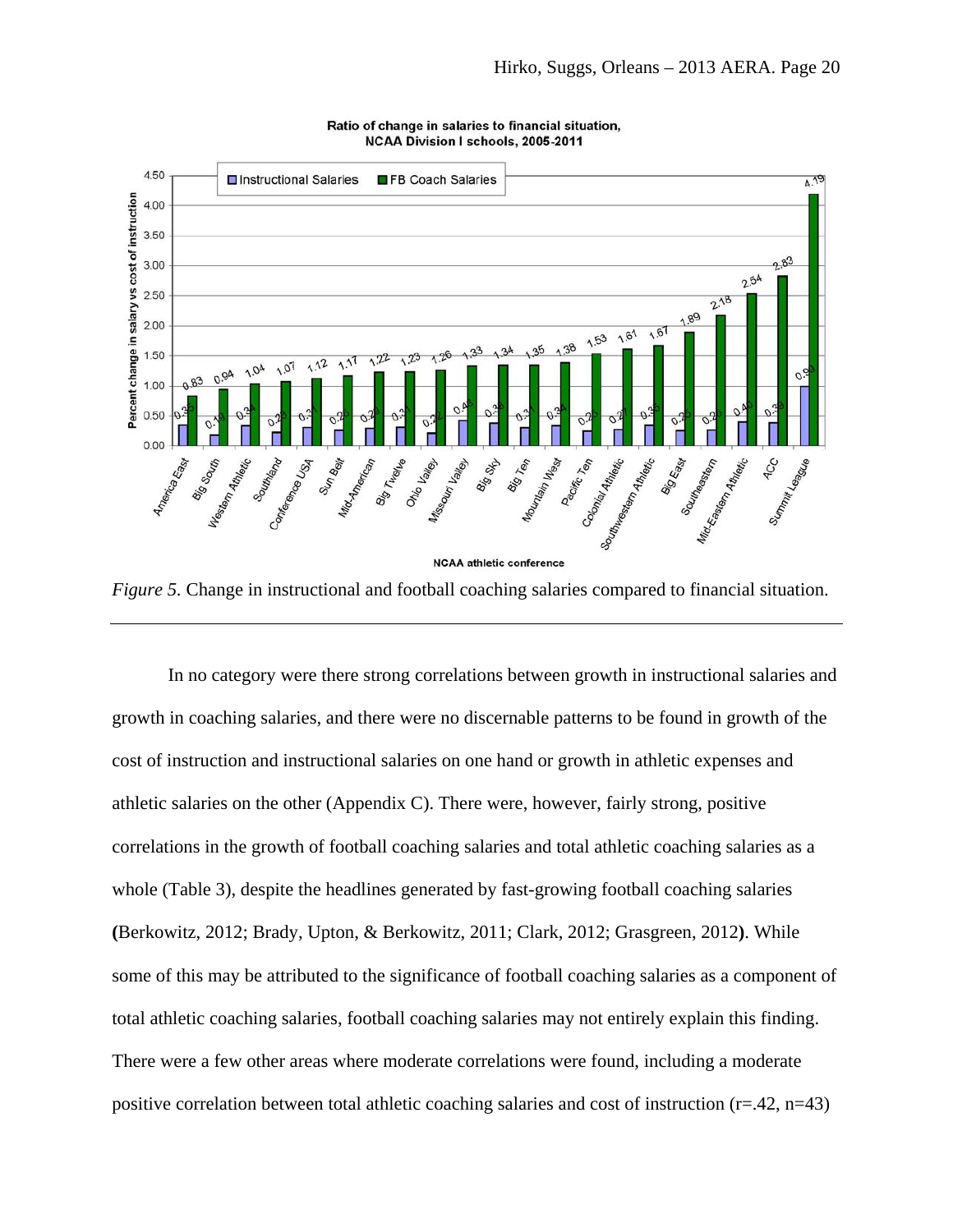*Figure 5.* Change in instructional and football coaching salaries compared to financial situation.

---

In no category were there strong correlations between growth in instructional salaries and growth in coaching salaries, and there were no discernable patterns to be found in growth of the cost of instruction and instructional salaries on one hand or growth in athletic expenses and athletic salaries on the other (Appendix C). There were, however, fairly strong, positive correlations in the growth of football coaching salaries and total athletic coaching salaries as a whole (Table 3), despite the headlines generated by fast-growing football coaching salaries **(**Berkowitz, 2012; Brady, Upton, & Berkowitz, 2011; Clark, 2012; Grasgreen, 2012**)**. While some of this may be attributed to the significance of football coaching salaries as a component of total athletic coaching salaries, football coaching salaries may not entirely explain this finding. There were a few other areas where moderate correlations were found, including a moderate positive correlation between total athletic coaching salaries and cost of instruction ($r=.42$, $n=43$)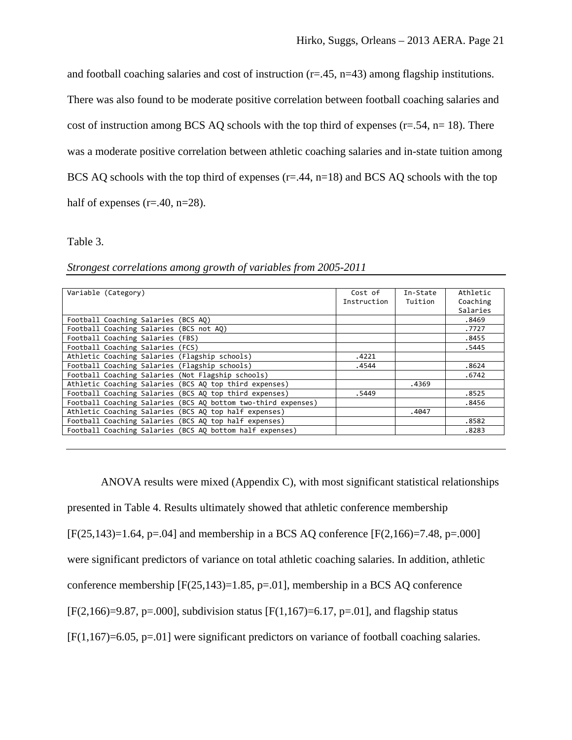and football coaching salaries and cost of instruction (r=.45, n=43) among flagship institutions. There was also found to be moderate positive correlation between football coaching salaries and cost of instruction among BCS AQ schools with the top third of expenses (r=.54, n= 18). There was a moderate positive correlation between athletic coaching salaries and in-state tuition among BCS AQ schools with the top third of expenses (r=.44, n=18) and BCS AQ schools with the top half of expenses (r=.40, n=28).

Table 3.

*Strongest correlations among growth of variables from 2005-2011*

| Variable (Category) | Cost of Instruction | In-State Tuition | Athletic Coaching Salaries |
|---|---|---|---|
| Football Coaching Salaries (BCS AQ) | | | .8469 |
| Football Coaching Salaries (BCS not AQ) | | | .7727 |
| Football Coaching Salaries (FBS) | | | .8455 |
| Football Coaching Salaries (FCS) | | | .5445 |
| Athletic Coaching Salaries (Flagship schools) | .4221 | | |
| Football Coaching Salaries (Flagship schools) | .4544 | | .8624 |
| Football Coaching Salaries (Not Flagship schools) | | | .6742 |
| Athletic Coaching Salaries (BCS AQ top third expenses) | | .4369 | |
| Football Coaching Salaries (BCS AQ top third expenses) | .5449 | | .8525 |
| Football Coaching Salaries (BCS AQ bottom two-third expenses) | | | .8456 |
| Athletic Coaching Salaries (BCS AQ top half expenses) | | .4047 | |
| Football Coaching Salaries (BCS AQ top half expenses) | | | .8582 |
| Football Coaching Salaries (BCS AQ bottom half expenses) | | | .8283 |

ANOVA results were mixed (Appendix C), with most significant statistical relationships presented in Table 4. Results ultimately showed that athletic conference membership [$F(25,143)=1.64$, $p=.04$] and membership in a BCS AQ conference [$F(2,166)=7.48$, $p=.000$] were significant predictors of variance on total athletic coaching salaries. In addition, athletic conference membership [$F(25,143)=1.85$, $p=.01$], membership in a BCS AQ conference [$F(2,166)=9.87$, $p=.000$], subdivision status [$F(1,167)=6.17$, $p=.01$], and flagship status [$F(1,167)=6.05$, $p=.01$] were significant predictors on variance of football coaching salaries.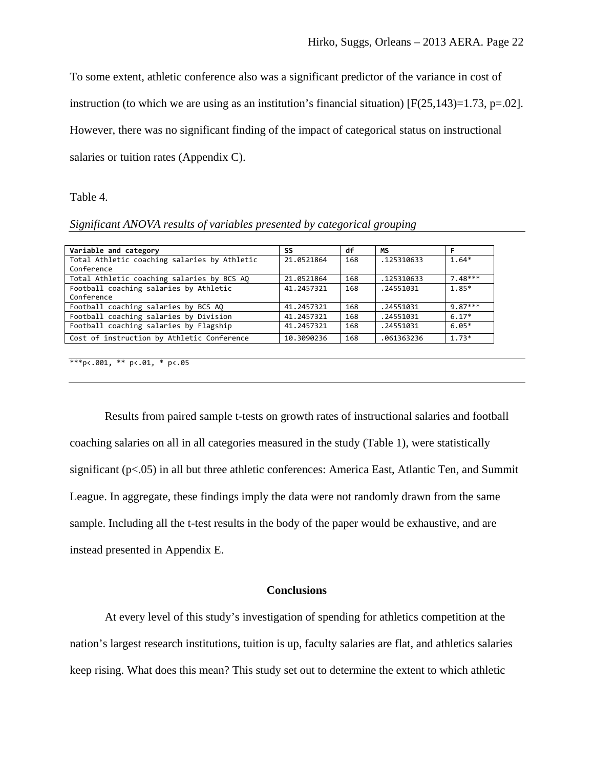To some extent, athletic conference also was a significant predictor of the variance in cost of instruction (to which we are using as an institution's financial situation) [$F(25,143)=1.73$, $p=.02$]. However, there was no significant finding of the impact of categorical status on instructional salaries or tuition rates (Appendix C).

Table 4.

*Significant ANOVA results of variables presented by categorical grouping*

| Variable and category | SS | df | MS | F |
|---|---|---|---|---|
| Total Athletic coaching salaries by Athletic Conference | 21.0521864 | 168 | .125310633 | 1.64* |
| Total Athletic coaching salaries by BCS AQ | 21.0521864 | 168 | .125310633 | 7.48*** |
| Football coaching salaries by Athletic Conference | 41.2457321 | 168 | .24551031 | 1.85* |
| Football coaching salaries by BCS AQ | 41.2457321 | 168 | .24551031 | 9.87*** |
| Football coaching salaries by Division | 41.2457321 | 168 | .24551031 | 6.17* |
| Football coaching salaries by Flagship | 41.2457321 | 168 | .24551031 | 6.05* |
| Cost of instruction by Athletic Conference | 10.3090236 | 168 | .061363236 | 1.73* |

***p<.001, ** p<.01, * p<.05

Results from paired sample t-tests on growth rates of instructional salaries and football coaching salaries on all in all categories measured in the study (Table 1), were statistically significant ($p<.05$) in all but three athletic conferences: America East, Atlantic Ten, and Summit League. In aggregate, these findings imply the data were not randomly drawn from the same sample. Including all the t-test results in the body of the paper would be exhaustive, and are instead presented in Appendix E.

## Conclusions

At every level of this study's investigation of spending for athletics competition at the nation's largest research institutions, tuition is up, faculty salaries are flat, and athletics salaries keep rising. What does this mean? This study set out to determine the extent to which athletic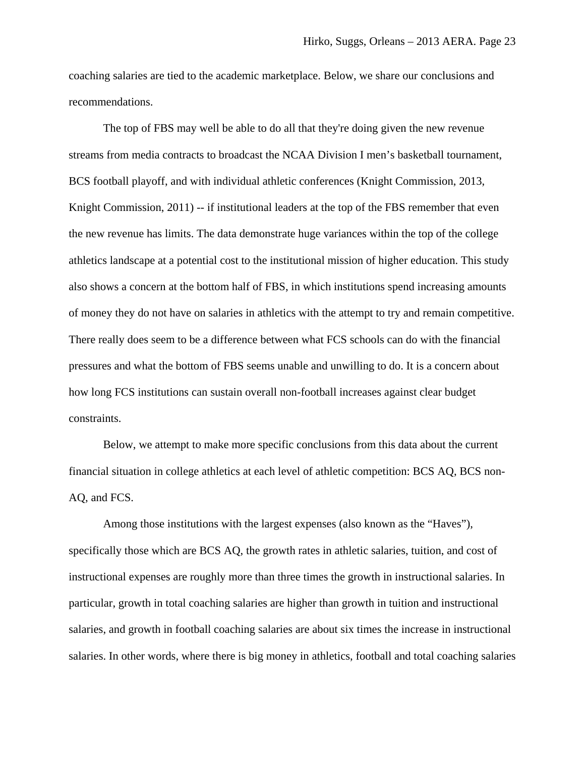coaching salaries are tied to the academic marketplace. Below, we share our conclusions and recommendations.

The top of FBS may well be able to do all that they're doing given the new revenue streams from media contracts to broadcast the NCAA Division I men's basketball tournament, BCS football playoff, and with individual athletic conferences (Knight Commission, 2013, Knight Commission, 2011) -- if institutional leaders at the top of the FBS remember that even the new revenue has limits. The data demonstrate huge variances within the top of the college athletics landscape at a potential cost to the institutional mission of higher education. This study also shows a concern at the bottom half of FBS, in which institutions spend increasing amounts of money they do not have on salaries in athletics with the attempt to try and remain competitive. There really does seem to be a difference between what FCS schools can do with the financial pressures and what the bottom of FBS seems unable and unwilling to do. It is a concern about how long FCS institutions can sustain overall non-football increases against clear budget constraints.

Below, we attempt to make more specific conclusions from this data about the current financial situation in college athletics at each level of athletic competition: BCS AQ, BCS non-AQ, and FCS.

Among those institutions with the largest expenses (also known as the "Haves"), specifically those which are BCS AQ, the growth rates in athletic salaries, tuition, and cost of instructional expenses are roughly more than three times the growth in instructional salaries. In particular, growth in total coaching salaries are higher than growth in tuition and instructional salaries, and growth in football coaching salaries are about six times the increase in instructional salaries. In other words, where there is big money in athletics, football and total coaching salaries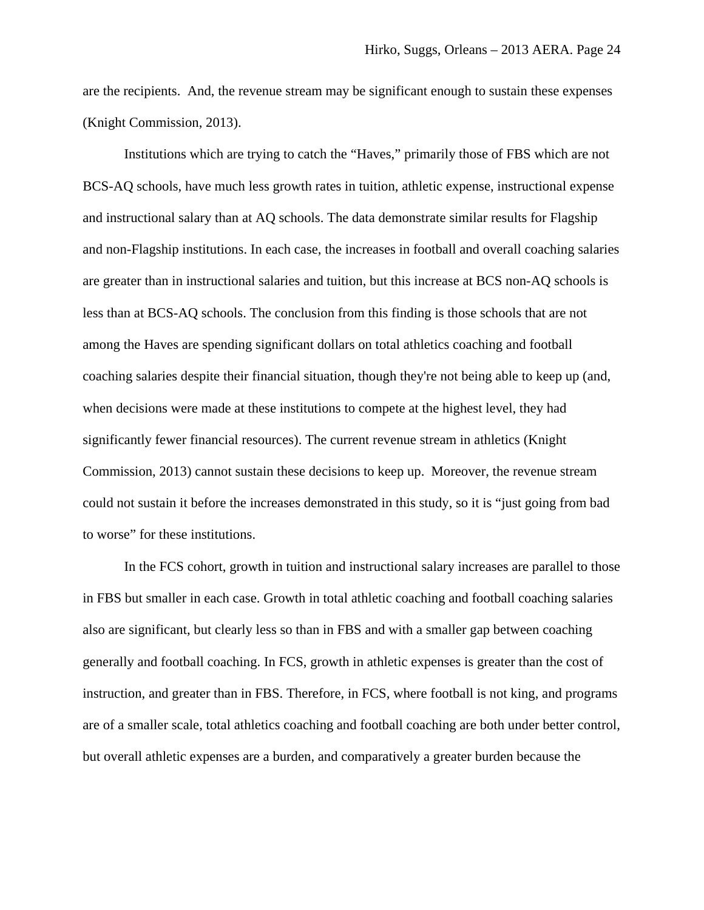are the recipients. And, the revenue stream may be significant enough to sustain these expenses (Knight Commission, 2013).

Institutions which are trying to catch the "Haves," primarily those of FBS which are not BCS-AQ schools, have much less growth rates in tuition, athletic expense, instructional expense and instructional salary than at AQ schools. The data demonstrate similar results for Flagship and non-Flagship institutions. In each case, the increases in football and overall coaching salaries are greater than in instructional salaries and tuition, but this increase at BCS non-AQ schools is less than at BCS-AQ schools. The conclusion from this finding is those schools that are not among the Haves are spending significant dollars on total athletics coaching and football coaching salaries despite their financial situation, though they're not being able to keep up (and, when decisions were made at these institutions to compete at the highest level, they had significantly fewer financial resources). The current revenue stream in athletics (Knight Commission, 2013) cannot sustain these decisions to keep up. Moreover, the revenue stream could not sustain it before the increases demonstrated in this study, so it is "just going from bad to worse" for these institutions.

In the FCS cohort, growth in tuition and instructional salary increases are parallel to those in FBS but smaller in each case. Growth in total athletic coaching and football coaching salaries also are significant, but clearly less so than in FBS and with a smaller gap between coaching generally and football coaching. In FCS, growth in athletic expenses is greater than the cost of instruction, and greater than in FBS. Therefore, in FCS, where football is not king, and programs are of a smaller scale, total athletics coaching and football coaching are both under better control, but overall athletic expenses are a burden, and comparatively a greater burden because the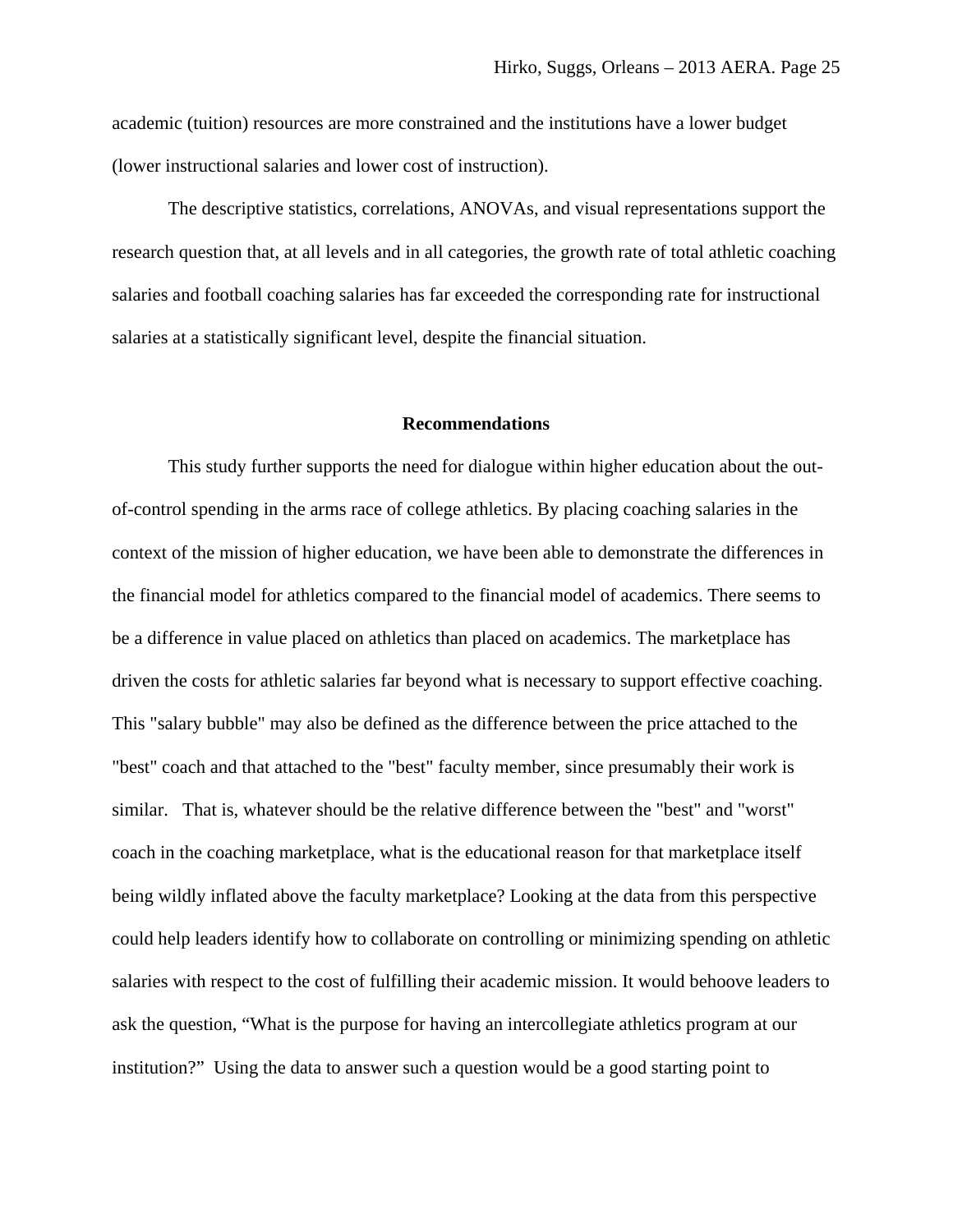academic (tuition) resources are more constrained and the institutions have a lower budget (lower instructional salaries and lower cost of instruction).

The descriptive statistics, correlations, ANOVAs, and visual representations support the research question that, at all levels and in all categories, the growth rate of total athletic coaching salaries and football coaching salaries has far exceeded the corresponding rate for instructional salaries at a statistically significant level, despite the financial situation.

## Recommendations

This study further supports the need for dialogue within higher education about the out-of-control spending in the arms race of college athletics. By placing coaching salaries in the context of the mission of higher education, we have been able to demonstrate the differences in the financial model for athletics compared to the financial model of academics. There seems to be a difference in value placed on athletics than placed on academics. The marketplace has driven the costs for athletic salaries far beyond what is necessary to support effective coaching. This "salary bubble" may also be defined as the difference between the price attached to the "best" coach and that attached to the "best" faculty member, since presumably their work is similar. That is, whatever should be the relative difference between the "best" and "worst" coach in the coaching marketplace, what is the educational reason for that marketplace itself being wildly inflated above the faculty marketplace? Looking at the data from this perspective could help leaders identify how to collaborate on controlling or minimizing spending on athletic salaries with respect to the cost of fulfilling their academic mission. It would behoove leaders to ask the question, “What is the purpose for having an intercollegiate athletics program at our institution?” Using the data to answer such a question would be a good starting point to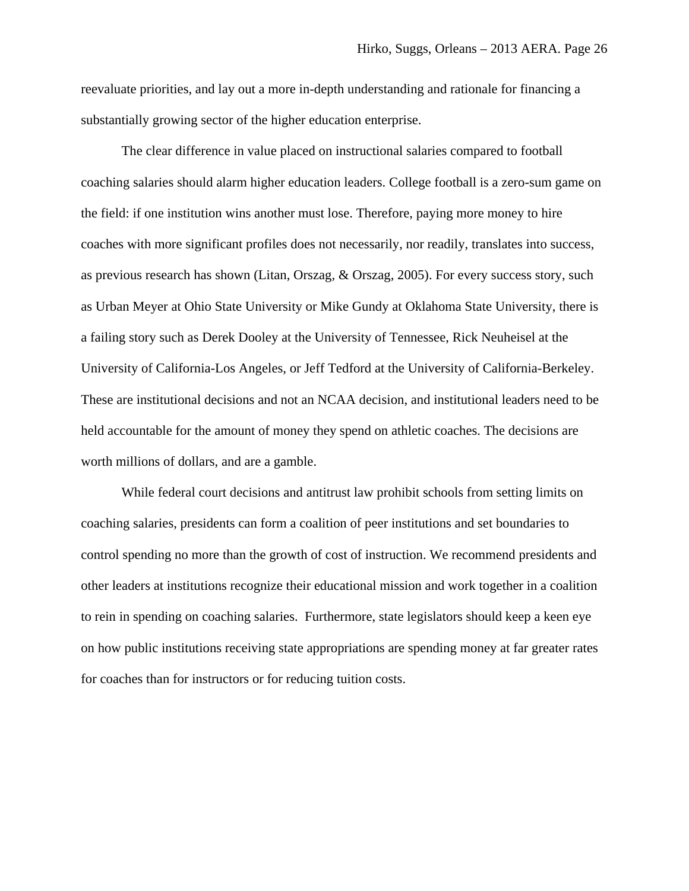reevaluate priorities, and lay out a more in-depth understanding and rationale for financing a substantially growing sector of the higher education enterprise.

The clear difference in value placed on instructional salaries compared to football coaching salaries should alarm higher education leaders. College football is a zero-sum game on the field: if one institution wins another must lose. Therefore, paying more money to hire coaches with more significant profiles does not necessarily, nor readily, translates into success, as previous research has shown (Litan, Orszag, & Orszag, 2005). For every success story, such as Urban Meyer at Ohio State University or Mike Gundy at Oklahoma State University, there is a failing story such as Derek Dooley at the University of Tennessee, Rick Neuheisel at the University of California-Los Angeles, or Jeff Tedford at the University of California-Berkeley. These are institutional decisions and not an NCAA decision, and institutional leaders need to be held accountable for the amount of money they spend on athletic coaches. The decisions are worth millions of dollars, and are a gamble.

While federal court decisions and antitrust law prohibit schools from setting limits on coaching salaries, presidents can form a coalition of peer institutions and set boundaries to control spending no more than the growth of cost of instruction. We recommend presidents and other leaders at institutions recognize their educational mission and work together in a coalition to rein in spending on coaching salaries. Furthermore, state legislators should keep a keen eye on how public institutions receiving state appropriations are spending money at far greater rates for coaches than for instructors or for reducing tuition costs.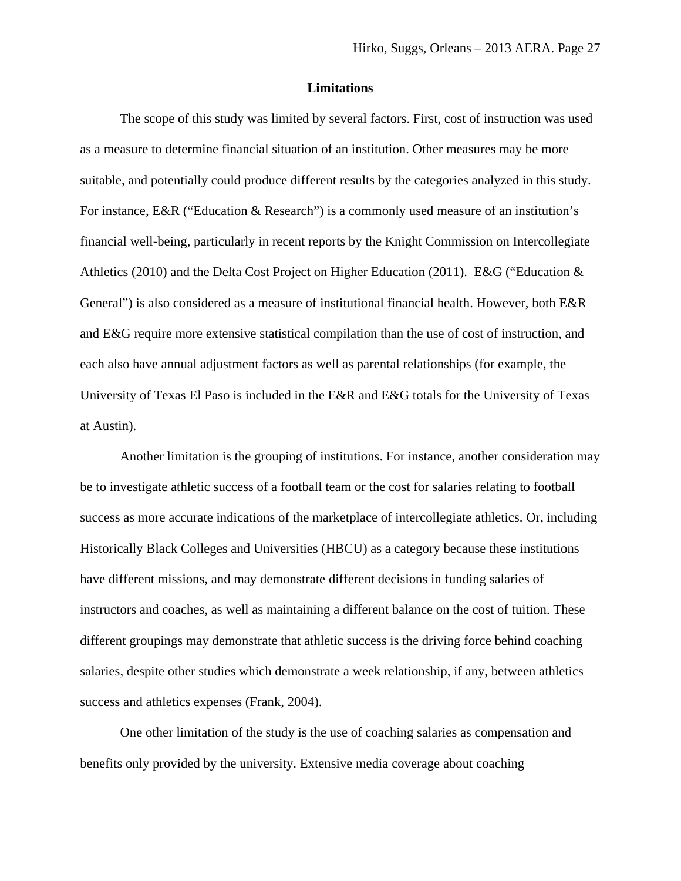## Limitations

The scope of this study was limited by several factors. First, cost of instruction was used as a measure to determine financial situation of an institution. Other measures may be more suitable, and potentially could produce different results by the categories analyzed in this study. For instance, E&R ("Education & Research") is a commonly used measure of an institution's financial well-being, particularly in recent reports by the Knight Commission on Intercollegiate Athletics (2010) and the Delta Cost Project on Higher Education (2011). E&G ("Education & General") is also considered as a measure of institutional financial health. However, both E&R and E&G require more extensive statistical compilation than the use of cost of instruction, and each also have annual adjustment factors as well as parental relationships (for example, the University of Texas El Paso is included in the E&R and E&G totals for the University of Texas at Austin).

Another limitation is the grouping of institutions. For instance, another consideration may be to investigate athletic success of a football team or the cost for salaries relating to football success as more accurate indications of the marketplace of intercollegiate athletics. Or, including Historically Black Colleges and Universities (HBCU) as a category because these institutions have different missions, and may demonstrate different decisions in funding salaries of instructors and coaches, as well as maintaining a different balance on the cost of tuition. These different groupings may demonstrate that athletic success is the driving force behind coaching salaries, despite other studies which demonstrate a week relationship, if any, between athletics success and athletics expenses (Frank, 2004).

One other limitation of the study is the use of coaching salaries as compensation and benefits only provided by the university. Extensive media coverage about coaching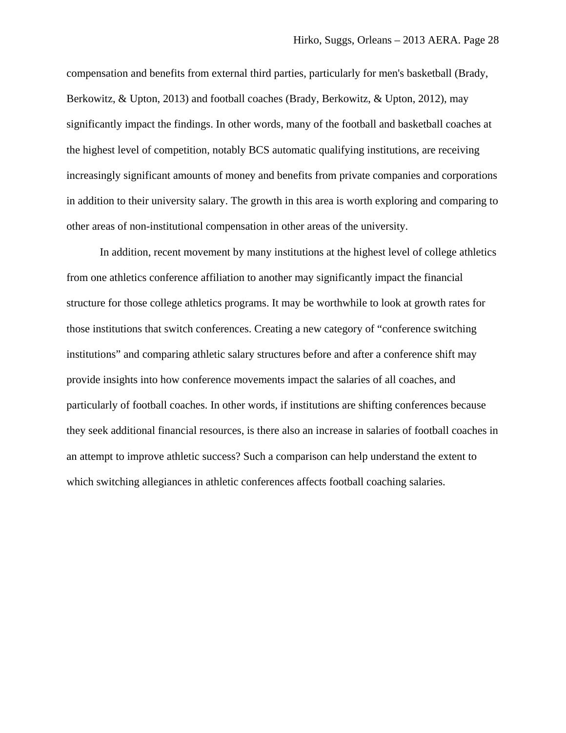compensation and benefits from external third parties, particularly for men's basketball (Brady, Berkowitz, & Upton, 2013) and football coaches (Brady, Berkowitz, & Upton, 2012), may significantly impact the findings. In other words, many of the football and basketball coaches at the highest level of competition, notably BCS automatic qualifying institutions, are receiving increasingly significant amounts of money and benefits from private companies and corporations in addition to their university salary. The growth in this area is worth exploring and comparing to other areas of non-institutional compensation in other areas of the university.

In addition, recent movement by many institutions at the highest level of college athletics from one athletics conference affiliation to another may significantly impact the financial structure for those college athletics programs. It may be worthwhile to look at growth rates for those institutions that switch conferences. Creating a new category of "conference switching institutions" and comparing athletic salary structures before and after a conference shift may provide insights into how conference movements impact the salaries of all coaches, and particularly of football coaches. In other words, if institutions are shifting conferences because they seek additional financial resources, is there also an increase in salaries of football coaches in an attempt to improve athletic success? Such a comparison can help understand the extent to which switching allegiances in athletic conferences affects football coaching salaries.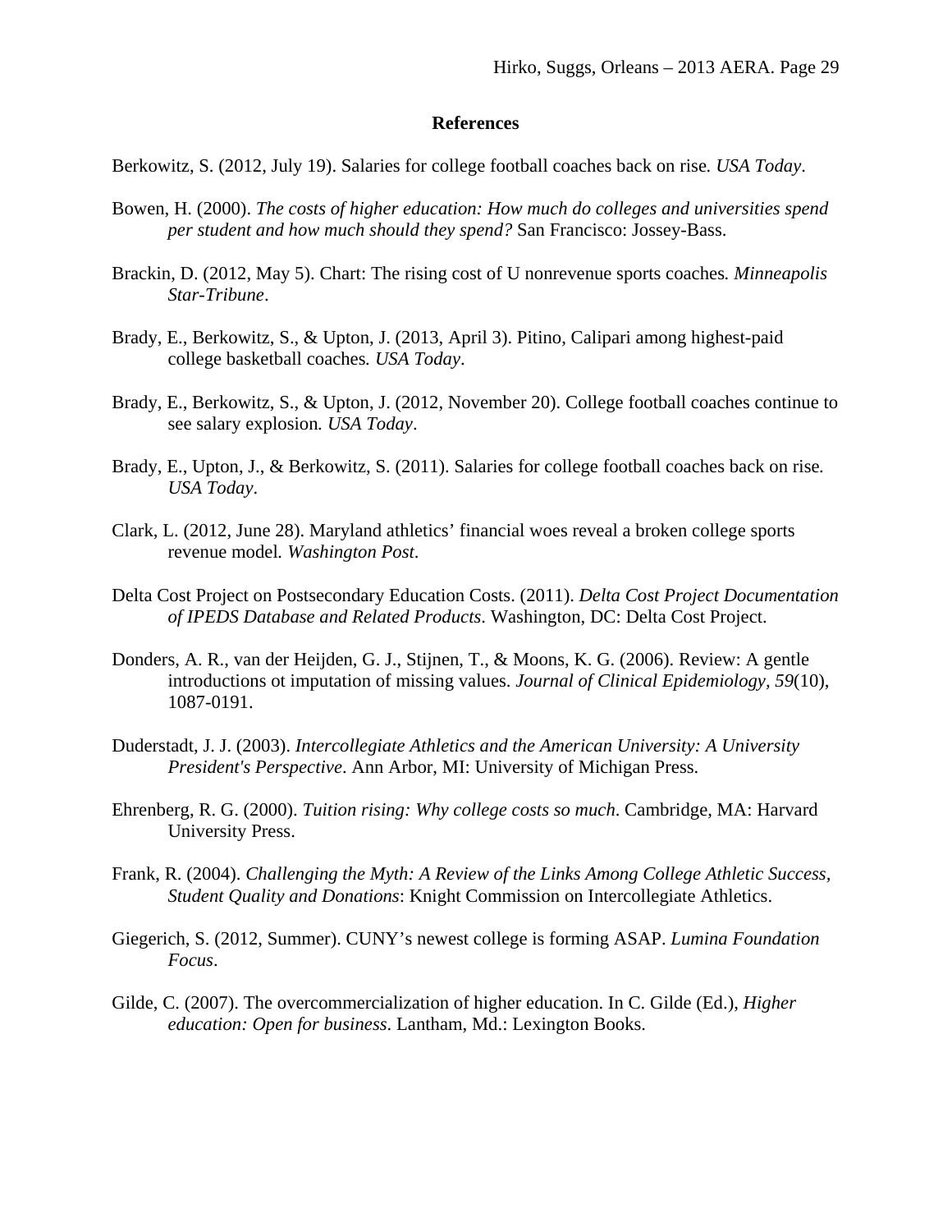## References

Berkowitz, S. (2012, July 19). Salaries for college football coaches back on rise. *USA Today*.

Bowen, H. (2000). *The costs of higher education: How much do colleges and universities spend per student and how much should they spend?* San Francisco: Jossey-Bass.

Brackin, D. (2012, May 5). Chart: The rising cost of U nonrevenue sports coaches. *Minneapolis Star-Tribune*.

Brady, E., Berkowitz, S., & Upton, J. (2013, April 3). Pitino, Calipari among highest-paid college basketball coaches. *USA Today*.

Brady, E., Berkowitz, S., & Upton, J. (2012, November 20). College football coaches continue to see salary explosion. *USA Today*.

Brady, E., Upton, J., & Berkowitz, S. (2011). Salaries for college football coaches back on rise. *USA Today*.

Clark, L. (2012, June 28). Maryland athletics' financial woes reveal a broken college sports revenue model. *Washington Post*.

Delta Cost Project on Postsecondary Education Costs. (2011). *Delta Cost Project Documentation of IPEDS Database and Related Products*. Washington, DC: Delta Cost Project.

Donders, A. R., van der Heijden, G. J., Stijnen, T., & Moons, K. G. (2006). Review: A gentle introductions ot imputation of missing values. *Journal of Clinical Epidemiology, 59*(10), 1087-0191.

Duderstadt, J. J. (2003). *Intercollegiate Athletics and the American University: A University President's Perspective*. Ann Arbor, MI: University of Michigan Press.

Ehrenberg, R. G. (2000). *Tuition rising: Why college costs so much*. Cambridge, MA: Harvard University Press.

Frank, R. (2004). *Challenging the Myth: A Review of the Links Among College Athletic Success, Student Quality and Donations*: Knight Commission on Intercollegiate Athletics.

Giegerich, S. (2012, Summer). CUNY's newest college is forming ASAP. *Lumina Foundation Focus*.

Gilde, C. (2007). The overcommercialization of higher education. In C. Gilde (Ed.), *Higher education: Open for business*. Lantham, Md.: Lexington Books.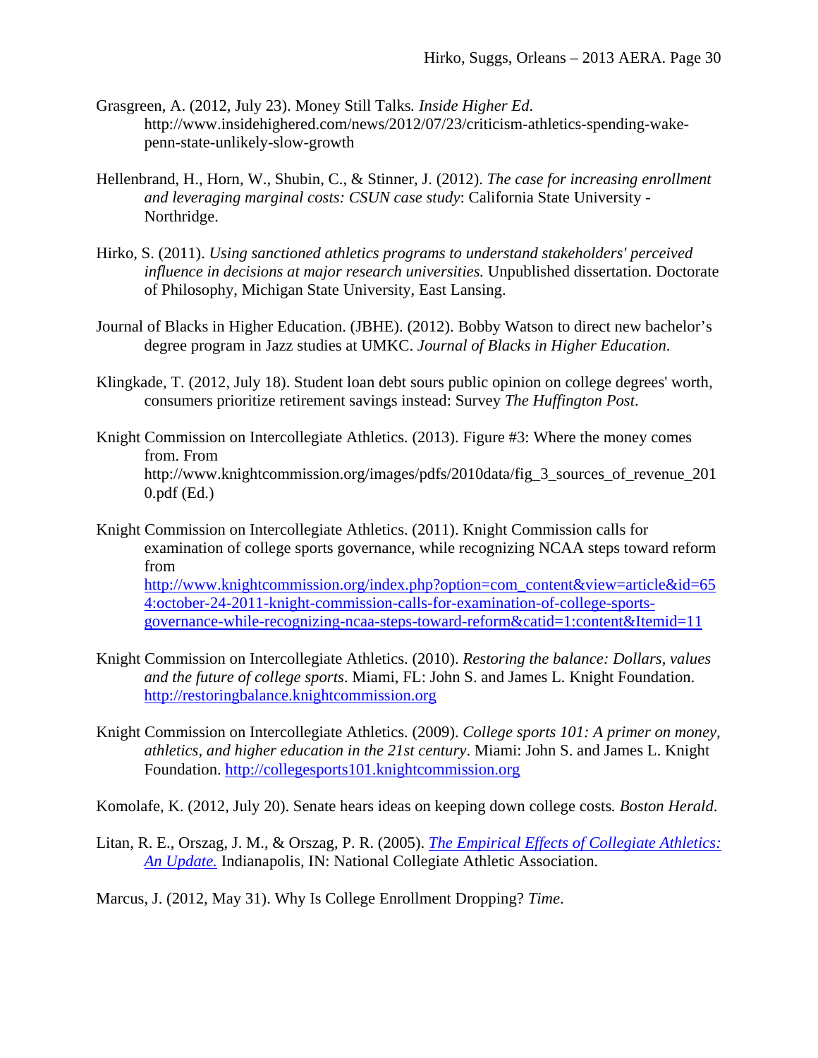Grasgreen, A. (2012, July 23). Money Still Talks. *Inside Higher Ed*. http://www.insidehighered.com/news/2012/07/23/criticism-athletics-spending-wake-penn-state-unlikely-slow-growth

Hellenbrand, H., Horn, W., Shubin, C., & Stinner, J. (2012). *The case for increasing enrollment and leveraging marginal costs: CSUN case study*: California State University - Northridge.

Hirko, S. (2011). *Using sanctioned athletics programs to understand stakeholders' perceived influence in decisions at major research universities.* Unpublished dissertation. Doctorate of Philosophy, Michigan State University, East Lansing.

Journal of Blacks in Higher Education. (JBHE). (2012). Bobby Watson to direct new bachelor's degree program in Jazz studies at UMKC. *Journal of Blacks in Higher Education*.

Klingkade, T. (2012, July 18). Student loan debt sours public opinion on college degrees' worth, consumers prioritize retirement savings instead: Survey *The Huffington Post*.

Knight Commission on Intercollegiate Athletics. (2013). Figure #3: Where the money comes from. From http://www.knightcommission.org/images/pdfs/2010data/fig_3_sources_of_revenue_2010.pdf (Ed.)

Knight Commission on Intercollegiate Athletics. (2011). Knight Commission calls for examination of college sports governance, while recognizing NCAA steps toward reform from http://www.knightcommission.org/index.php?option=com_content&view=article&id=654:october-24-2011-knight-commission-calls-for-examination-of-college-sports-governance-while-recognizing-ncaa-steps-toward-reform&catid=1:content&Itemid=11

Knight Commission on Intercollegiate Athletics. (2010). *Restoring the balance: Dollars, values and the future of college sports*. Miami, FL: John S. and James L. Knight Foundation. http://restoringbalance.knightcommission.org

Knight Commission on Intercollegiate Athletics. (2009). *College sports 101: A primer on money, athletics, and higher education in the 21st century*. Miami: John S. and James L. Knight Foundation. http://collegesports101.knightcommission.org

Komolafe, K. (2012, July 20). Senate hears ideas on keeping down college costs. *Boston Herald*.

Litan, R. E., Orszag, J. M., & Orszag, P. R. (2005). *The Empirical Effects of Collegiate Athletics: An Update.* Indianapolis, IN: National Collegiate Athletic Association.

Marcus, J. (2012, May 31). Why Is College Enrollment Dropping? *Time*.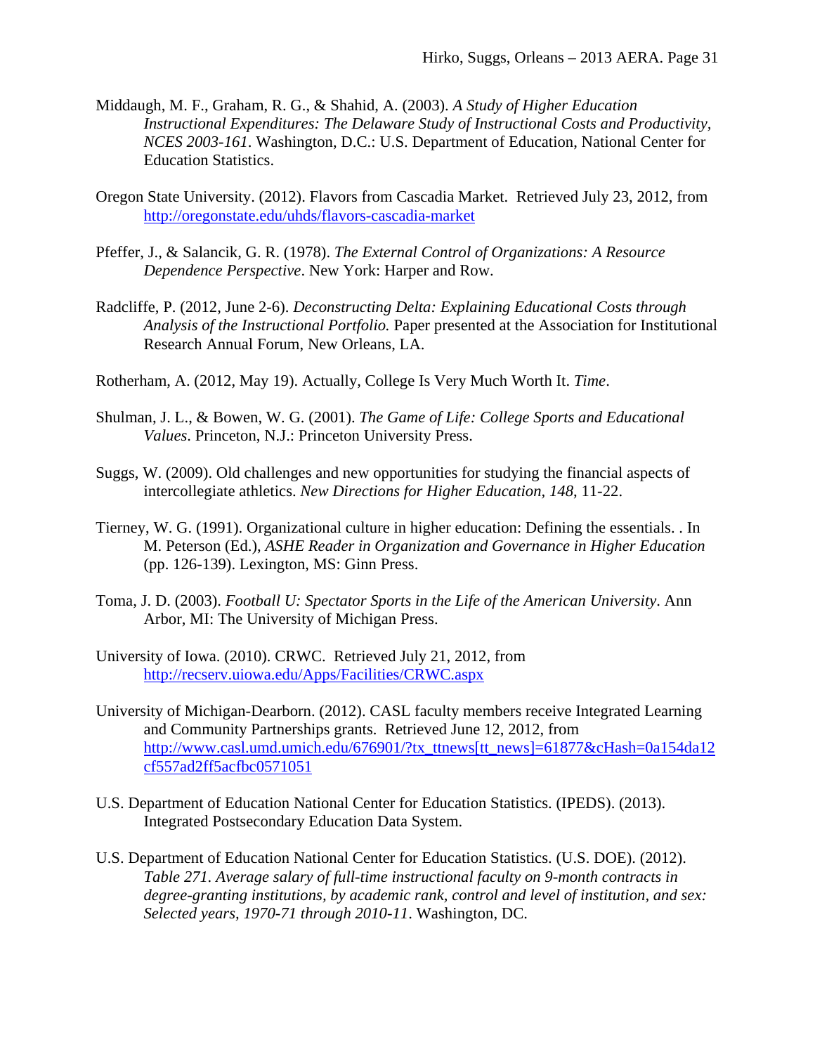Middaugh, M. F., Graham, R. G., & Shahid, A. (2003). *A Study of Higher Education Instructional Expenditures: The Delaware Study of Instructional Costs and Productivity, NCES 2003-161*. Washington, D.C.: U.S. Department of Education, National Center for Education Statistics.

Oregon State University. (2012). Flavors from Cascadia Market. Retrieved July 23, 2012, from http://oregonstate.edu/uhds/flavors-cascadia-market

Pfeffer, J., & Salancik, G. R. (1978). *The External Control of Organizations: A Resource Dependence Perspective*. New York: Harper and Row.

Radcliffe, P. (2012, June 2-6). *Deconstructing Delta: Explaining Educational Costs through Analysis of the Instructional Portfolio.* Paper presented at the Association for Institutional Research Annual Forum, New Orleans, LA.

Rotherham, A. (2012, May 19). Actually, College Is Very Much Worth It. *Time*.

Shulman, J. L., & Bowen, W. G. (2001). *The Game of Life: College Sports and Educational Values*. Princeton, N.J.: Princeton University Press.

Suggs, W. (2009). Old challenges and new opportunities for studying the financial aspects of intercollegiate athletics. *New Directions for Higher Education, 148*, 11-22.

Tierney, W. G. (1991). Organizational culture in higher education: Defining the essentials. . In M. Peterson (Ed.), *ASHE Reader in Organization and Governance in Higher Education* (pp. 126-139). Lexington, MS: Ginn Press.

Toma, J. D. (2003). *Football U: Spectator Sports in the Life of the American University*. Ann Arbor, MI: The University of Michigan Press.

University of Iowa. (2010). CRWC. Retrieved July 21, 2012, from http://recserv.uiowa.edu/Apps/Facilities/CRWC.aspx

University of Michigan-Dearborn. (2012). CASL faculty members receive Integrated Learning and Community Partnerships grants. Retrieved June 12, 2012, from http://www.casl.umd.umich.edu/676901/?tx_ttnews[tt_news]=61877&cHash=0a154da12cf557ad2ff5acfbc0571051

U.S. Department of Education National Center for Education Statistics. (IPEDS). (2013). Integrated Postsecondary Education Data System.

U.S. Department of Education National Center for Education Statistics. (U.S. DOE). (2012). *Table 271. Average salary of full-time instructional faculty on 9-month contracts in degree-granting institutions, by academic rank, control and level of institution, and sex: Selected years, 1970-71 through 2010-11*. Washington, DC.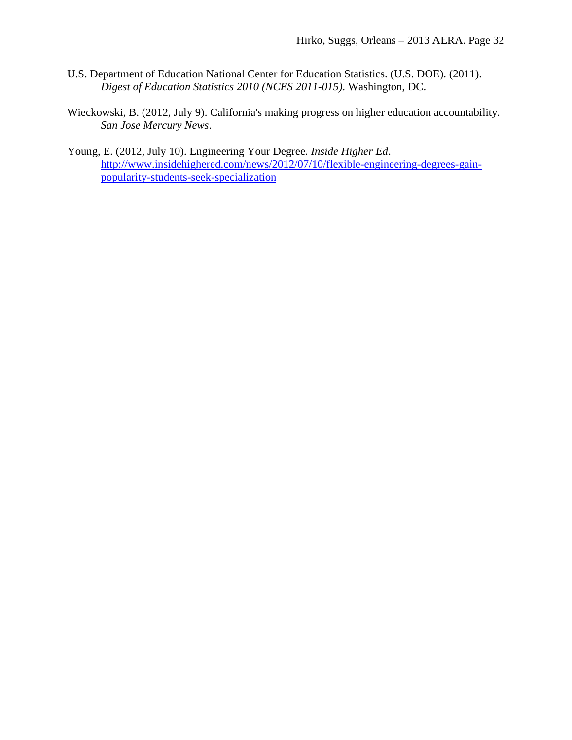U.S. Department of Education National Center for Education Statistics. (U.S. DOE). (2011). *Digest of Education Statistics 2010 (NCES 2011-015)*. Washington, DC.

Wieckowski, B. (2012, July 9). California's making progress on higher education accountability. *San Jose Mercury News*.

Young, E. (2012, July 10). Engineering Your Degree. *Inside Higher Ed*. http://www.insidehighered.com/news/2012/07/10/flexible-engineering-degrees-gain-popularity-students-seek-specialization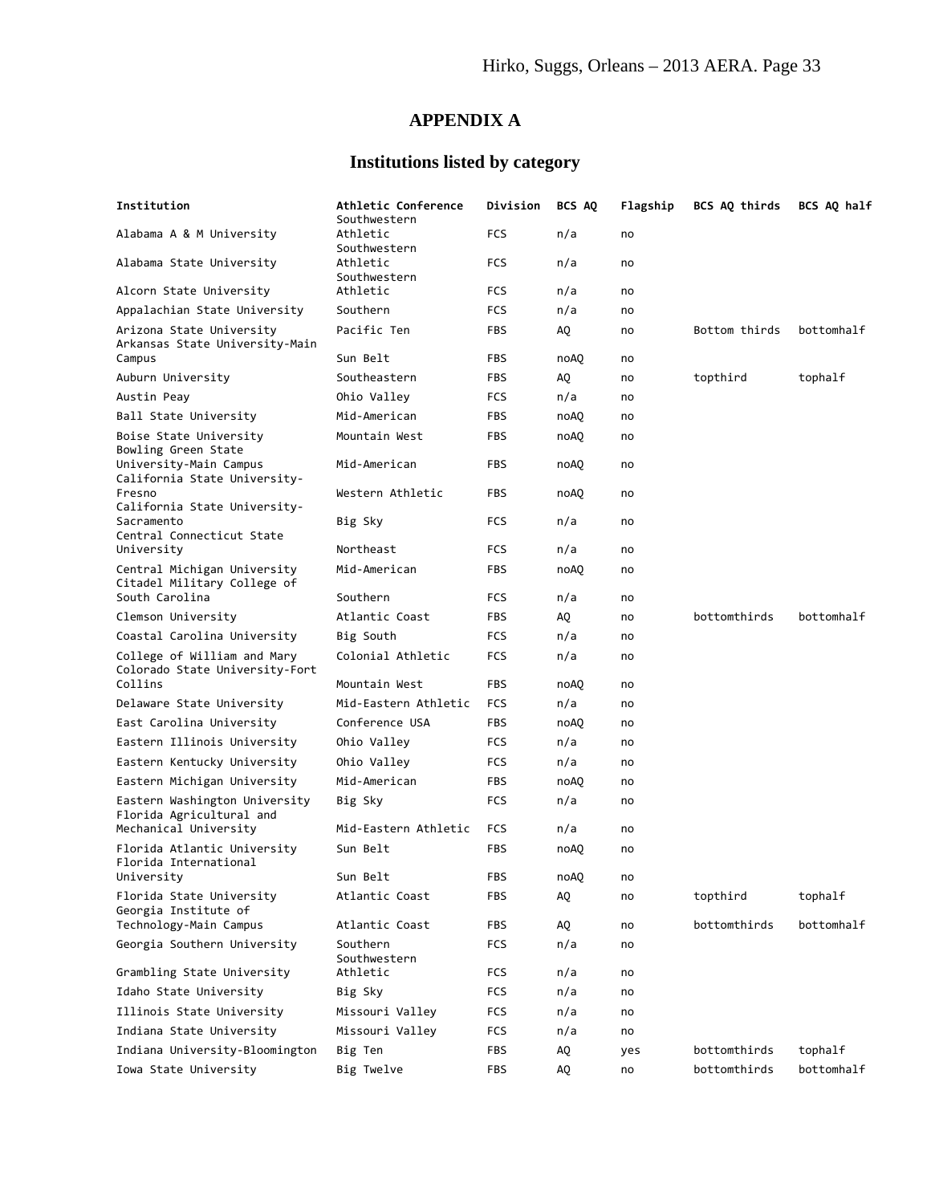# APPENDIX A

## Institutions listed by category

| Institution | Athletic Conference | Division | BCS AQ | Flagship | BCS AQ thirds | BCS AQ half |
|---|---|---|---|---|---|---|
| Alabama A & M University | Southwestern Athletic | FCS | n/a | no | | |
| Alabama State University | Southwestern Athletic | FCS | n/a | no | | |
| Alcorn State University | Southwestern Athletic | FCS | n/a | no | | |
| Appalachian State University | Southern | FCS | n/a | no | | |
| Arizona State University | Pacific Ten | FBS | AQ | no | Bottom thirds | bottomhalf |
| Arkansas State University-Main Campus | Sun Belt | FBS | noAQ | no | | |
| Auburn University | Southeastern | FBS | AQ | no | topthird | tophalf |
| Austin Peay | Ohio Valley | FCS | n/a | no | | |
| Ball State University | Mid-American | FBS | noAQ | no | | |
| Boise State University | Mountain West | FBS | noAQ | no | | |
| Bowling Green State University-Main Campus | Mid-American | FBS | noAQ | no | | |
| California State University-Fresno | Western Athletic | FBS | noAQ | no | | |
| California State University-Sacramento | Big Sky | FCS | n/a | no | | |
| Central Connecticut State University | Northeast | FCS | n/a | no | | |
| Central Michigan University | Mid-American | FBS | noAQ | no | | |
| Citadel Military College of South Carolina | Southern | FCS | n/a | no | | |
| Clemson University | Atlantic Coast | FBS | AQ | no | bottomthirds | bottomhalf |
| Coastal Carolina University | Big South | FCS | n/a | no | | |
| College of William and Mary | Colonial Athletic | FCS | n/a | no | | |
| Colorado State University-Fort Collins | Mountain West | FBS | noAQ | no | | |
| Delaware State University | Mid-Eastern Athletic | FCS | n/a | no | | |
| East Carolina University | Conference USA | FBS | noAQ | no | | |
| Eastern Illinois University | Ohio Valley | FCS | n/a | no | | |
| Eastern Kentucky University | Ohio Valley | FCS | n/a | no | | |
| Eastern Michigan University | Mid-American | FBS | noAQ | no | | |
| Eastern Washington University | Big Sky | FCS | n/a | no | | |
| Florida Agricultural and Mechanical University | Mid-Eastern Athletic | FCS | n/a | no | | |
| Florida Atlantic University | Sun Belt | FBS | noAQ | no | | |
| Florida International University | Sun Belt | FBS | noAQ | no | | |
| Florida State University | Atlantic Coast | FBS | AQ | no | topthird | tophalf |
| Georgia Institute of Technology-Main Campus | Atlantic Coast | FBS | AQ | no | bottomthirds | bottomhalf |
| Georgia Southern University | Southern | FCS | n/a | no | | |
| Grambling State University | Southwestern Athletic | FCS | n/a | no | | |
| Idaho State University | Big Sky | FCS | n/a | no | | |
| Illinois State University | Missouri Valley | FCS | n/a | no | | |
| Indiana State University | Missouri Valley | FCS | n/a | no | | |
| Indiana University-Bloomington | Big Ten | FBS | AQ | yes | bottomthirds | tophalf |
| Iowa State University | Big Twelve | FBS | AQ | no | bottomthirds | bottomhalf |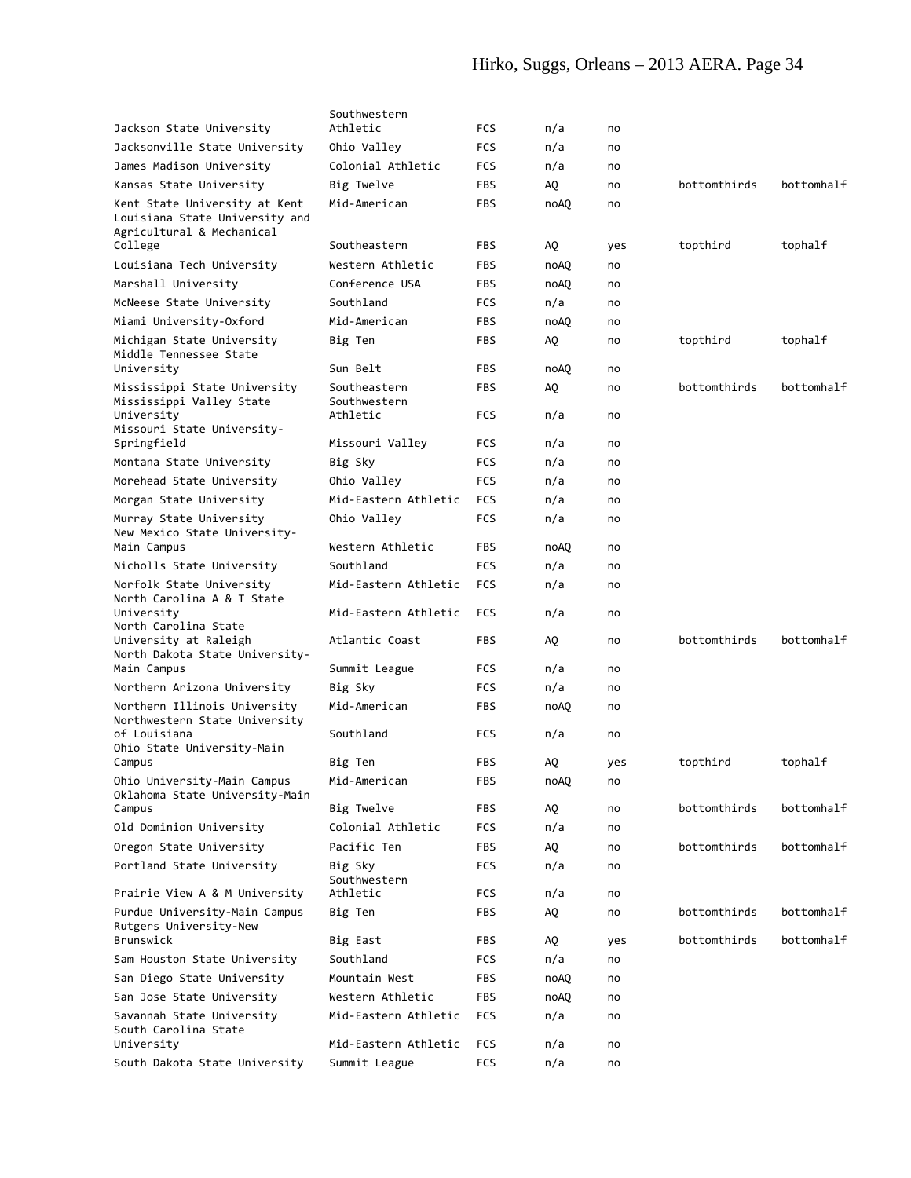| | | | | | | |
|---|---|---|---|---|---|---|
| Jackson State University | Southwestern Athletic | FCS | n/a | no | | |
| Jacksonville State University | Ohio Valley | FCS | n/a | no | | |
| James Madison University | Colonial Athletic | FCS | n/a | no | | |
| Kansas State University | Big Twelve | FBS | AQ | no | bottomthirds | bottomhalf |
| Kent State University at Kent | Mid-American | FBS | noAQ | no | | |
| Louisiana State University and Agricultural & Mechanical College | Southeastern | FBS | AQ | yes | topthird | tophalf |
| Louisiana Tech University | Western Athletic | FBS | noAQ | no | | |
| Marshall University | Conference USA | FBS | noAQ | no | | |
| McNeese State University | Southland | FCS | n/a | no | | |
| Miami University-Oxford | Mid-American | FBS | noAQ | no | | |
| Michigan State University | Big Ten | FBS | AQ | no | topthird | tophalf |
| Middle Tennessee State University | Sun Belt | FBS | noAQ | no | | |
| Mississippi State University | Southeastern | FBS | AQ | no | bottomthirds | bottomhalf |
| Mississippi Valley State University | Southwestern Athletic | FCS | n/a | no | | |
| Missouri State University-Springfield | Missouri Valley | FCS | n/a | no | | |
| Montana State University | Big Sky | FCS | n/a | no | | |
| Morehead State University | Ohio Valley | FCS | n/a | no | | |
| Morgan State University | Mid-Eastern Athletic | FCS | n/a | no | | |
| Murray State University | Ohio Valley | FCS | n/a | no | | |
| New Mexico State University-Main Campus | Western Athletic | FBS | noAQ | no | | |
| Nicholls State University | Southland | FCS | n/a | no | | |
| Norfolk State University | Mid-Eastern Athletic | FCS | n/a | no | | |
| North Carolina A & T State University | Mid-Eastern Athletic | FCS | n/a | no | | |
| North Carolina State University at Raleigh | Atlantic Coast | FBS | AQ | no | bottomthirds | bottomhalf |
| North Dakota State University-Main Campus | Summit League | FCS | n/a | no | | |
| Northern Arizona University | Big Sky | FCS | n/a | no | | |
| Northern Illinois University | Mid-American | FBS | noAQ | no | | |
| Northwestern State University of Louisiana | Southland | FCS | n/a | no | | |
| Ohio State University-Main Campus | Big Ten | FBS | AQ | yes | topthird | tophalf |
| Ohio University-Main Campus | Mid-American | FBS | noAQ | no | | |
| Oklahoma State University-Main Campus | Big Twelve | FBS | AQ | no | bottomthirds | bottomhalf |
| Old Dominion University | Colonial Athletic | FCS | n/a | no | | |
| Oregon State University | Pacific Ten | FBS | AQ | no | bottomthirds | bottomhalf |
| Portland State University | Big Sky | FCS | n/a | no | | |
| Prairie View A & M University | Southwestern Athletic | FCS | n/a | no | | |
| Purdue University-Main Campus | Big Ten | FBS | AQ | no | bottomthirds | bottomhalf |
| Rutgers University-New Brunswick | Big East | FBS | AQ | yes | bottomthirds | bottomhalf |
| Sam Houston State University | Southland | FCS | n/a | no | | |
| San Diego State University | Mountain West | FBS | noAQ | no | | |
| San Jose State University | Western Athletic | FBS | noAQ | no | | |
| Savannah State University | Mid-Eastern Athletic | FCS | n/a | no | | |
| South Carolina State University | Mid-Eastern Athletic | FCS | n/a | no | | |
| South Dakota State University | Summit League | FCS | n/a | no | | |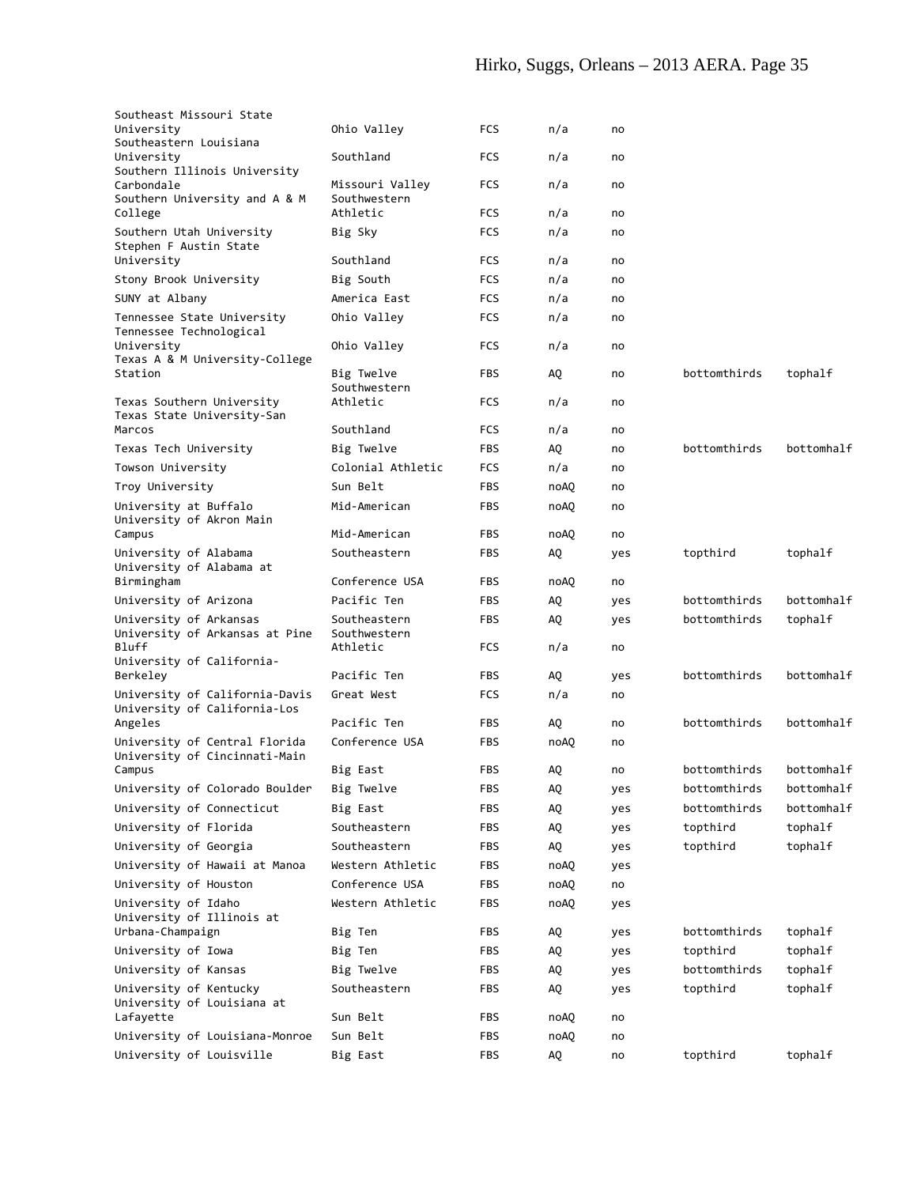| | | | | | | |
|---|---|---|---|---|---|---|
| Southeast Missouri State University | Ohio Valley | FCS | n/a | no | | |
| Southeastern Louisiana University | Southland | FCS | n/a | no | | |
| Southern Illinois University Carbondale | Missouri Valley | FCS | n/a | no | | |
| Southern University and A & M College | Southwestern Athletic | FCS | n/a | no | | |
| Southern Utah University | Big Sky | FCS | n/a | no | | |
| Stephen F Austin State University | Southland | FCS | n/a | no | | |
| Stony Brook University | Big South | FCS | n/a | no | | |
| SUNY at Albany | America East | FCS | n/a | no | | |
| Tennessee State University | Ohio Valley | FCS | n/a | no | | |
| Tennessee Technological University | Ohio Valley | FCS | n/a | no | | |
| Texas A & M University-College Station | Big Twelve | FBS | AQ | no | bottomthirds | tophalf |
| Texas Southern University | Southwestern Athletic | FCS | n/a | no | | |
| Texas State University-San Marcos | Southland | FCS | n/a | no | | |
| Texas Tech University | Big Twelve | FBS | AQ | no | bottomthirds | bottomhalf |
| Towson University | Colonial Athletic | FCS | n/a | no | | |
| Troy University | Sun Belt | FBS | noAQ | no | | |
| University at Buffalo | Mid-American | FBS | noAQ | no | | |
| University of Akron Main Campus | Mid-American | FBS | noAQ | no | | |
| University of Alabama | Southeastern | FBS | AQ | yes | topthird | tophalf |
| University of Alabama at Birmingham | Conference USA | FBS | noAQ | no | | |
| University of Arizona | Pacific Ten | FBS | AQ | yes | bottomthirds | bottomhalf |
| University of Arkansas | Southeastern | FBS | AQ | yes | bottomthirds | tophalf |
| University of Arkansas at Pine Bluff | Southwestern Athletic | FCS | n/a | no | | |
| University of California-Berkeley | Pacific Ten | FBS | AQ | yes | bottomthirds | bottomhalf |
| University of California-Davis | Great West | FCS | n/a | no | | |
| University of California-Los Angeles | Pacific Ten | FBS | AQ | no | bottomthirds | bottomhalf |
| University of Central Florida | Conference USA | FBS | noAQ | no | | |
| University of Cincinnati-Main Campus | Big East | FBS | AQ | no | bottomthirds | bottomhalf |
| University of Colorado Boulder | Big Twelve | FBS | AQ | yes | bottomthirds | bottomhalf |
| University of Connecticut | Big East | FBS | AQ | yes | bottomthirds | bottomhalf |
| University of Florida | Southeastern | FBS | AQ | yes | topthird | tophalf |
| University of Georgia | Southeastern | FBS | AQ | yes | topthird | tophalf |
| University of Hawaii at Manoa | Western Athletic | FBS | noAQ | yes | | |
| University of Houston | Conference USA | FBS | noAQ | no | | |
| University of Idaho | Western Athletic | FBS | noAQ | yes | | |
| University of Illinois at Urbana-Champaign | Big Ten | FBS | AQ | yes | bottomthirds | tophalf |
| University of Iowa | Big Ten | FBS | AQ | yes | topthird | tophalf |
| University of Kansas | Big Twelve | FBS | AQ | yes | bottomthirds | tophalf |
| University of Kentucky | Southeastern | FBS | AQ | yes | topthird | tophalf |
| University of Louisiana at Lafayette | Sun Belt | FBS | noAQ | no | | |
| University of Louisiana-Monroe | Sun Belt | FBS | noAQ | no | | |
| University of Louisville | Big East | FBS | AQ | no | topthird | tophalf |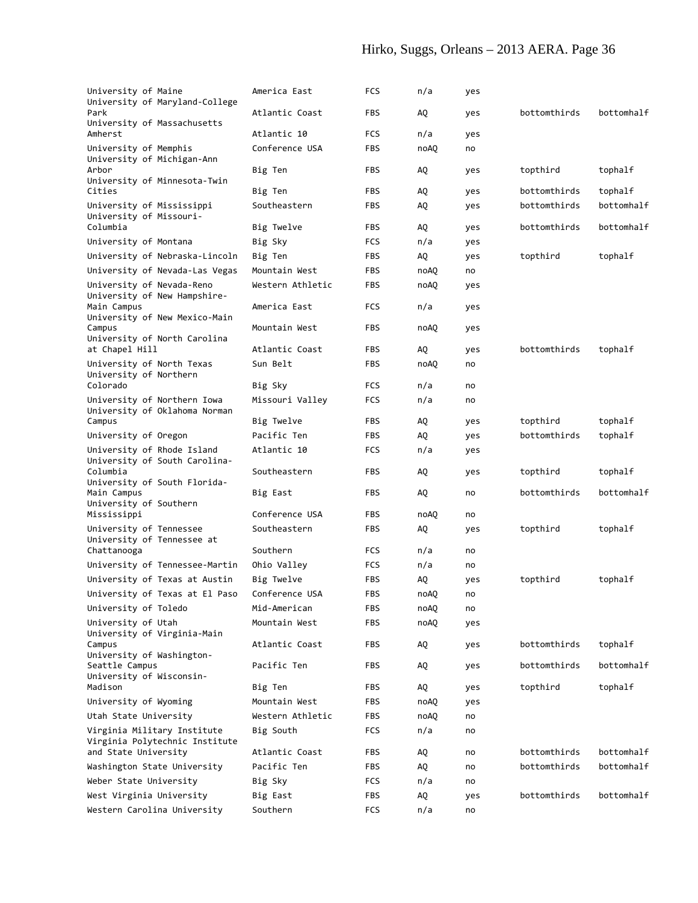| | | | | | | |
|---|---|---|---|---|---|---|
| University of Maine | America East | FCS | n/a | yes | | |
| University of Maryland-College Park | Atlantic Coast | FBS | AQ | yes | bottomthirds | bottomhalf |
| University of Massachusetts Amherst | Atlantic 10 | FCS | n/a | yes | | |
| University of Memphis | Conference USA | FBS | noAQ | no | | |
| University of Michigan-Ann Arbor | Big Ten | FBS | AQ | yes | topthird | tophalf |
| University of Minnesota-Twin Cities | Big Ten | FBS | AQ | yes | bottomthirds | tophalf |
| University of Mississippi | Southeastern | FBS | AQ | yes | bottomthirds | bottomhalf |
| University of Missouri-Columbia | Big Twelve | FBS | AQ | yes | bottomthirds | bottomhalf |
| University of Montana | Big Sky | FCS | n/a | yes | | |
| University of Nebraska-Lincoln | Big Ten | FBS | AQ | yes | topthird | tophalf |
| University of Nevada-Las Vegas | Mountain West | FBS | noAQ | no | | |
| University of Nevada-Reno | Western Athletic | FBS | noAQ | yes | | |
| University of New Hampshire-Main Campus | America East | FCS | n/a | yes | | |
| University of New Mexico-Main Campus | Mountain West | FBS | noAQ | yes | | |
| University of North Carolina at Chapel Hill | Atlantic Coast | FBS | AQ | yes | bottomthirds | tophalf |
| University of North Texas | Sun Belt | FBS | noAQ | no | | |
| University of Northern Colorado | Big Sky | FCS | n/a | no | | |
| University of Northern Iowa | Missouri Valley | FCS | n/a | no | | |
| University of Oklahoma Norman Campus | Big Twelve | FBS | AQ | yes | topthird | tophalf |
| University of Oregon | Pacific Ten | FBS | AQ | yes | bottomthirds | tophalf |
| University of Rhode Island | Atlantic 10 | FCS | n/a | yes | | |
| University of South Carolina-Columbia | Southeastern | FBS | AQ | yes | topthird | tophalf |
| University of South Florida-Main Campus | Big East | FBS | AQ | no | bottomthirds | bottomhalf |
| University of Southern Mississippi | Conference USA | FBS | noAQ | no | | |
| University of Tennessee | Southeastern | FBS | AQ | yes | topthird | tophalf |
| University of Tennessee at Chattanooga | Southern | FCS | n/a | no | | |
| University of Tennessee-Martin | Ohio Valley | FCS | n/a | no | | |
| University of Texas at Austin | Big Twelve | FBS | AQ | yes | topthird | tophalf |
| University of Texas at El Paso | Conference USA | FBS | noAQ | no | | |
| University of Toledo | Mid-American | FBS | noAQ | no | | |
| University of Utah | Mountain West | FBS | noAQ | yes | | |
| University of Virginia-Main Campus | Atlantic Coast | FBS | AQ | yes | bottomthirds | tophalf |
| University of Washington-Seattle Campus | Pacific Ten | FBS | AQ | yes | bottomthirds | bottomhalf |
| University of Wisconsin-Madison | Big Ten | FBS | AQ | yes | topthird | tophalf |
| University of Wyoming | Mountain West | FBS | noAQ | yes | | |
| Utah State University | Western Athletic | FBS | noAQ | no | | |
| Virginia Military Institute | Big South | FCS | n/a | no | | |
| Virginia Polytechnic Institute and State University | Atlantic Coast | FBS | AQ | no | bottomthirds | bottomhalf |
| Washington State University | Pacific Ten | FBS | AQ | no | bottomthirds | bottomhalf |
| Weber State University | Big Sky | FCS | n/a | no | | |
| West Virginia University | Big East | FBS | AQ | yes | bottomthirds | bottomhalf |
| Western Carolina University | Southern | FCS | n/a | no | | |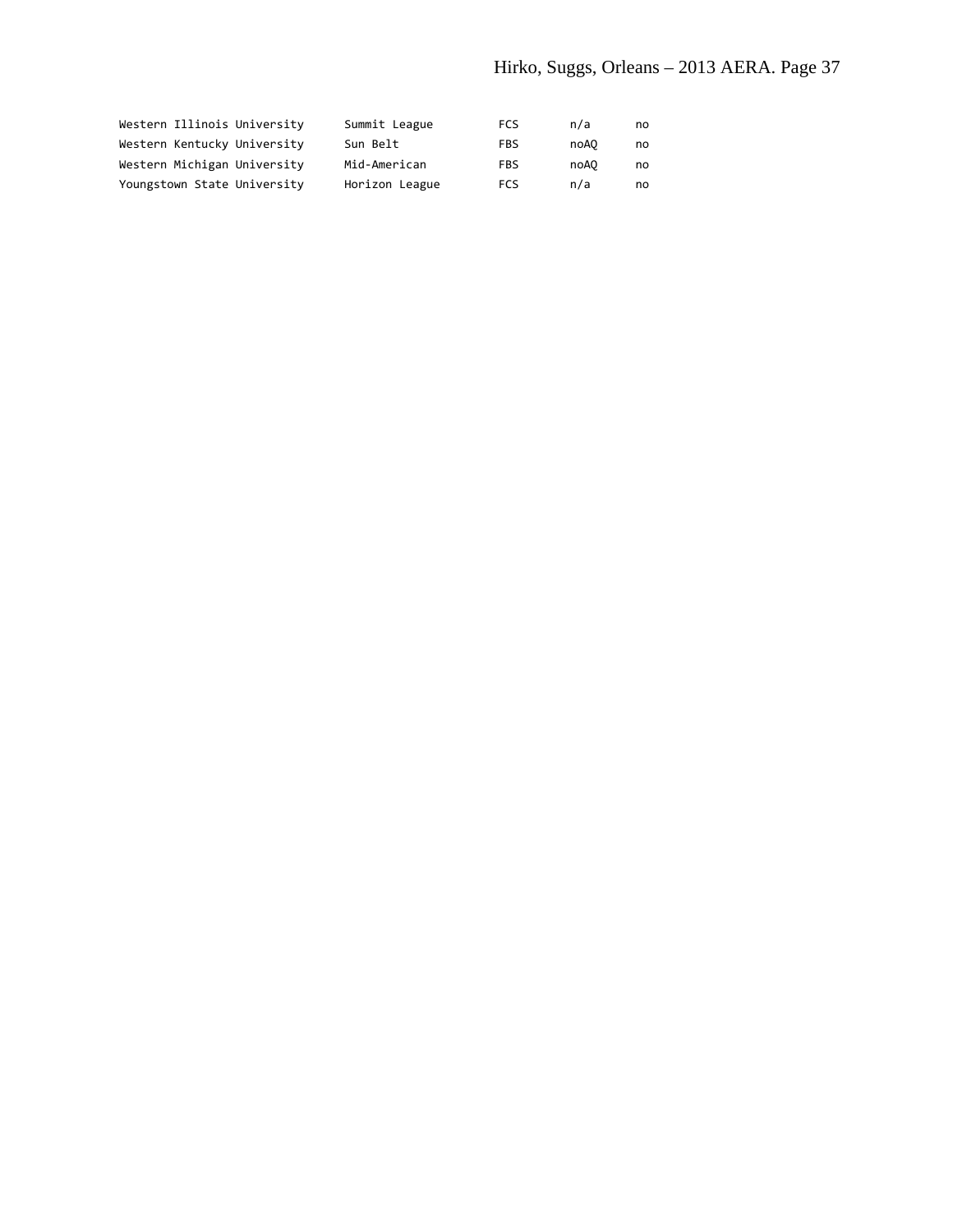| | | | | |
|---|---|---|---|---|
| Western Illinois University | Summit League | FCS | n/a | no |
| Western Kentucky University | Sun Belt | FBS | noAQ | no |
| Western Michigan University | Mid-American | FBS | noAQ | no |
| Youngstown State University | Horizon League | FCS | n/a | no |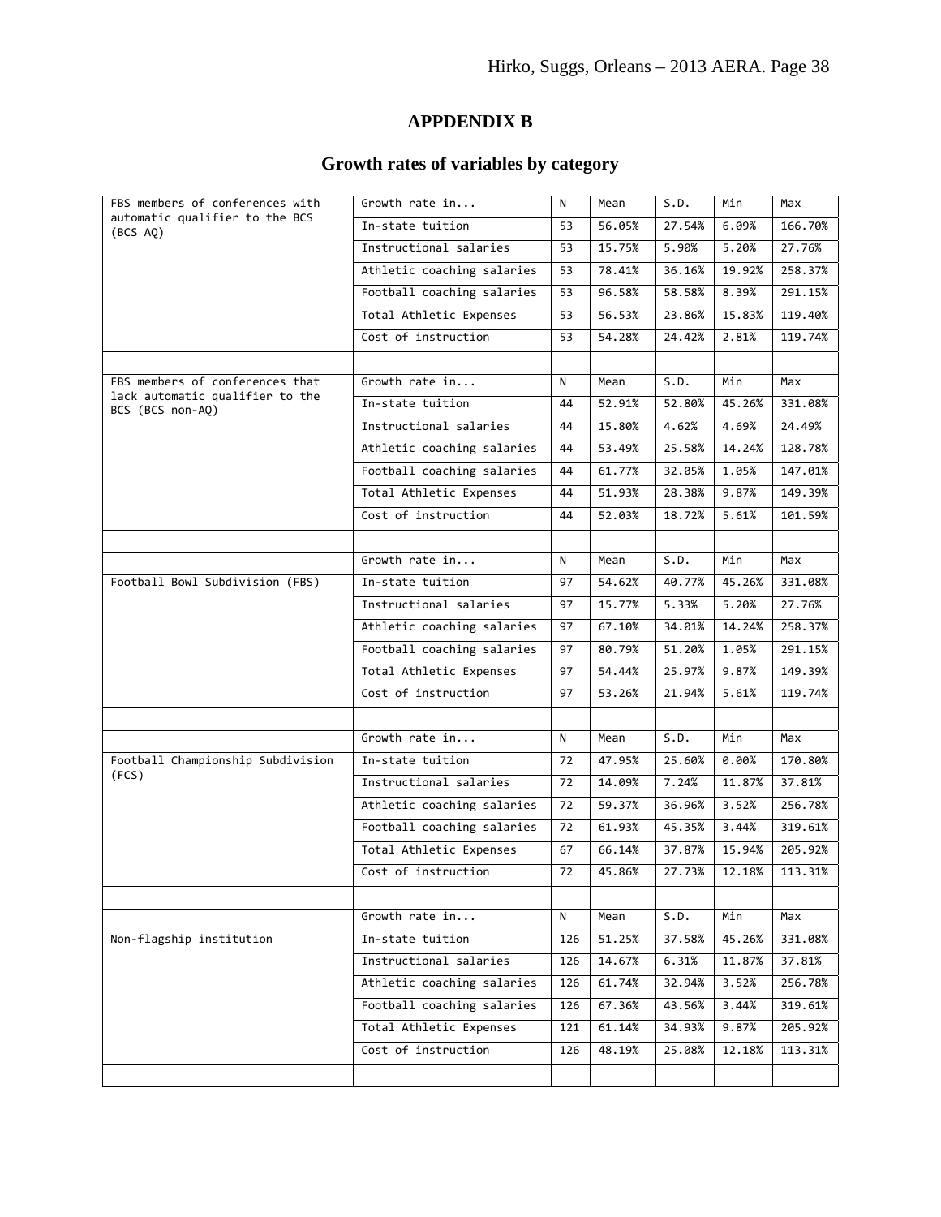# APPDENDIX B

## Growth rates of variables by category

| | Growth rate in... | N | Mean | S.D. | Min | Max |
|---|---|---|---|---|---|---|
| FBS members of conferences with automatic qualifier to the BCS (BCS AQ) | In-state tuition | 53 | 56.05% | 27.54% | 6.09% | 166.70% |
| | Instructional salaries | 53 | 15.75% | 5.90% | 5.20% | 27.76% |
| | Athletic coaching salaries | 53 | 78.41% | 36.16% | 19.92% | 258.37% |
| | Football coaching salaries | 53 | 96.58% | 58.58% | 8.39% | 291.15% |
| | Total Athletic Expenses | 53 | 56.53% | 23.86% | 15.83% | 119.40% |
| | Cost of instruction | 53 | 54.28% | 24.42% | 2.81% | 119.74% |
| | | | | | | |
| FBS members of conferences that lack automatic qualifier to the BCS (BCS non-AQ) | Growth rate in... | N | Mean | S.D. | Min | Max |
| | In-state tuition | 44 | 52.91% | 52.80% | 45.26% | 331.08% |
| | Instructional salaries | 44 | 15.80% | 4.62% | 4.69% | 24.49% |
| | Athletic coaching salaries | 44 | 53.49% | 25.58% | 14.24% | 128.78% |
| | Football coaching salaries | 44 | 61.77% | 32.05% | 1.05% | 147.01% |
| | Total Athletic Expenses | 44 | 51.93% | 28.38% | 9.87% | 149.39% |
| | Cost of instruction | 44 | 52.03% | 18.72% | 5.61% | 101.59% |
| | | | | | | |
| | Growth rate in... | N | Mean | S.D. | Min | Max |
| Football Bowl Subdivision (FBS) | In-state tuition | 97 | 54.62% | 40.77% | 45.26% | 331.08% |
| | Instructional salaries | 97 | 15.77% | 5.33% | 5.20% | 27.76% |
| | Athletic coaching salaries | 97 | 67.10% | 34.01% | 14.24% | 258.37% |
| | Football coaching salaries | 97 | 80.79% | 51.20% | 1.05% | 291.15% |
| | Total Athletic Expenses | 97 | 54.44% | 25.97% | 9.87% | 149.39% |
| | Cost of instruction | 97 | 53.26% | 21.94% | 5.61% | 119.74% |
| | | | | | | |
| | Growth rate in... | N | Mean | S.D. | Min | Max |
| Football Championship Subdivision (FCS) | In-state tuition | 72 | 47.95% | 25.60% | 0.00% | 170.80% |
| | Instructional salaries | 72 | 14.09% | 7.24% | 11.87% | 37.81% |
| | Athletic coaching salaries | 72 | 59.37% | 36.96% | 3.52% | 256.78% |
| | Football coaching salaries | 72 | 61.93% | 45.35% | 3.44% | 319.61% |
| | Total Athletic Expenses | 67 | 66.14% | 37.87% | 15.94% | 205.92% |
| | Cost of instruction | 72 | 45.86% | 27.73% | 12.18% | 113.31% |
| | | | | | | |
| | Growth rate in... | N | Mean | S.D. | Min | Max |
| Non-flagship institution | In-state tuition | 126 | 51.25% | 37.58% | 45.26% | 331.08% |
| | Instructional salaries | 126 | 14.67% | 6.31% | 11.87% | 37.81% |
| | Athletic coaching salaries | 126 | 61.74% | 32.94% | 3.52% | 256.78% |
| | Football coaching salaries | 126 | 67.36% | 43.56% | 3.44% | 319.61% |
| | Total Athletic Expenses | 121 | 61.14% | 34.93% | 9.87% | 205.92% |
| | Cost of instruction | 126 | 48.19% | 25.08% | 12.18% | 113.31% |
| | | | | | | |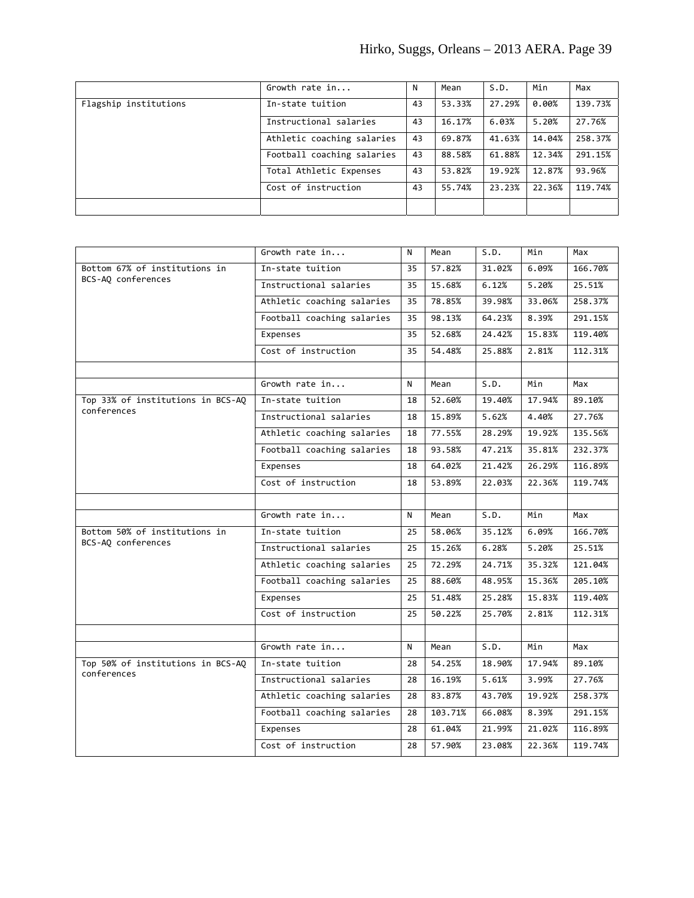| | Growth rate in... | N | Mean | S.D. | Min | Max |
|---|---|---|---|---|---|---|
| Flagship institutions | In-state tuition | 43 | 53.33% | 27.29% | 0.00% | 139.73% |
| | Instructional salaries | 43 | 16.17% | 6.03% | 5.20% | 27.76% |
| | Athletic coaching salaries | 43 | 69.87% | 41.63% | 14.04% | 258.37% |
| | Football coaching salaries | 43 | 88.58% | 61.88% | 12.34% | 291.15% |
| | Total Athletic Expenses | 43 | 53.82% | 19.92% | 12.87% | 93.96% |
| | Cost of instruction | 43 | 55.74% | 23.23% | 22.36% | 119.74% |
| | | | | | | |

| | Growth rate in... | N | Mean | S.D. | Min | Max |
|---|---|---|---|---|---|---|
| Bottom 67% of institutions in BCS-AQ conferences | In-state tuition | 35 | 57.82% | 31.02% | 6.09% | 166.70% |
| | Instructional salaries | 35 | 15.68% | 6.12% | 5.20% | 25.51% |
| | Athletic coaching salaries | 35 | 78.85% | 39.98% | 33.06% | 258.37% |
| | Football coaching salaries | 35 | 98.13% | 64.23% | 8.39% | 291.15% |
| | Expenses | 35 | 52.68% | 24.42% | 15.83% | 119.40% |
| | Cost of instruction | 35 | 54.48% | 25.88% | 2.81% | 112.31% |
| | | | | | | |
| | Growth rate in... | N | Mean | S.D. | Min | Max |
| Top 33% of institutions in BCS-AQ conferences | In-state tuition | 18 | 52.60% | 19.40% | 17.94% | 89.10% |
| | Instructional salaries | 18 | 15.89% | 5.62% | 4.40% | 27.76% |
| | Athletic coaching salaries | 18 | 77.55% | 28.29% | 19.92% | 135.56% |
| | Football coaching salaries | 18 | 93.58% | 47.21% | 35.81% | 232.37% |
| | Expenses | 18 | 64.02% | 21.42% | 26.29% | 116.89% |
| | Cost of instruction | 18 | 53.89% | 22.03% | 22.36% | 119.74% |
| | | | | | | |
| | Growth rate in... | N | Mean | S.D. | Min | Max |
| Bottom 50% of institutions in BCS-AQ conferences | In-state tuition | 25 | 58.06% | 35.12% | 6.09% | 166.70% |
| | Instructional salaries | 25 | 15.26% | 6.28% | 5.20% | 25.51% |
| | Athletic coaching salaries | 25 | 72.29% | 24.71% | 35.32% | 121.04% |
| | Football coaching salaries | 25 | 88.60% | 48.95% | 15.36% | 205.10% |
| | Expenses | 25 | 51.48% | 25.28% | 15.83% | 119.40% |
| | Cost of instruction | 25 | 50.22% | 25.70% | 2.81% | 112.31% |
| | | | | | | |
| | Growth rate in... | N | Mean | S.D. | Min | Max |
| Top 50% of institutions in BCS-AQ conferences | In-state tuition | 28 | 54.25% | 18.90% | 17.94% | 89.10% |
| | Instructional salaries | 28 | 16.19% | 5.61% | 3.99% | 27.76% |
| | Athletic coaching salaries | 28 | 83.87% | 43.70% | 19.92% | 258.37% |
| | Football coaching salaries | 28 | 103.71% | 66.08% | 8.39% | 291.15% |
| | Expenses | 28 | 61.04% | 21.99% | 21.02% | 116.89% |
| | Cost of instruction | 28 | 57.90% | 23.08% | 22.36% | 119.74% |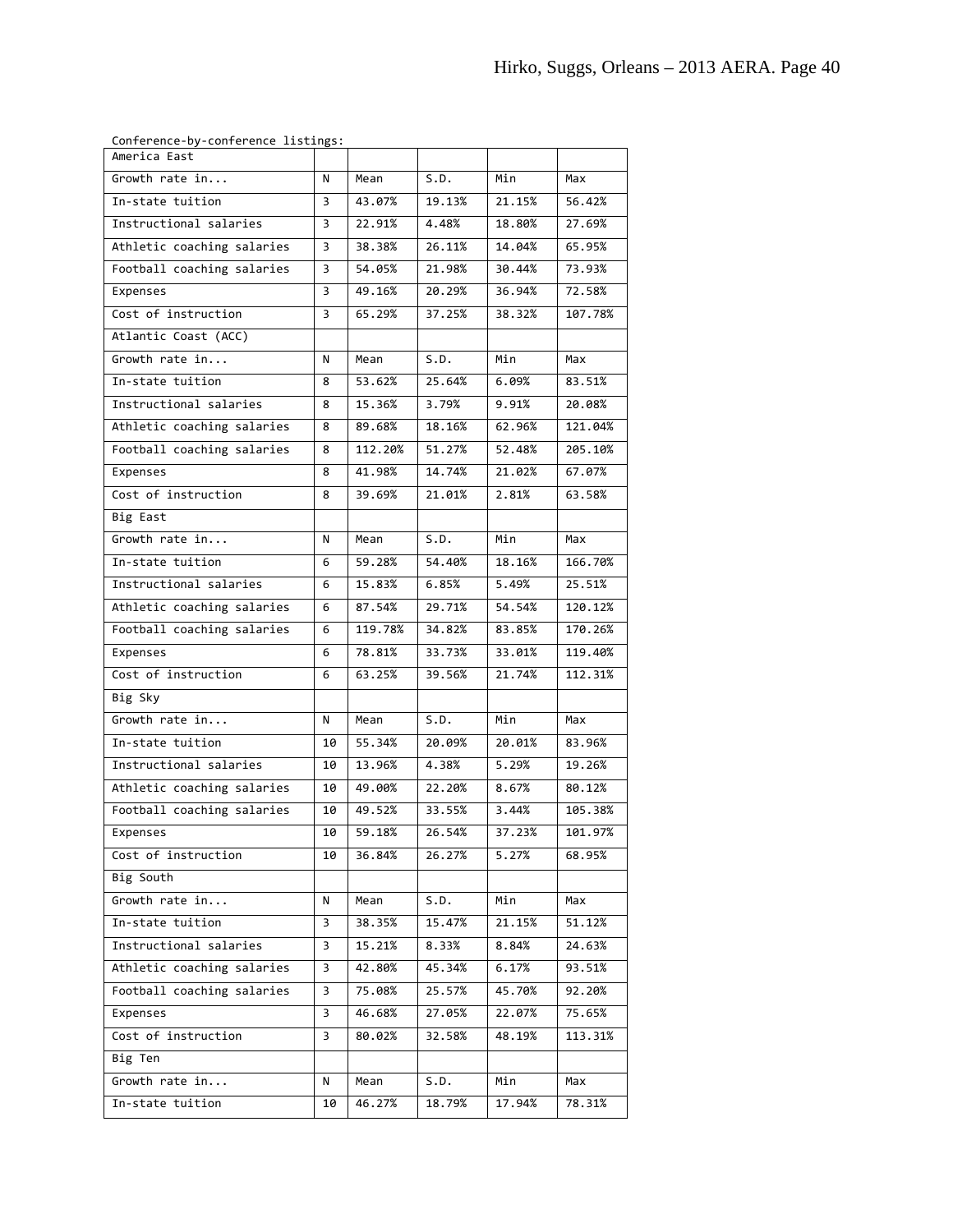Conference-by-conference listings:

| America East | | | | | |
|---|---|---|---|---|---|
| Growth rate in... | N | Mean | S.D. | Min | Max |
| In-state tuition | 3 | 43.07% | 19.13% | 21.15% | 56.42% |
| Instructional salaries | 3 | 22.91% | 4.48% | 18.80% | 27.69% |
| Athletic coaching salaries | 3 | 38.38% | 26.11% | 14.04% | 65.95% |
| Football coaching salaries | 3 | 54.05% | 21.98% | 30.44% | 73.93% |
| Expenses | 3 | 49.16% | 20.29% | 36.94% | 72.58% |
| Cost of instruction | 3 | 65.29% | 37.25% | 38.32% | 107.78% |
| Atlantic Coast (ACC) | | | | | |
| Growth rate in... | N | Mean | S.D. | Min | Max |
| In-state tuition | 8 | 53.62% | 25.64% | 6.09% | 83.51% |
| Instructional salaries | 8 | 15.36% | 3.79% | 9.91% | 20.08% |
| Athletic coaching salaries | 8 | 89.68% | 18.16% | 62.96% | 121.04% |
| Football coaching salaries | 8 | 112.20% | 51.27% | 52.48% | 205.10% |
| Expenses | 8 | 41.98% | 14.74% | 21.02% | 67.07% |
| Cost of instruction | 8 | 39.69% | 21.01% | 2.81% | 63.58% |
| Big East | | | | | |
| Growth rate in... | N | Mean | S.D. | Min | Max |
| In-state tuition | 6 | 59.28% | 54.40% | 18.16% | 166.70% |
| Instructional salaries | 6 | 15.83% | 6.85% | 5.49% | 25.51% |
| Athletic coaching salaries | 6 | 87.54% | 29.71% | 54.54% | 120.12% |
| Football coaching salaries | 6 | 119.78% | 34.82% | 83.85% | 170.26% |
| Expenses | 6 | 78.81% | 33.73% | 33.01% | 119.40% |
| Cost of instruction | 6 | 63.25% | 39.56% | 21.74% | 112.31% |
| Big Sky | | | | | |
| Growth rate in... | N | Mean | S.D. | Min | Max |
| In-state tuition | 10 | 55.34% | 20.09% | 20.01% | 83.96% |
| Instructional salaries | 10 | 13.96% | 4.38% | 5.29% | 19.26% |
| Athletic coaching salaries | 10 | 49.00% | 22.20% | 8.67% | 80.12% |
| Football coaching salaries | 10 | 49.52% | 33.55% | 3.44% | 105.38% |
| Expenses | 10 | 59.18% | 26.54% | 37.23% | 101.97% |
| Cost of instruction | 10 | 36.84% | 26.27% | 5.27% | 68.95% |
| Big South | | | | | |
| Growth rate in... | N | Mean | S.D. | Min | Max |
| In-state tuition | 3 | 38.35% | 15.47% | 21.15% | 51.12% |
| Instructional salaries | 3 | 15.21% | 8.33% | 8.84% | 24.63% |
| Athletic coaching salaries | 3 | 42.80% | 45.34% | 6.17% | 93.51% |
| Football coaching salaries | 3 | 75.08% | 25.57% | 45.70% | 92.20% |
| Expenses | 3 | 46.68% | 27.05% | 22.07% | 75.65% |
| Cost of instruction | 3 | 80.02% | 32.58% | 48.19% | 113.31% |
| Big Ten | | | | | |
| Growth rate in... | N | Mean | S.D. | Min | Max |
| In-state tuition | 10 | 46.27% | 18.79% | 17.94% | 78.31% |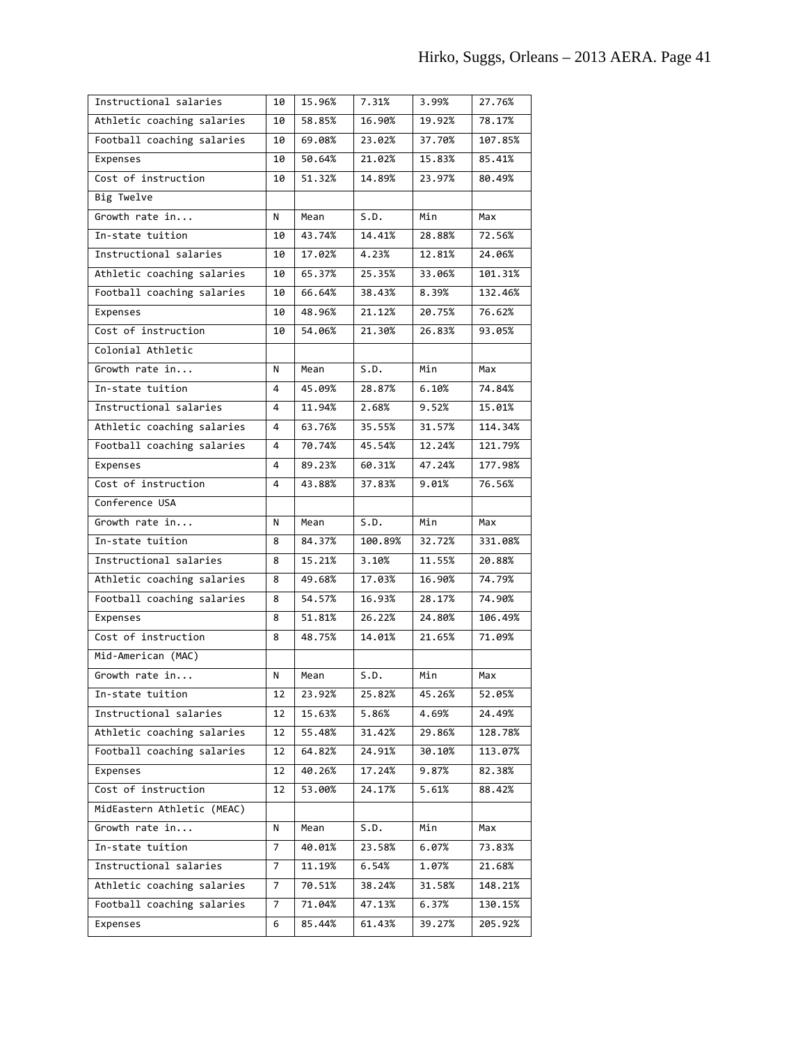| | | | | | |
|---|---|---|---|---|---|
| Instructional salaries | 10 | 15.96% | 7.31% | 3.99% | 27.76% |
| Athletic coaching salaries | 10 | 58.85% | 16.90% | 19.92% | 78.17% |
| Football coaching salaries | 10 | 69.08% | 23.02% | 37.70% | 107.85% |
| Expenses | 10 | 50.64% | 21.02% | 15.83% | 85.41% |
| Cost of instruction | 10 | 51.32% | 14.89% | 23.97% | 80.49% |
| Big Twelve | | | | | |
| Growth rate in... | N | Mean | S.D. | Min | Max |
| In-state tuition | 10 | 43.74% | 14.41% | 28.88% | 72.56% |
| Instructional salaries | 10 | 17.02% | 4.23% | 12.81% | 24.06% |
| Athletic coaching salaries | 10 | 65.37% | 25.35% | 33.06% | 101.31% |
| Football coaching salaries | 10 | 66.64% | 38.43% | 8.39% | 132.46% |
| Expenses | 10 | 48.96% | 21.12% | 20.75% | 76.62% |
| Cost of instruction | 10 | 54.06% | 21.30% | 26.83% | 93.05% |
| Colonial Athletic | | | | | |
| Growth rate in... | N | Mean | S.D. | Min | Max |
| In-state tuition | 4 | 45.09% | 28.87% | 6.10% | 74.84% |
| Instructional salaries | 4 | 11.94% | 2.68% | 9.52% | 15.01% |
| Athletic coaching salaries | 4 | 63.76% | 35.55% | 31.57% | 114.34% |
| Football coaching salaries | 4 | 70.74% | 45.54% | 12.24% | 121.79% |
| Expenses | 4 | 89.23% | 60.31% | 47.24% | 177.98% |
| Cost of instruction | 4 | 43.88% | 37.83% | 9.01% | 76.56% |
| Conference USA | | | | | |
| Growth rate in... | N | Mean | S.D. | Min | Max |
| In-state tuition | 8 | 84.37% | 100.89% | 32.72% | 331.08% |
| Instructional salaries | 8 | 15.21% | 3.10% | 11.55% | 20.88% |
| Athletic coaching salaries | 8 | 49.68% | 17.03% | 16.90% | 74.79% |
| Football coaching salaries | 8 | 54.57% | 16.93% | 28.17% | 74.90% |
| Expenses | 8 | 51.81% | 26.22% | 24.80% | 106.49% |
| Cost of instruction | 8 | 48.75% | 14.01% | 21.65% | 71.09% |
| Mid-American (MAC) | | | | | |
| Growth rate in... | N | Mean | S.D. | Min | Max |
| In-state tuition | 12 | 23.92% | 25.82% | 45.26% | 52.05% |
| Instructional salaries | 12 | 15.63% | 5.86% | 4.69% | 24.49% |
| Athletic coaching salaries | 12 | 55.48% | 31.42% | 29.86% | 128.78% |
| Football coaching salaries | 12 | 64.82% | 24.91% | 30.10% | 113.07% |
| Expenses | 12 | 40.26% | 17.24% | 9.87% | 82.38% |
| Cost of instruction | 12 | 53.00% | 24.17% | 5.61% | 88.42% |
| MidEastern Athletic (MEAC) | | | | | |
| Growth rate in... | N | Mean | S.D. | Min | Max |
| In-state tuition | 7 | 40.01% | 23.58% | 6.07% | 73.83% |
| Instructional salaries | 7 | 11.19% | 6.54% | 1.07% | 21.68% |
| Athletic coaching salaries | 7 | 70.51% | 38.24% | 31.58% | 148.21% |
| Football coaching salaries | 7 | 71.04% | 47.13% | 6.37% | 130.15% |
| Expenses | 6 | 85.44% | 61.43% | 39.27% | 205.92% |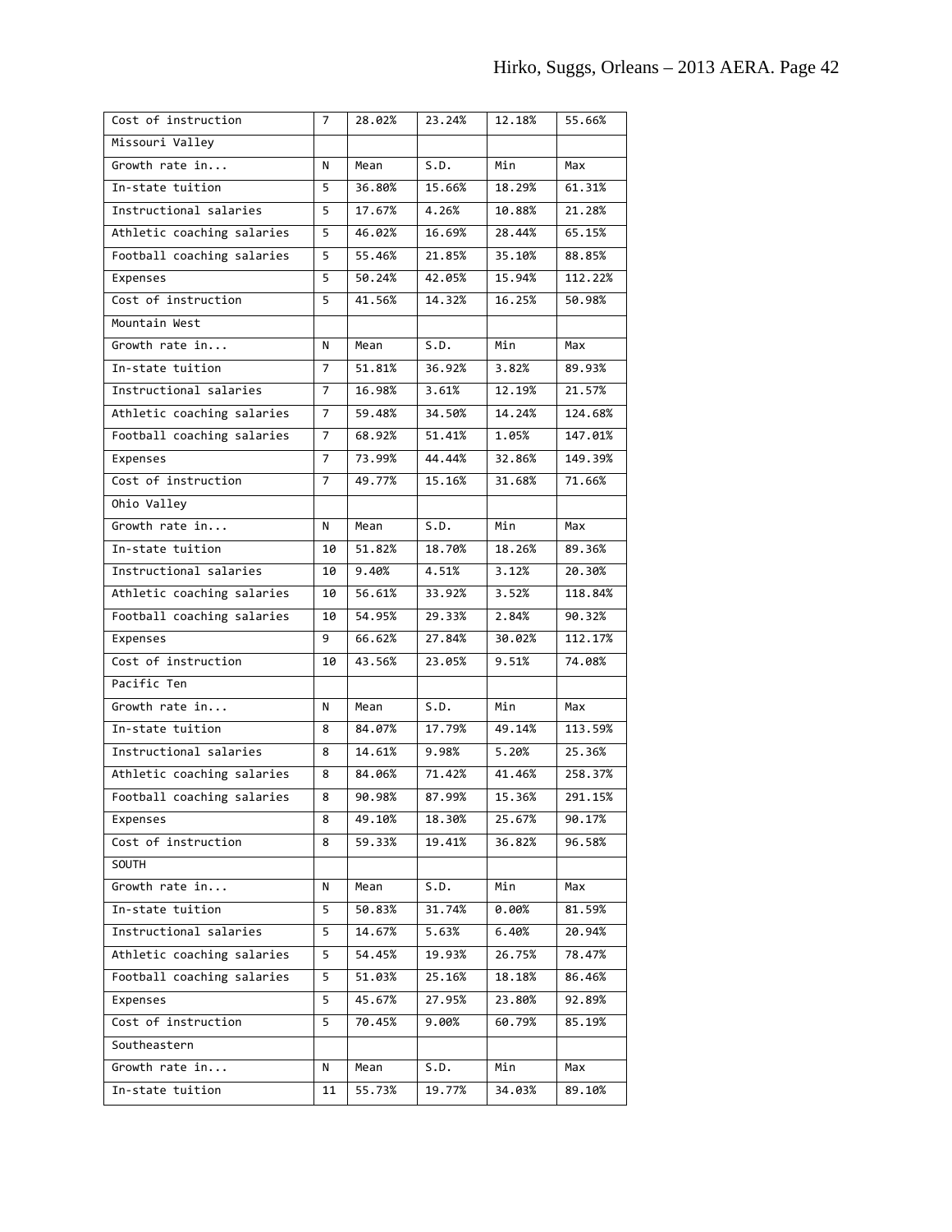| Cost of instruction | 7 | 28.02% | 23.24% | 12.18% | 55.66% |
|---|---|---|---|---|---|
| Missouri Valley | | | | | |
| Growth rate in... | N | Mean | S.D. | Min | Max |
| In-state tuition | 5 | 36.80% | 15.66% | 18.29% | 61.31% |
| Instructional salaries | 5 | 17.67% | 4.26% | 10.88% | 21.28% |
| Athletic coaching salaries | 5 | 46.02% | 16.69% | 28.44% | 65.15% |
| Football coaching salaries | 5 | 55.46% | 21.85% | 35.10% | 88.85% |
| Expenses | 5 | 50.24% | 42.05% | 15.94% | 112.22% |
| Cost of instruction | 5 | 41.56% | 14.32% | 16.25% | 50.98% |
| Mountain West | | | | | |
| Growth rate in... | N | Mean | S.D. | Min | Max |
| In-state tuition | 7 | 51.81% | 36.92% | 3.82% | 89.93% |
| Instructional salaries | 7 | 16.98% | 3.61% | 12.19% | 21.57% |
| Athletic coaching salaries | 7 | 59.48% | 34.50% | 14.24% | 124.68% |
| Football coaching salaries | 7 | 68.92% | 51.41% | 1.05% | 147.01% |
| Expenses | 7 | 73.99% | 44.44% | 32.86% | 149.39% |
| Cost of instruction | 7 | 49.77% | 15.16% | 31.68% | 71.66% |
| Ohio Valley | | | | | |
| Growth rate in... | N | Mean | S.D. | Min | Max |
| In-state tuition | 10 | 51.82% | 18.70% | 18.26% | 89.36% |
| Instructional salaries | 10 | 9.40% | 4.51% | 3.12% | 20.30% |
| Athletic coaching salaries | 10 | 56.61% | 33.92% | 3.52% | 118.84% |
| Football coaching salaries | 10 | 54.95% | 29.33% | 2.84% | 90.32% |
| Expenses | 9 | 66.62% | 27.84% | 30.02% | 112.17% |
| Cost of instruction | 10 | 43.56% | 23.05% | 9.51% | 74.08% |
| Pacific Ten | | | | | |
| Growth rate in... | N | Mean | S.D. | Min | Max |
| In-state tuition | 8 | 84.07% | 17.79% | 49.14% | 113.59% |
| Instructional salaries | 8 | 14.61% | 9.98% | 5.20% | 25.36% |
| Athletic coaching salaries | 8 | 84.06% | 71.42% | 41.46% | 258.37% |
| Football coaching salaries | 8 | 90.98% | 87.99% | 15.36% | 291.15% |
| Expenses | 8 | 49.10% | 18.30% | 25.67% | 90.17% |
| Cost of instruction | 8 | 59.33% | 19.41% | 36.82% | 96.58% |
| SOUTH | | | | | |
| Growth rate in... | N | Mean | S.D. | Min | Max |
| In-state tuition | 5 | 50.83% | 31.74% | 0.00% | 81.59% |
| Instructional salaries | 5 | 14.67% | 5.63% | 6.40% | 20.94% |
| Athletic coaching salaries | 5 | 54.45% | 19.93% | 26.75% | 78.47% |
| Football coaching salaries | 5 | 51.03% | 25.16% | 18.18% | 86.46% |
| Expenses | 5 | 45.67% | 27.95% | 23.80% | 92.89% |
| Cost of instruction | 5 | 70.45% | 9.00% | 60.79% | 85.19% |
| Southeastern | | | | | |
| Growth rate in... | N | Mean | S.D. | Min | Max |
| In-state tuition | 11 | 55.73% | 19.77% | 34.03% | 89.10% |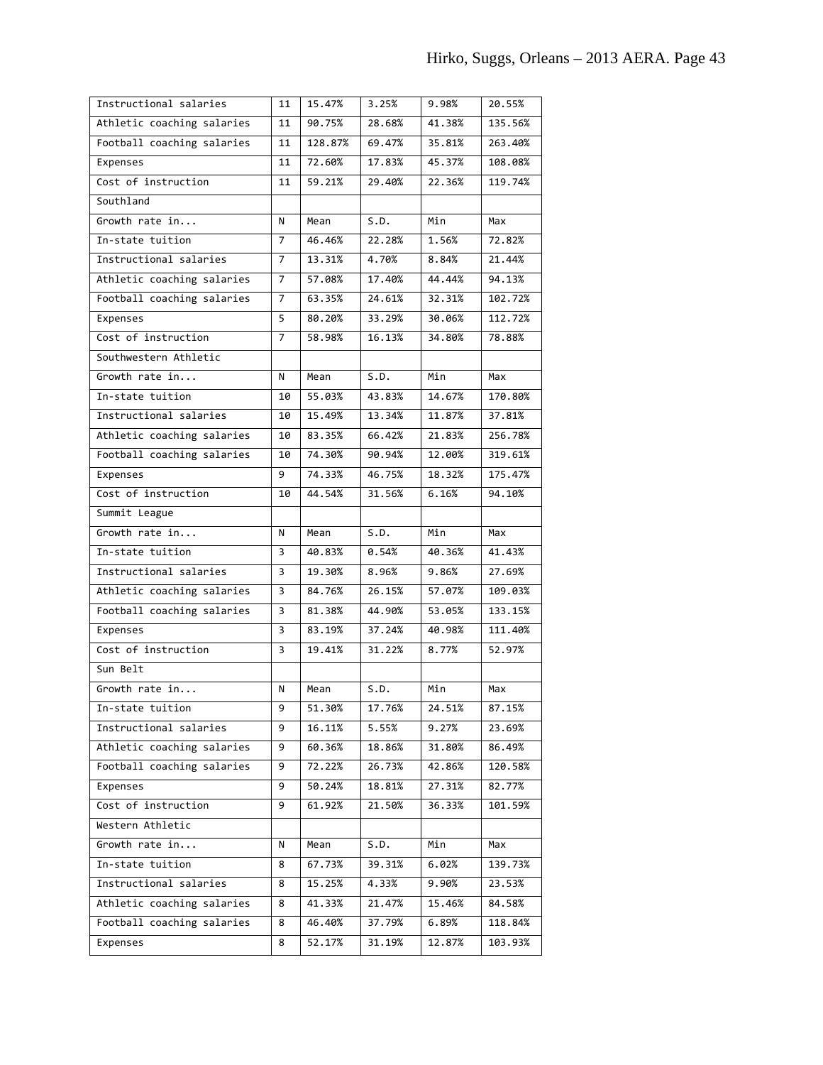| | | | | | |
|---|---|---|---|---|---|
| Instructional salaries | 11 | 15.47% | 3.25% | 9.98% | 20.55% |
| Athletic coaching salaries | 11 | 90.75% | 28.68% | 41.38% | 135.56% |
| Football coaching salaries | 11 | 128.87% | 69.47% | 35.81% | 263.40% |
| Expenses | 11 | 72.60% | 17.83% | 45.37% | 108.08% |
| Cost of instruction | 11 | 59.21% | 29.40% | 22.36% | 119.74% |
| Southland | | | | | |
| Growth rate in... | N | Mean | S.D. | Min | Max |
| In-state tuition | 7 | 46.46% | 22.28% | 1.56% | 72.82% |
| Instructional salaries | 7 | 13.31% | 4.70% | 8.84% | 21.44% |
| Athletic coaching salaries | 7 | 57.08% | 17.40% | 44.44% | 94.13% |
| Football coaching salaries | 7 | 63.35% | 24.61% | 32.31% | 102.72% |
| Expenses | 5 | 80.20% | 33.29% | 30.06% | 112.72% |
| Cost of instruction | 7 | 58.98% | 16.13% | 34.80% | 78.88% |
| Southwestern Athletic | | | | | |
| Growth rate in... | N | Mean | S.D. | Min | Max |
| In-state tuition | 10 | 55.03% | 43.83% | 14.67% | 170.80% |
| Instructional salaries | 10 | 15.49% | 13.34% | 11.87% | 37.81% |
| Athletic coaching salaries | 10 | 83.35% | 66.42% | 21.83% | 256.78% |
| Football coaching salaries | 10 | 74.30% | 90.94% | 12.00% | 319.61% |
| Expenses | 9 | 74.33% | 46.75% | 18.32% | 175.47% |
| Cost of instruction | 10 | 44.54% | 31.56% | 6.16% | 94.10% |
| Summit League | | | | | |
| Growth rate in... | N | Mean | S.D. | Min | Max |
| In-state tuition | 3 | 40.83% | 0.54% | 40.36% | 41.43% |
| Instructional salaries | 3 | 19.30% | 8.96% | 9.86% | 27.69% |
| Athletic coaching salaries | 3 | 84.76% | 26.15% | 57.07% | 109.03% |
| Football coaching salaries | 3 | 81.38% | 44.90% | 53.05% | 133.15% |
| Expenses | 3 | 83.19% | 37.24% | 40.98% | 111.40% |
| Cost of instruction | 3 | 19.41% | 31.22% | 8.77% | 52.97% |
| Sun Belt | | | | | |
| Growth rate in... | N | Mean | S.D. | Min | Max |
| In-state tuition | 9 | 51.30% | 17.76% | 24.51% | 87.15% |
| Instructional salaries | 9 | 16.11% | 5.55% | 9.27% | 23.69% |
| Athletic coaching salaries | 9 | 60.36% | 18.86% | 31.80% | 86.49% |
| Football coaching salaries | 9 | 72.22% | 26.73% | 42.86% | 120.58% |
| Expenses | 9 | 50.24% | 18.81% | 27.31% | 82.77% |
| Cost of instruction | 9 | 61.92% | 21.50% | 36.33% | 101.59% |
| Western Athletic | | | | | |
| Growth rate in... | N | Mean | S.D. | Min | Max |
| In-state tuition | 8 | 67.73% | 39.31% | 6.02% | 139.73% |
| Instructional salaries | 8 | 15.25% | 4.33% | 9.90% | 23.53% |
| Athletic coaching salaries | 8 | 41.33% | 21.47% | 15.46% | 84.58% |
| Football coaching salaries | 8 | 46.40% | 37.79% | 6.89% | 118.84% |
| Expenses | 8 | 52.17% | 31.19% | 12.87% | 103.93% |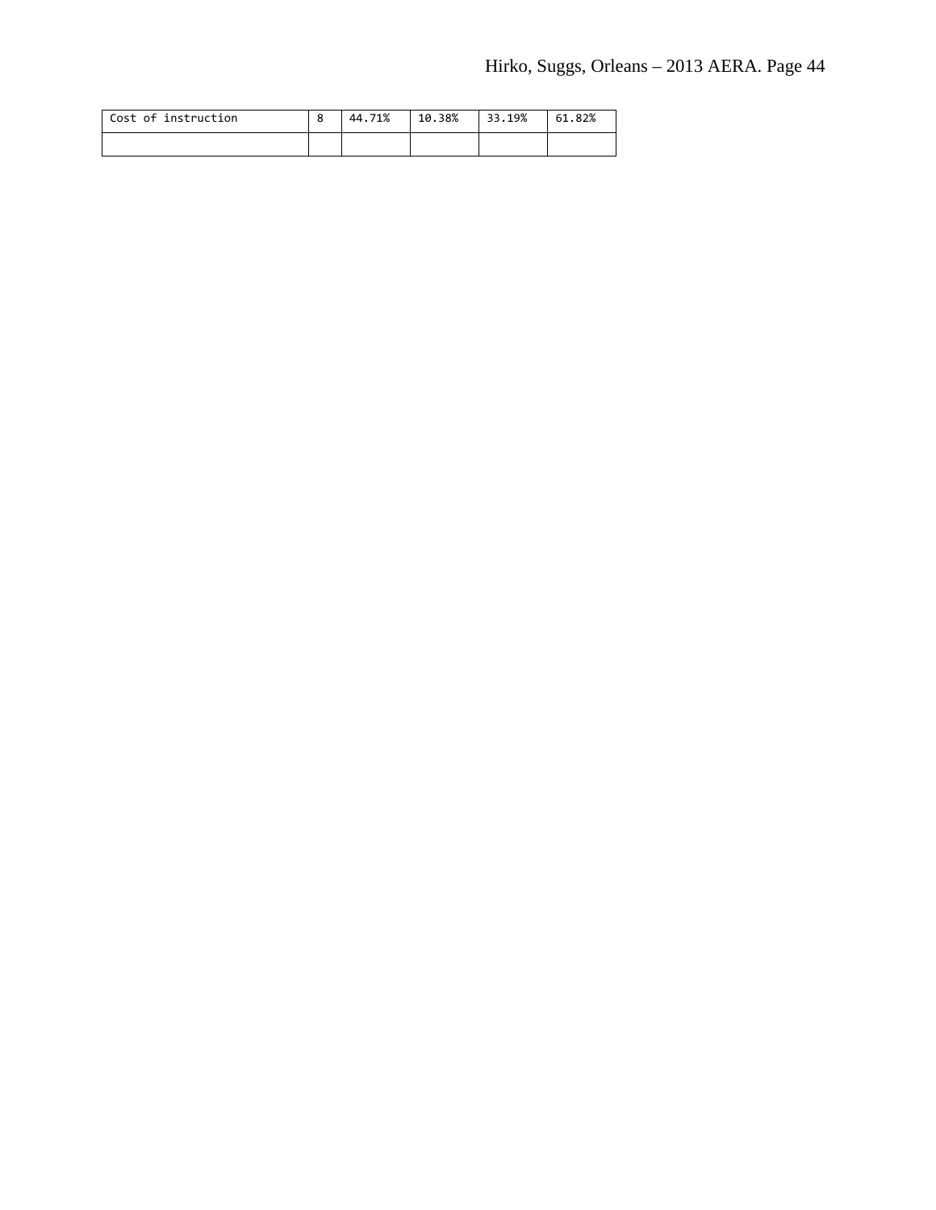| Cost of instruction | 8 | 44.71% | 10.38% | 33.19% | 61.82% |
|---|---|---|---|---|---|
| | | | | | |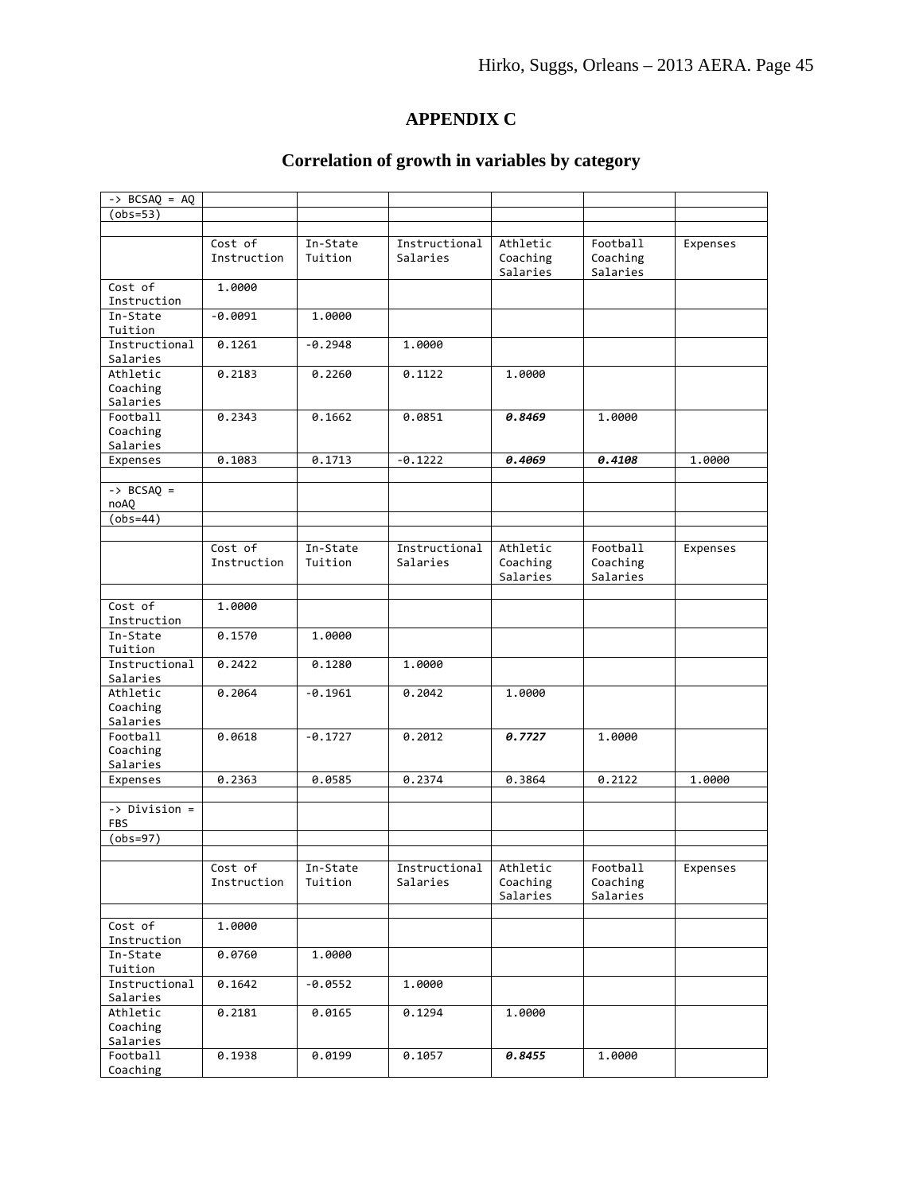## APPENDIX C

## Correlation of growth in variables by category

| -> BCSAQ = AQ | | | | | | |
|---|---|---|---|---|---|---|
| (obs=53) | | | | | | |
| | | | | | | |
| | Cost of Instruction | In-State Tuition | Instructional Salaries | Athletic Coaching Salaries | Football Coaching Salaries | Expenses |
| Cost of Instruction | 1.0000 | | | | | |
| In-State Tuition | -0.0091 | 1.0000 | | | | |
| Instructional Salaries | 0.1261 | -0.2948 | 1.0000 | | | |
| Athletic Coaching Salaries | 0.2183 | 0.2260 | 0.1122 | 1.0000 | | |
| Football Coaching Salaries | 0.2343 | 0.1662 | 0.0851 | ***0.8469*** | 1.0000 | |
| Expenses | 0.1083 | 0.1713 | -0.1222 | ***0.4069*** | ***0.4108*** | 1.0000 |
| | | | | | | |
| -> BCSAQ = noAQ | | | | | | |
| (obs=44) | | | | | | |
| | | | | | | |
| | Cost of Instruction | In-State Tuition | Instructional Salaries | Athletic Coaching Salaries | Football Coaching Salaries | Expenses |
| | | | | | | |
| Cost of Instruction | 1.0000 | | | | | |
| In-State Tuition | 0.1570 | 1.0000 | | | | |
| Instructional Salaries | 0.2422 | 0.1280 | 1.0000 | | | |
| Athletic Coaching Salaries | 0.2064 | -0.1961 | 0.2042 | 1.0000 | | |
| Football Coaching Salaries | 0.0618 | -0.1727 | 0.2012 | ***0.7727*** | 1.0000 | |
| Expenses | 0.2363 | 0.0585 | 0.2374 | 0.3864 | 0.2122 | 1.0000 |
| | | | | | | |
| -> Division = FBS | | | | | | |
| (obs=97) | | | | | | |
| | | | | | | |
| | Cost of Instruction | In-State Tuition | Instructional Salaries | Athletic Coaching Salaries | Football Coaching Salaries | Expenses |
| | | | | | | |
| Cost of Instruction | 1.0000 | | | | | |
| In-State Tuition | 0.0760 | 1.0000 | | | | |
| Instructional Salaries | 0.1642 | -0.0552 | 1.0000 | | | |
| Athletic Coaching Salaries | 0.2181 | 0.0165 | 0.1294 | 1.0000 | | |
| Football Coaching | 0.1938 | 0.0199 | 0.1057 | ***0.8455*** | 1.0000 | |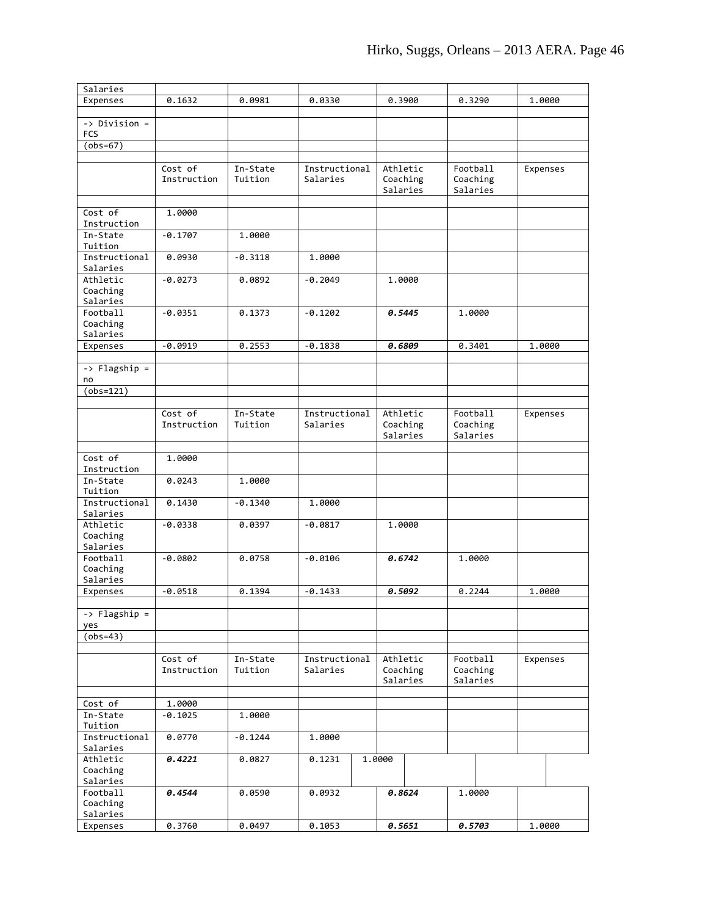| Salaries | | | | | | |
|---|---|---|---|---|---|---|
| Expenses | 0.1632 | 0.0981 | 0.0330 | 0.3900 | 0.3290 | 1.0000 |
| | | | | | | |
| -> Division = FCS | | | | | | |
| (obs=67) | | | | | | |
| | | | | | | |
| | Cost of Instruction | In-State Tuition | Instructional Salaries | Athletic Coaching Salaries | Football Coaching Salaries | Expenses |
| | | | | | | |
| Cost of Instruction | 1.0000 | | | | | |
| In-State Tuition | -0.1707 | 1.0000 | | | | |
| Instructional Salaries | 0.0930 | -0.3118 | 1.0000 | | | |
| Athletic Coaching Salaries | -0.0273 | 0.0892 | -0.2049 | 1.0000 | | |
| Football Coaching Salaries | -0.0351 | 0.1373 | -0.1202 | ***0.5445*** | 1.0000 | |
| Expenses | -0.0919 | 0.2553 | -0.1838 | ***0.6809*** | 0.3401 | 1.0000 |
| | | | | | | |
| -> Flagship = no | | | | | | |
| (obs=121) | | | | | | |
| | | | | | | |
| | Cost of Instruction | In-State Tuition | Instructional Salaries | Athletic Coaching Salaries | Football Coaching Salaries | Expenses |
| | | | | | | |
| Cost of Instruction | 1.0000 | | | | | |
| In-State Tuition | 0.0243 | 1.0000 | | | | |
| Instructional Salaries | 0.1430 | -0.1340 | 1.0000 | | | |
| Athletic Coaching Salaries | -0.0338 | 0.0397 | -0.0817 | 1.0000 | | |
| Football Coaching Salaries | -0.0802 | 0.0758 | -0.0106 | ***0.6742*** | 1.0000 | |
| Expenses | -0.0518 | 0.1394 | -0.1433 | ***0.5092*** | 0.2244 | 1.0000 |
| | | | | | | |
| -> Flagship = yes | | | | | | |
| (obs=43) | | | | | | |
| | | | | | | |
| | Cost of Instruction | In-State Tuition | Instructional Salaries | Athletic Coaching Salaries | Football Coaching Salaries | Expenses |
| | | | | | | |
| Cost of | 1.0000 | | | | | |
| In-State Tuition | -0.1025 | 1.0000 | | | | |
| Instructional Salaries | 0.0770 | -0.1244 | 1.0000 | | | |
| Athletic Coaching Salaries | ***0.4221*** | 0.0827 | 0.1231 | 1.0000 | | |
| Football Coaching Salaries | ***0.4544*** | 0.0590 | 0.0932 | ***0.8624*** | 1.0000 | |
| Expenses | 0.3760 | 0.0497 | 0.1053 | ***0.5651*** | ***0.5703*** | 1.0000 |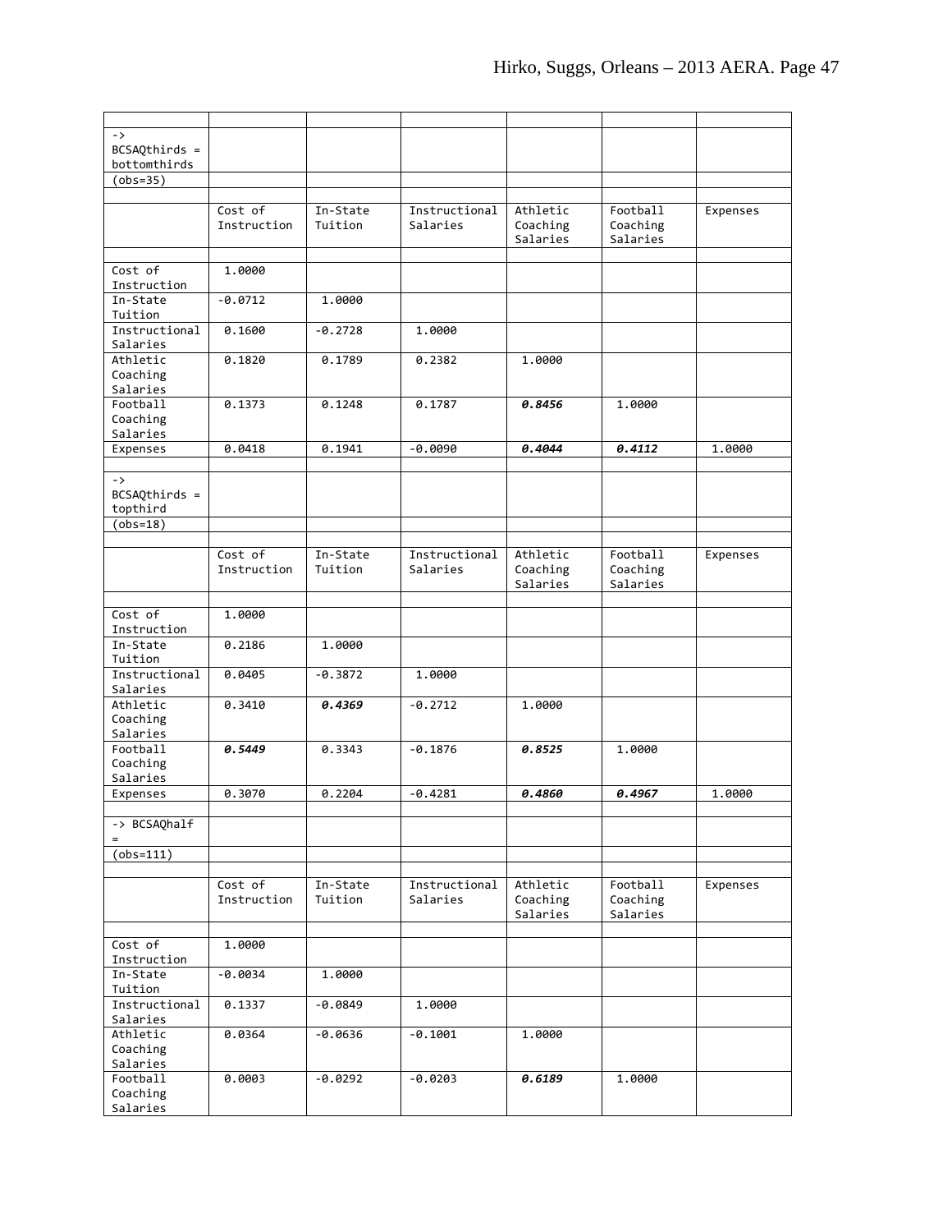| | | | | | | |
|---|---|---|---|---|---|---|
| -> BCSAQthirds = bottomthirds | | | | | | |
| (obs=35) | | | | | | |
| | | | | | | |
| | Cost of Instruction | In-State Tuition | Instructional Salaries | Athletic Coaching Salaries | Football Coaching Salaries | Expenses |
| | | | | | | |
| Cost of Instruction | 1.0000 | | | | | |
| In-State Tuition | -0.0712 | 1.0000 | | | | |
| Instructional Salaries | 0.1600 | -0.2728 | 1.0000 | | | |
| Athletic Coaching Salaries | 0.1820 | 0.1789 | 0.2382 | 1.0000 | | |
| Football Coaching Salaries | 0.1373 | 0.1248 | 0.1787 | ***0.8456*** | 1.0000 | |
| Expenses | 0.0418 | 0.1941 | -0.0090 | ***0.4044*** | ***0.4112*** | 1.0000 |
| | | | | | | |
| -> BCSAQthirds = topthird | | | | | | |
| (obs=18) | | | | | | |
| | | | | | | |
| | Cost of Instruction | In-State Tuition | Instructional Salaries | Athletic Coaching Salaries | Football Coaching Salaries | Expenses |
| | | | | | | |
| Cost of Instruction | 1.0000 | | | | | |
| In-State Tuition | 0.2186 | 1.0000 | | | | |
| Instructional Salaries | 0.0405 | -0.3872 | 1.0000 | | | |
| Athletic Coaching Salaries | 0.3410 | ***0.4369*** | -0.2712 | 1.0000 | | |
| Football Coaching Salaries | ***0.5449*** | 0.3343 | -0.1876 | ***0.8525*** | 1.0000 | |
| Expenses | 0.3070 | 0.2204 | -0.4281 | ***0.4860*** | ***0.4967*** | 1.0000 |
| | | | | | | |
| -> BCSAQhalf = | | | | | | |
| (obs=111) | | | | | | |
| | | | | | | |
| | Cost of Instruction | In-State Tuition | Instructional Salaries | Athletic Coaching Salaries | Football Coaching Salaries | Expenses |
| | | | | | | |
| Cost of Instruction | 1.0000 | | | | | |
| In-State Tuition | -0.0034 | 1.0000 | | | | |
| Instructional Salaries | 0.1337 | -0.0849 | 1.0000 | | | |
| Athletic Coaching Salaries | 0.0364 | -0.0636 | -0.1001 | 1.0000 | | |
| Football Coaching Salaries | 0.0003 | -0.0292 | -0.0203 | ***0.6189*** | 1.0000 | |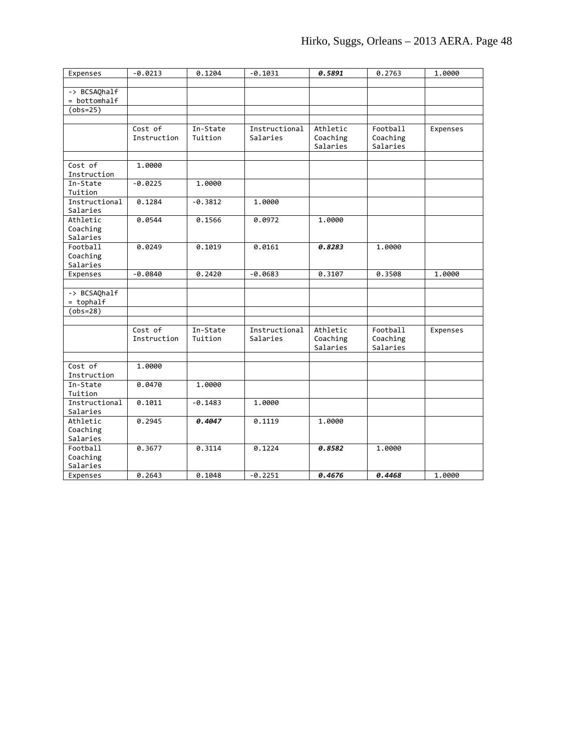| Expenses | -0.0213 | 0.1204 | -0.1031 | ***0.5891*** | 0.2763 | 1.0000 |
|---|---|---|---|---|---|---|
| | | | | | | |
| -> BCSAQhalf = bottomhalf | | | | | | |
| (obs=25) | | | | | | |
| | | | | | | |
| | Cost of Instruction | In-State Tuition | Instructional Salaries | Athletic Coaching Salaries | Football Coaching Salaries | Expenses |
| | | | | | | |
| Cost of Instruction | 1.0000 | | | | | |
| In-State Tuition | -0.0225 | 1.0000 | | | | |
| Instructional Salaries | 0.1284 | -0.3812 | 1.0000 | | | |
| Athletic Coaching Salaries | 0.0544 | 0.1566 | 0.0972 | 1.0000 | | |
| Football Coaching Salaries | 0.0249 | 0.1019 | 0.0161 | ***0.8283*** | 1.0000 | |
| Expenses | -0.0840 | 0.2420 | -0.0683 | 0.3107 | 0.3508 | 1.0000 |
| | | | | | | |
| -> BCSAQhalf = tophalf | | | | | | |
| (obs=28) | | | | | | |
| | | | | | | |
| | Cost of Instruction | In-State Tuition | Instructional Salaries | Athletic Coaching Salaries | Football Coaching Salaries | Expenses |
| | | | | | | |
| Cost of Instruction | 1.0000 | | | | | |
| In-State Tuition | 0.0470 | 1.0000 | | | | |
| Instructional Salaries | 0.1011 | -0.1483 | 1.0000 | | | |
| Athletic Coaching Salaries | 0.2945 | ***0.4047*** | 0.1119 | 1.0000 | | |
| Football Coaching Salaries | 0.3677 | 0.3114 | 0.1224 | ***0.8582*** | 1.0000 | |
| Expenses | 0.2643 | 0.1048 | -0.2251 | ***0.4676*** | ***0.4468*** | 1.0000 |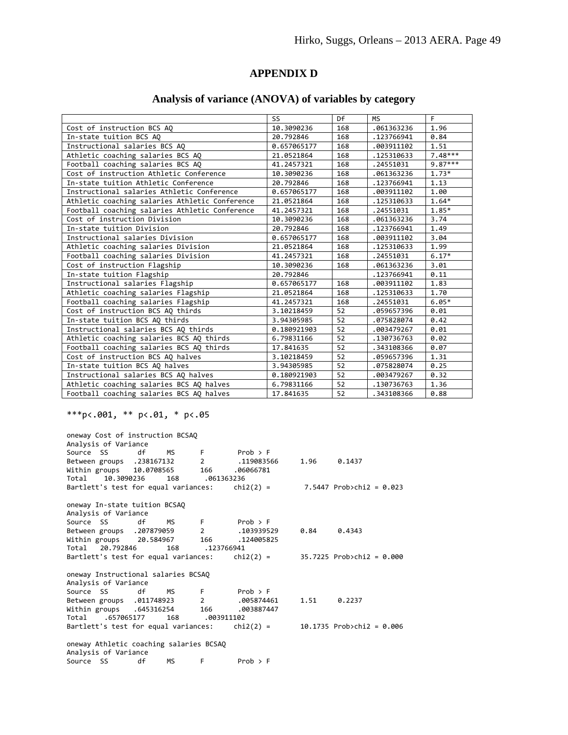## APPENDIX D

### Analysis of variance (ANOVA) of variables by category

| | SS | Df | MS | F |
|---|---|---|---|---|
| Cost of instruction BCS AQ | 10.3090236 | 168 | .061363236 | 1.96 |
| In-state tuition BCS AQ | 20.792846 | 168 | .123766941 | 0.84 |
| Instructional salaries BCS AQ | 0.657065177 | 168 | .003911102 | 1.51 |
| Athletic coaching salaries BCS AQ | 21.0521864 | 168 | .125310633 | 7.48*** |
| Football coaching salaries BCS AQ | 41.2457321 | 168 | .24551031 | 9.87*** |
| Cost of instruction Athletic Conference | 10.3090236 | 168 | .061363236 | 1.73* |
| In-state tuition Athletic Conference | 20.792846 | 168 | .123766941 | 1.13 |
| Instructional salaries Athletic Conference | 0.657065177 | 168 | .003911102 | 1.00 |
| Athletic coaching salaries Athletic Conference | 21.0521864 | 168 | .125310633 | 1.64* |
| Football coaching salaries Athletic Conference | 41.2457321 | 168 | .24551031 | 1.85* |
| Cost of instruction Division | 10.3090236 | 168 | .061363236 | 3.74 |
| In-state tuition Division | 20.792846 | 168 | .123766941 | 1.49 |
| Instructional salaries Division | 0.657065177 | 168 | .003911102 | 3.04 |
| Athletic coaching salaries Division | 21.0521864 | 168 | .125310633 | 1.99 |
| Football coaching salaries Division | 41.2457321 | 168 | .24551031 | 6.17* |
| Cost of instruction Flagship | 10.3090236 | 168 | .061363236 | 3.01 |
| In-state tuition Flagship | 20.792846 | | .123766941 | 0.11 |
| Instructional salaries Flagship | 0.657065177 | 168 | .003911102 | 1.83 |
| Athletic coaching salaries Flagship | 21.0521864 | 168 | .125310633 | 1.70 |
| Football coaching salaries Flagship | 41.2457321 | 168 | .24551031 | 6.05* |
| Cost of instruction BCS AQ thirds | 3.10218459 | 52 | .059657396 | 0.01 |
| In-state tuition BCS AQ thirds | 3.94305985 | 52 | .075828074 | 0.42 |
| Instructional salaries BCS AQ thirds | 0.180921903 | 52 | .003479267 | 0.01 |
| Athletic coaching salaries BCS AQ thirds | 6.79831166 | 52 | .130736763 | 0.02 |
| Football coaching salaries BCS AQ thirds | 17.841635 | 52 | .343108366 | 0.07 |
| Cost of instruction BCS AQ halves | 3.10218459 | 52 | .059657396 | 1.31 |
| In-state tuition BCS AQ halves | 3.94305985 | 52 | .075828074 | 0.25 |
| Instructional salaries BCS AQ halves | 0.180921903 | 52 | .003479267 | 0.32 |
| Athletic coaching salaries BCS AQ halves | 6.79831166 | 52 | .130736763 | 1.36 |
| Football coaching salaries BCS AQ halves | 17.841635 | 52 | .343108366 | 0.88 |

***p<.001, ** p<.01, * p<.05

```
oneway Cost of instruction BCSAQ
Analysis of Variance
Source  SS        df     MS        F         Prob > F
Between groups  .238167132     2       .119083566     1.96     0.1437
Within groups   10.0708565     166     .06066781
Total   10.3090236     168     .061363236
Bartlett's test for equal variances:     chi2(2) =       7.5447 Prob>chi2 = 0.023

oneway In-state tuition BCSAQ
Analysis of Variance
Source  SS        df     MS        F         Prob > F
Between groups  .207879059     2       .103939529     0.84     0.4343
Within groups    20.584967     166     .124005825
Total   20.792846     168     .123766941
Bartlett's test for equal variances:     chi2(2) =      35.7225 Prob>chi2 = 0.000

oneway Instructional salaries BCSAQ
Analysis of Variance
Source  SS        df     MS        F         Prob > F
Between groups  .011748923     2       .005874461     1.51     0.2237
Within groups   .645316254     166     .003887447
Total   .657065177     168     .003911102
Bartlett's test for equal variances:     chi2(2) =      10.1735 Prob>chi2 = 0.006

oneway Athletic coaching salaries BCSAQ
Analysis of Variance
Source  SS        df     MS        F         Prob > F
```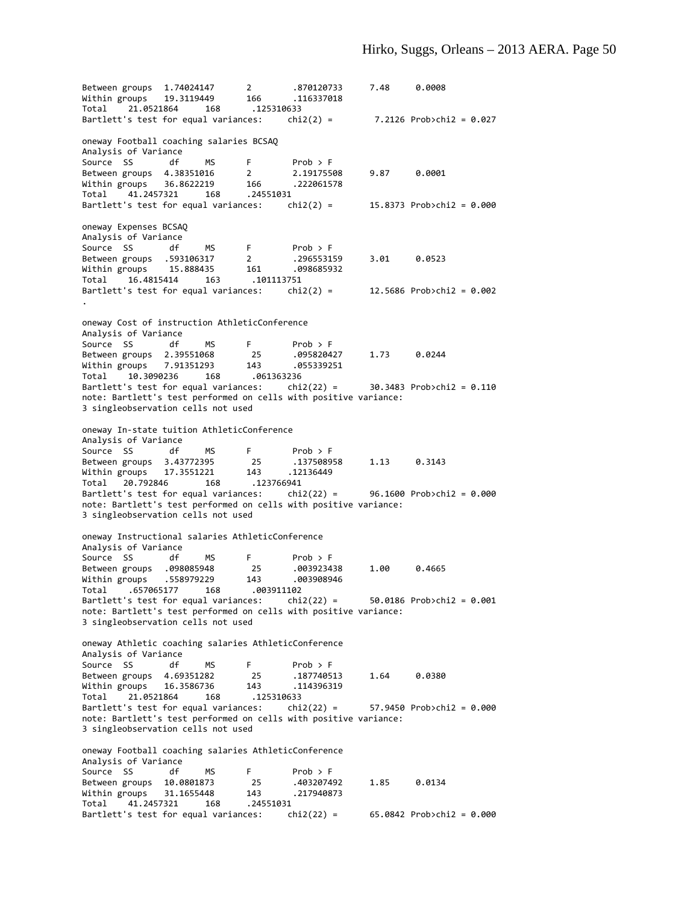```
Between groups  1.74024147      2        .870120733      7.48     0.0008
Within groups   19.3119449      166      .116337018
Total     21.0521864      168      .125310633
Bartlett's test for equal variances:     chi2(2) =       7.2126 Prob>chi2 = 0.027

oneway Football coaching salaries BCSAQ
Analysis of Variance
Source  SS       df     MS       F        Prob > F
Between groups  4.38351016      2        2.19175508      9.87     0.0001
Within groups   36.8622219      166      .222061578
Total     41.2457321      168      .24551031
Bartlett's test for equal variances:     chi2(2) =      15.8373 Prob>chi2 = 0.000

oneway Expenses BCSAQ
Analysis of Variance
Source  SS       df     MS       F        Prob > F
Between groups  .593106317      2        .296553159      3.01     0.0523
Within groups    15.888435      161      .098685932
Total     16.4815414      163      .101113751
Bartlett's test for equal variances:     chi2(2) =      12.5686 Prob>chi2 = 0.002
.

oneway Cost of instruction AthleticConference
Analysis of Variance
Source  SS       df     MS       F        Prob > F
Between groups  2.39551068       25      .095820427      1.73     0.0244
Within groups   7.91351293      143      .055339251
Total     10.3090236      168      .061363236
Bartlett's test for equal variances:     chi2(22) =      30.3483 Prob>chi2 = 0.110
note: Bartlett's test performed on cells with positive variance:
3 singleobservation cells not used

oneway In-state tuition AthleticConference
Analysis of Variance
Source  SS       df     MS       F        Prob > F
Between groups  3.43772395       25      .137508958      1.13     0.3143
Within groups   17.3551221      143     .12136449
Total    20.792846       168      .123766941
Bartlett's test for equal variances:     chi2(22) =      96.1600 Prob>chi2 = 0.000
note: Bartlett's test performed on cells with positive variance:
3 singleobservation cells not used

oneway Instructional salaries AthleticConference
Analysis of Variance
Source  SS       df     MS       F        Prob > F
Between groups  .098085948       25      .003923438      1.00     0.4665
Within groups   .558979229      143      .003908946
Total     .657065177      168      .003911102
Bartlett's test for equal variances:     chi2(22) =      50.0186 Prob>chi2 = 0.001
note: Bartlett's test performed on cells with positive variance:
3 singleobservation cells not used

oneway Athletic coaching salaries AthleticConference
Analysis of Variance
Source  SS       df     MS       F        Prob > F
Between groups  4.69351282       25      .187740513      1.64     0.0380
Within groups   16.3586736      143      .114396319
Total     21.0521864      168      .125310633
Bartlett's test for equal variances:     chi2(22) =      57.9450 Prob>chi2 = 0.000
note: Bartlett's test performed on cells with positive variance:
3 singleobservation cells not used

oneway Football coaching salaries AthleticConference
Analysis of Variance
Source  SS       df     MS       F        Prob > F
Between groups  10.0801873       25      .403207492      1.85     0.0134
Within groups   31.1655448      143      .217940873
Total     41.2457321      168      .24551031
Bartlett's test for equal variances:     chi2(22) =      65.0842 Prob>chi2 = 0.000
```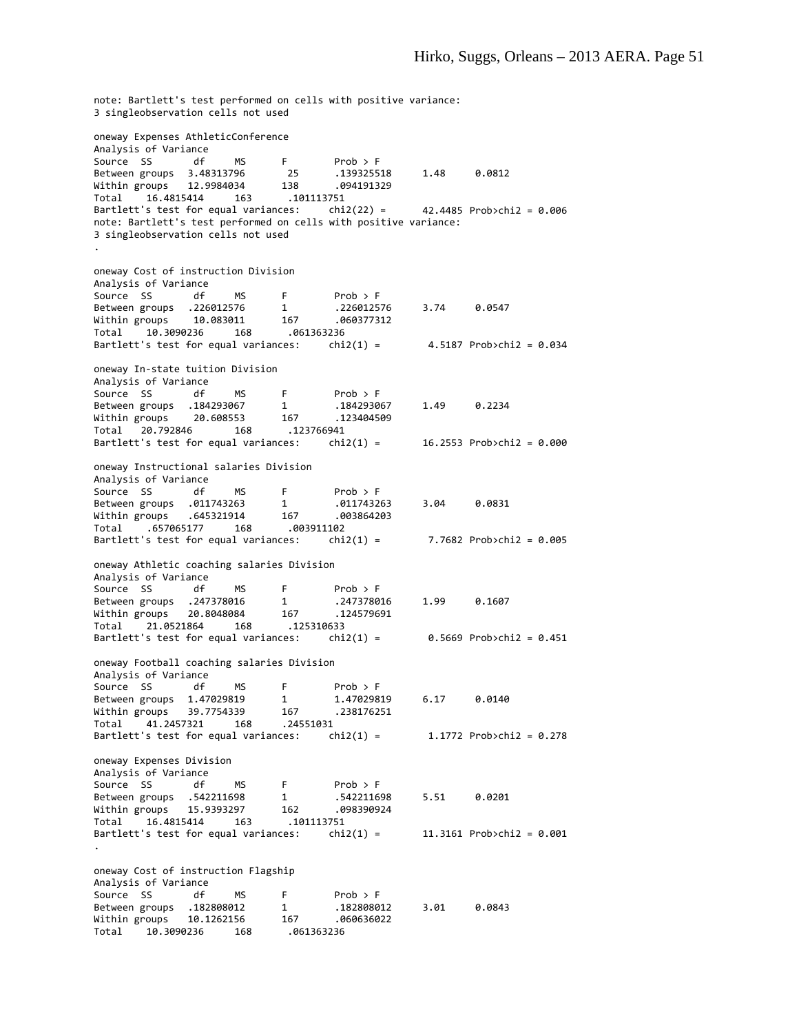```
note: Bartlett's test performed on cells with positive variance:
3 singleobservation cells not used

oneway Expenses AthleticConference
Analysis of Variance
Source  SS       df      MS      F        Prob > F
Between groups  3.48313796       25      .139325518     1.48     0.0812
Within groups   12.9984034      138      .094191329
Total    16.4815414      163      .101113751
Bartlett's test for equal variances:     chi2(22) =      42.4485 Prob>chi2 = 0.006
note: Bartlett's test performed on cells with positive variance:
3 singleobservation cells not used
.

oneway Cost of instruction Division
Analysis of Variance
Source  SS       df      MS      F        Prob > F
Between groups  .226012576      1        .226012576     3.74     0.0547
Within groups    10.083011      167      .060377312
Total    10.3090236      168      .061363236
Bartlett's test for equal variances:     chi2(1) =        4.5187 Prob>chi2 = 0.034

oneway In-state tuition Division
Analysis of Variance
Source  SS       df      MS      F        Prob > F
Between groups  .184293067      1        .184293067     1.49     0.2234
Within groups    20.608553      167      .123404509
Total    20.792846       168      .123766941
Bartlett's test for equal variances:     chi2(1) =       16.2553 Prob>chi2 = 0.000

oneway Instructional salaries Division
Analysis of Variance
Source  SS       df      MS      F        Prob > F
Between groups  .011743263      1        .011743263     3.04     0.0831
Within groups   .645321914      167      .003864203
Total    .657065177      168      .003911102
Bartlett's test for equal variances:     chi2(1) =        7.7682 Prob>chi2 = 0.005

oneway Athletic coaching salaries Division
Analysis of Variance
Source  SS       df      MS      F        Prob > F
Between groups  .247378016      1        .247378016     1.99     0.1607
Within groups   20.8048084      167      .124579691
Total    21.0521864      168      .125310633
Bartlett's test for equal variances:     chi2(1) =        0.5669 Prob>chi2 = 0.451

oneway Football coaching salaries Division
Analysis of Variance
Source  SS       df      MS      F        Prob > F
Between groups  1.47029819      1        1.47029819     6.17     0.0140
Within groups   39.7754339      167      .238176251
Total    41.2457321      168      .24551031
Bartlett's test for equal variances:     chi2(1) =        1.1772 Prob>chi2 = 0.278

oneway Expenses Division
Analysis of Variance
Source  SS       df      MS      F        Prob > F
Between groups  .542211698      1        .542211698     5.51     0.0201
Within groups   15.9393297      162      .098390924
Total    16.4815414      163      .101113751
Bartlett's test for equal variances:     chi2(1) =       11.3161 Prob>chi2 = 0.001
.

oneway Cost of instruction Flagship
Analysis of Variance
Source  SS       df      MS      F        Prob > F
Between groups  .182808012      1        .182808012     3.01     0.0843
Within groups   10.1262156      167      .060636022
Total    10.3090236      168      .061363236
```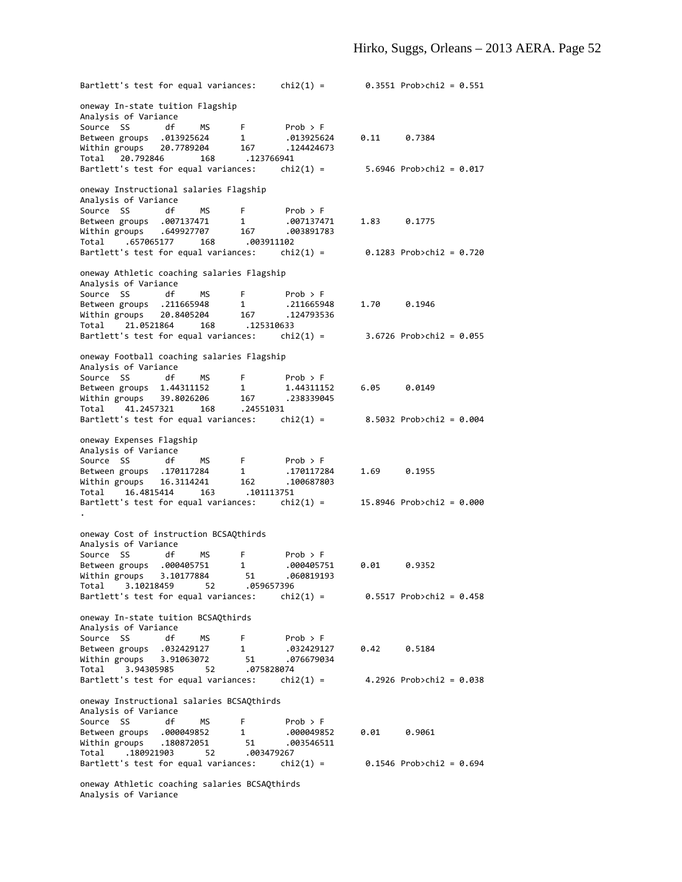```
Bartlett's test for equal variances:     chi2(1) =       0.3551 Prob>chi2 = 0.551

oneway In-state tuition Flagship
Analysis of Variance
Source  SS       df     MS      F        Prob > F
Between groups  .013925624      1        .013925624     0.11     0.7384
Within groups   20.7789204      167      .124424673
Total   20.792846       168      .123766941
Bartlett's test for equal variances:     chi2(1) =       5.6946 Prob>chi2 = 0.017

oneway Instructional salaries Flagship
Analysis of Variance
Source  SS       df     MS      F        Prob > F
Between groups  .007137471      1        .007137471     1.83     0.1775
Within groups   .649927707      167      .003891783
Total    .657065177     168      .003911102
Bartlett's test for equal variances:     chi2(1) =       0.1283 Prob>chi2 = 0.720

oneway Athletic coaching salaries Flagship
Analysis of Variance
Source  SS       df     MS      F        Prob > F
Between groups  .211665948      1        .211665948     1.70     0.1946
Within groups   20.8405204      167      .124793536
Total    21.0521864     168      .125310633
Bartlett's test for equal variances:     chi2(1) =       3.6726 Prob>chi2 = 0.055

oneway Football coaching salaries Flagship
Analysis of Variance
Source  SS       df     MS      F        Prob > F
Between groups  1.44311152      1        1.44311152     6.05     0.0149
Within groups   39.8026206      167      .238339045
Total    41.2457321     168      .24551031
Bartlett's test for equal variances:     chi2(1) =       8.5032 Prob>chi2 = 0.004

oneway Expenses Flagship
Analysis of Variance
Source  SS       df     MS      F        Prob > F
Between groups  .170117284      1        .170117284     1.69     0.1955
Within groups   16.3114241      162      .100687803
Total    16.4815414     163      .101113751
Bartlett's test for equal variances:     chi2(1) =      15.8946 Prob>chi2 = 0.000
.

oneway Cost of instruction BCSAQthirds
Analysis of Variance
Source  SS       df     MS      F        Prob > F
Between groups  .000405751      1        .000405751     0.01     0.9352
Within groups   3.10177884       51      .060819193
Total    3.10218459      52      .059657396
Bartlett's test for equal variances:     chi2(1) =       0.5517 Prob>chi2 = 0.458

oneway In-state tuition BCSAQthirds
Analysis of Variance
Source  SS       df     MS      F        Prob > F
Between groups  .032429127      1        .032429127     0.42     0.5184
Within groups   3.91063072       51      .076679034
Total    3.94305985      52      .075828074
Bartlett's test for equal variances:     chi2(1) =       4.2926 Prob>chi2 = 0.038

oneway Instructional salaries BCSAQthirds
Analysis of Variance
Source  SS       df     MS      F        Prob > F
Between groups  .000049852      1        .000049852     0.01     0.9061
Within groups   .180872051       51      .003546511
Total    .180921903      52      .003479267
Bartlett's test for equal variances:     chi2(1) =       0.1546 Prob>chi2 = 0.694

oneway Athletic coaching salaries BCSAQthirds
Analysis of Variance
```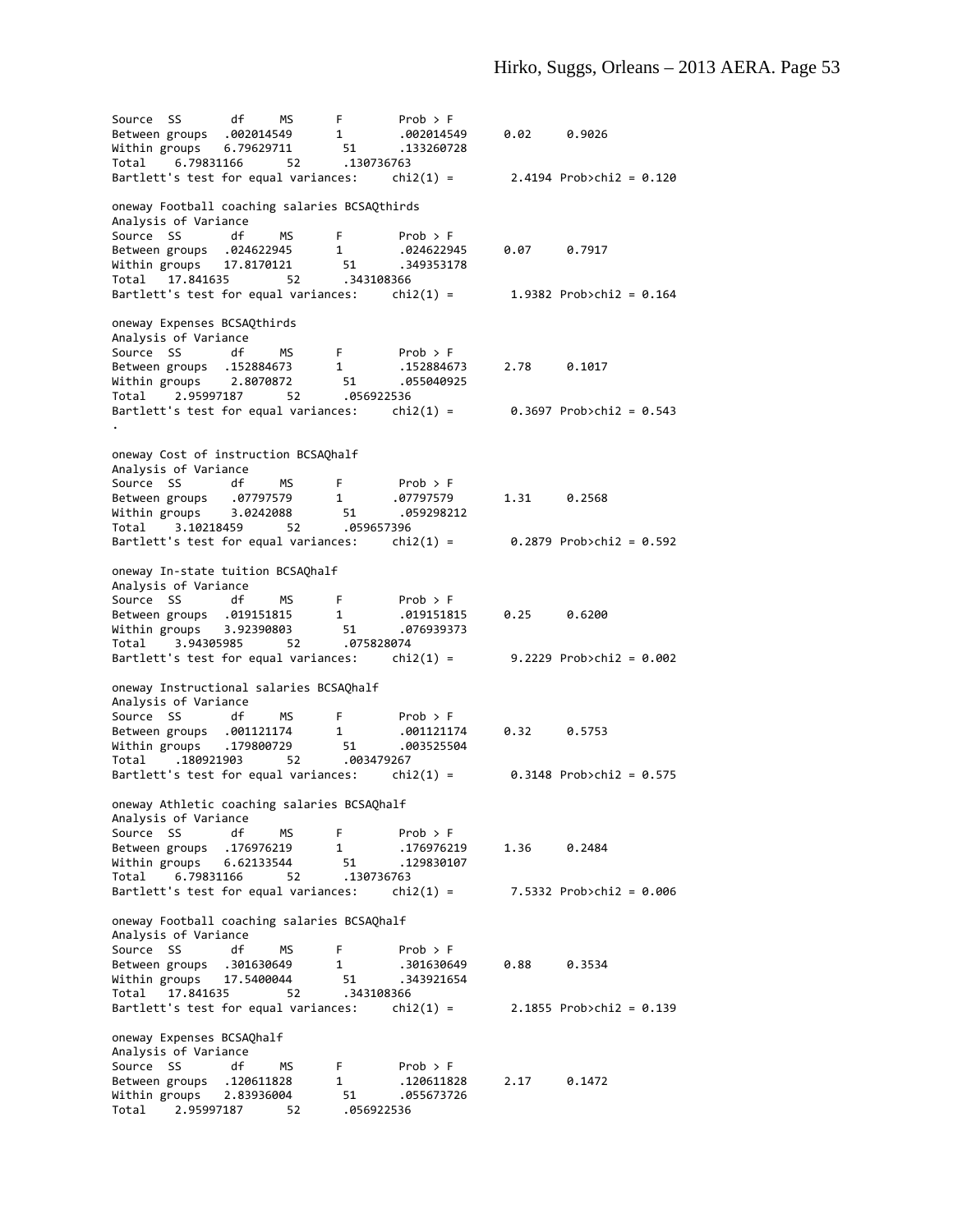```
Source  SS       df      MS       F        Prob > F
Between groups  .002014549      1        .002014549     0.02     0.9026
Within groups   6.79629711       51      .133260728
Total    6.79831166      52      .130736763
Bartlett's test for equal variances:     chi2(1) =        2.4194 Prob>chi2 = 0.120

oneway Football coaching salaries BCSAQthirds
Analysis of Variance
Source  SS       df      MS       F        Prob > F
Between groups  .024622945      1        .024622945     0.07     0.7917
Within groups   17.8170121       51      .349353178
Total   17.841635        52      .343108366
Bartlett's test for equal variances:     chi2(1) =        1.9382 Prob>chi2 = 0.164

oneway Expenses BCSAQthirds
Analysis of Variance
Source  SS       df      MS       F        Prob > F
Between groups  .152884673      1        .152884673     2.78     0.1017
Within groups    2.8070872       51      .055040925
Total    2.95997187      52      .056922536
Bartlett's test for equal variances:     chi2(1) =        0.3697 Prob>chi2 = 0.543
.

oneway Cost of instruction BCSAQhalf
Analysis of Variance
Source  SS       df      MS       F        Prob > F
Between groups   .07797579      1        .07797579      1.31     0.2568
Within groups    3.0242088       51      .059298212
Total    3.10218459      52      .059657396
Bartlett's test for equal variances:     chi2(1) =        0.2879 Prob>chi2 = 0.592

oneway In-state tuition BCSAQhalf
Analysis of Variance
Source  SS       df      MS       F        Prob > F
Between groups  .019151815      1        .019151815     0.25     0.6200
Within groups   3.92390803       51      .076939373
Total    3.94305985      52      .075828074
Bartlett's test for equal variances:     chi2(1) =        9.2229 Prob>chi2 = 0.002

oneway Instructional salaries BCSAQhalf
Analysis of Variance
Source  SS       df      MS       F        Prob > F
Between groups  .001121174      1        .001121174     0.32     0.5753
Within groups   .179800729       51      .003525504
Total    .180921903      52      .003479267
Bartlett's test for equal variances:     chi2(1) =        0.3148 Prob>chi2 = 0.575

oneway Athletic coaching salaries BCSAQhalf
Analysis of Variance
Source  SS       df      MS       F        Prob > F
Between groups  .176976219      1        .176976219     1.36     0.2484
Within groups   6.62133544       51      .129830107
Total    6.79831166      52      .130736763
Bartlett's test for equal variances:     chi2(1) =        7.5332 Prob>chi2 = 0.006

oneway Football coaching salaries BCSAQhalf
Analysis of Variance
Source  SS       df      MS       F        Prob > F
Between groups  .301630649      1        .301630649     0.88     0.3534
Within groups   17.5400044       51      .343921654
Total   17.841635        52      .343108366
Bartlett's test for equal variances:     chi2(1) =        2.1855 Prob>chi2 = 0.139

oneway Expenses BCSAQhalf
Analysis of Variance
Source  SS       df      MS       F        Prob > F
Between groups  .120611828      1        .120611828     2.17     0.1472
Within groups   2.83936004       51      .055673726
Total    2.95997187      52      .056922536
```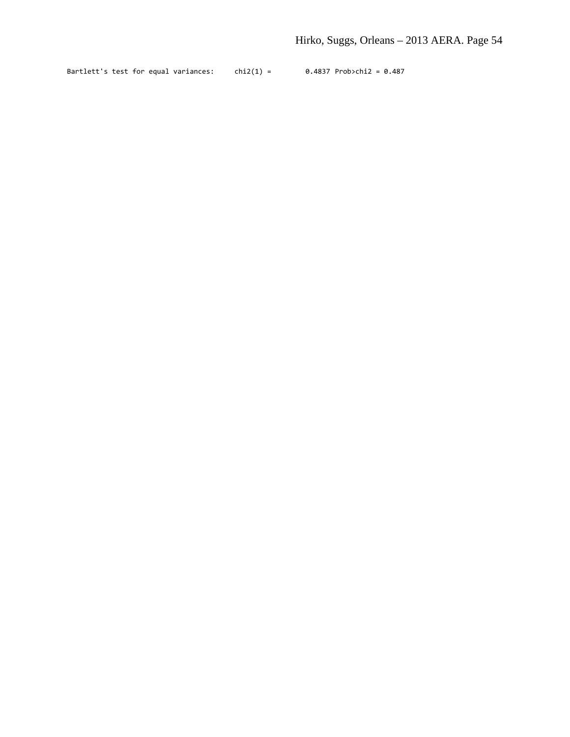```
Bartlett's test for equal variances:     chi2(1) =        0.4837  Prob>chi2 = 0.487
```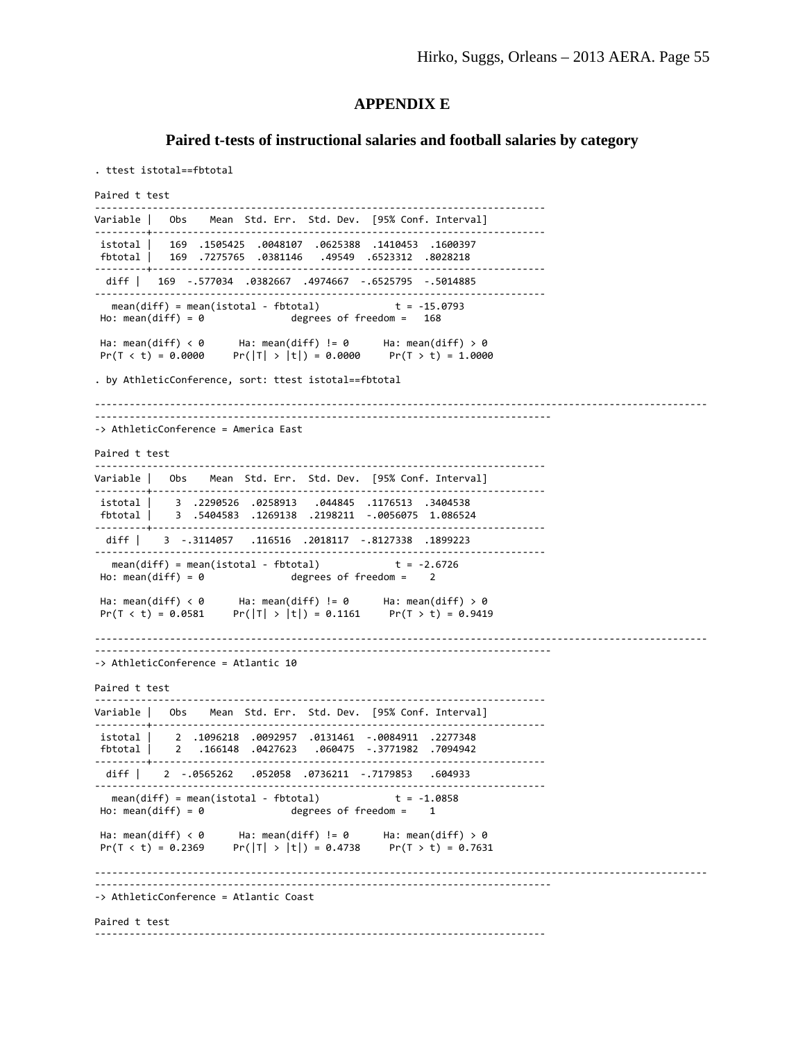# APPENDIX E

## Paired t-tests of instructional salaries and football salaries by category

```
. ttest istotal==fbtotal

Paired t test
------------------------------------------------------------------------------
Variable |     Obs        Mean    Std. Err.   Std. Dev.   [95% Conf. Interval]
---------+--------------------------------------------------------------------
 istotal |     169    .1505425    .0048107    .0625388    .1410453    .1600397
 fbtotal |     169    .7275765    .0381146      .49549    .6523312    .8028218
---------+--------------------------------------------------------------------
    diff |     169    -.577034    .0382667    .4974667   -.6525795   -.5014885
------------------------------------------------------------------------------
     mean(diff) = mean(istotal - fbtotal)                         t = -15.0793
 Ho: mean(diff) = 0                              degrees of freedom =      168

 Ha: mean(diff) < 0           Ha: mean(diff) != 0           Ha: mean(diff) > 0
 Pr(T < t) = 0.0000         Pr(|T| > |t|) = 0.0000          Pr(T > t) = 1.0000

. by AthleticConference, sort: ttest istotal==fbtotal

--------------------------------------------------------------------------------------------------------------
-------------------------------------------------------------------------------
-> AthleticConference = America East

Paired t test
------------------------------------------------------------------------------
Variable |     Obs        Mean    Std. Err.   Std. Dev.   [95% Conf. Interval]
---------+--------------------------------------------------------------------
 istotal |       3    .2290526    .0258913     .044845    .1176513    .3404538
 fbtotal |       3    .5404583    .1269138    .2198211   -.0056075    1.086524
---------+--------------------------------------------------------------------
    diff |       3   -.3114057     .116516    .2018117   -.8127338    .1899223
------------------------------------------------------------------------------
     mean(diff) = mean(istotal - fbtotal)                         t =  -2.6726
 Ho: mean(diff) = 0                              degrees of freedom =        2

 Ha: mean(diff) < 0           Ha: mean(diff) != 0           Ha: mean(diff) > 0
 Pr(T < t) = 0.0581         Pr(|T| > |t|) = 0.1161          Pr(T > t) = 0.9419

--------------------------------------------------------------------------------------------------------------
-------------------------------------------------------------------------------
-> AthleticConference = Atlantic 10

Paired t test
------------------------------------------------------------------------------
Variable |     Obs        Mean    Std. Err.   Std. Dev.   [95% Conf. Interval]
---------+--------------------------------------------------------------------
 istotal |       2    .1096218    .0092957    .0131461   -.0084911    .2277348
 fbtotal |       2     .166148    .0427623     .060475   -.3771982    .7094942
---------+--------------------------------------------------------------------
    diff |       2   -.0565262     .052058    .0736211   -.7179853     .604933
------------------------------------------------------------------------------
     mean(diff) = mean(istotal - fbtotal)                         t =  -1.0858
 Ho: mean(diff) = 0                              degrees of freedom =        1

 Ha: mean(diff) < 0           Ha: mean(diff) != 0           Ha: mean(diff) > 0
 Pr(T < t) = 0.2369         Pr(|T| > |t|) = 0.4738          Pr(T > t) = 0.7631

--------------------------------------------------------------------------------------------------------------
-------------------------------------------------------------------------------
-> AthleticConference = Atlantic Coast

Paired t test
------------------------------------------------------------------------------
```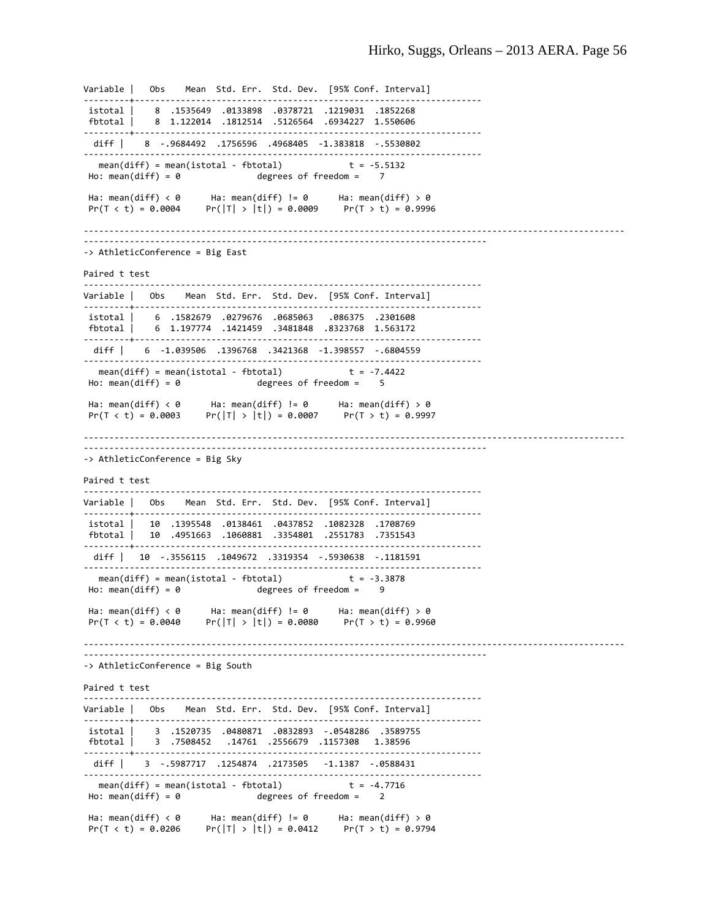```
Variable |   Obs    Mean  Std. Err.  Std. Dev.  [95% Conf. Interval]
---------+--------------------------------------------------------------------
 istotal |     8  .1535649  .0133898  .0378721  .1219031  .1852268
 fbtotal |     8  1.122014  .1812514  .5126564  .6934227  1.550606
---------+--------------------------------------------------------------------
    diff |     8  -.9684492  .1756596  .4968405  -1.383818  -.5530802
------------------------------------------------------------------------------
   mean(diff) = mean(istotal - fbtotal)                  t =  -5.5132
 Ho: mean(diff) = 0                       degrees of freedom =        7

 Ha: mean(diff) < 0         Ha: mean(diff) != 0         Ha: mean(diff) > 0
 Pr(T < t) = 0.0004       Pr(|T| > |t|) = 0.0009       Pr(T > t) = 0.9996

------------------------------------------------------------------------------------------------------------------------
------------------------------------------------------------------------------
-> AthleticConference = Big East

Paired t test
------------------------------------------------------------------------------
Variable |   Obs    Mean  Std. Err.  Std. Dev.  [95% Conf. Interval]
---------+--------------------------------------------------------------------
 istotal |     6  .1582679  .0279676  .0685063   .086375  .2301608
 fbtotal |     6  1.197774  .1421459  .3481848  .8323768  1.563172
---------+--------------------------------------------------------------------
    diff |     6  -1.039506  .1396768  .3421368  -1.398557  -.6804559
------------------------------------------------------------------------------
   mean(diff) = mean(istotal - fbtotal)                  t =  -7.4422
 Ho: mean(diff) = 0                       degrees of freedom =        5

 Ha: mean(diff) < 0         Ha: mean(diff) != 0         Ha: mean(diff) > 0
 Pr(T < t) = 0.0003       Pr(|T| > |t|) = 0.0007       Pr(T > t) = 0.9997

------------------------------------------------------------------------------------------------------------------------
------------------------------------------------------------------------------
-> AthleticConference = Big Sky

Paired t test
------------------------------------------------------------------------------
Variable |   Obs    Mean  Std. Err.  Std. Dev.  [95% Conf. Interval]
---------+--------------------------------------------------------------------
 istotal |    10  .1395548  .0138461  .0437852  .1082328  .1708769
 fbtotal |    10  .4951663  .1060881  .3354801  .2551783  .7351543
---------+--------------------------------------------------------------------
    diff |    10  -.3556115  .1049672  .3319354  -.5930638  -.1181591
------------------------------------------------------------------------------
   mean(diff) = mean(istotal - fbtotal)                  t =  -3.3878
 Ho: mean(diff) = 0                       degrees of freedom =        9

 Ha: mean(diff) < 0         Ha: mean(diff) != 0         Ha: mean(diff) > 0
 Pr(T < t) = 0.0040       Pr(|T| > |t|) = 0.0080       Pr(T > t) = 0.9960

------------------------------------------------------------------------------------------------------------------------
------------------------------------------------------------------------------
-> AthleticConference = Big South

Paired t test
------------------------------------------------------------------------------
Variable |   Obs    Mean  Std. Err.  Std. Dev.  [95% Conf. Interval]
---------+--------------------------------------------------------------------
 istotal |     3  .1520735  .0480871  .0832893  -.0548286  .3589755
 fbtotal |     3  .7508452   .14761  .2556679  .1157308   1.38596
---------+--------------------------------------------------------------------
    diff |     3  -.5987717  .1254874  .2173505   -1.1387  -.0588431
------------------------------------------------------------------------------
   mean(diff) = mean(istotal - fbtotal)                  t =  -4.7716
 Ho: mean(diff) = 0                       degrees of freedom =        2

 Ha: mean(diff) < 0         Ha: mean(diff) != 0         Ha: mean(diff) > 0
 Pr(T < t) = 0.0206       Pr(|T| > |t|) = 0.0412       Pr(T > t) = 0.9794
```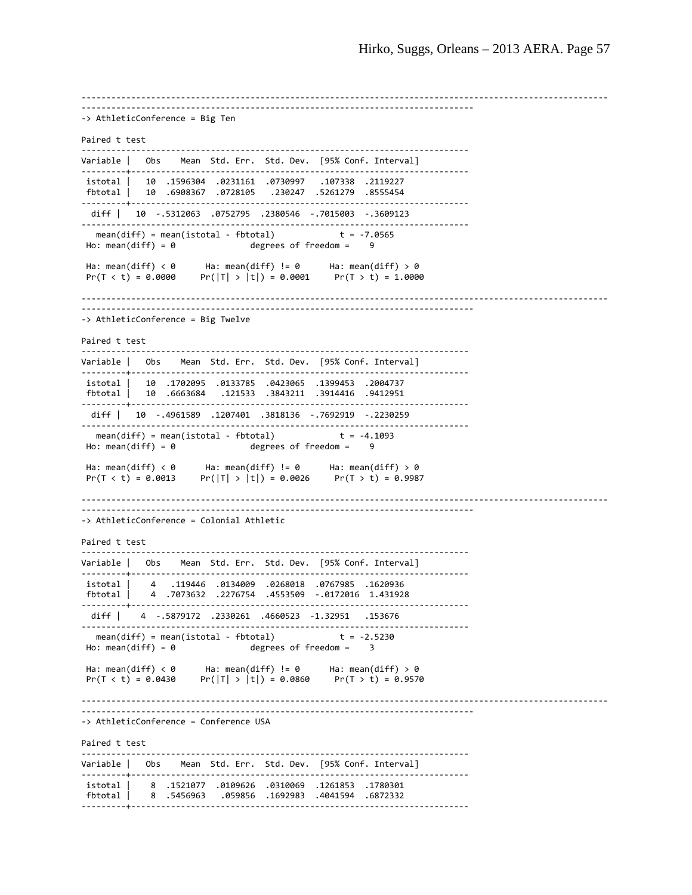```
----------------------------------------------------------------------------------------------------
-------------------------------------------------------------------------------
-> AthleticConference = Big Ten

Paired t test
------------------------------------------------------------------------------
Variable |     Obs        Mean    Std. Err.   Std. Dev.   [95% Conf. Interval]
---------+--------------------------------------------------------------------
 istotal |      10    .1596304    .0231161    .0730997     .107338    .2119227
 fbtotal |      10    .6908367    .0728105     .230247    .5261279    .8555454
---------+--------------------------------------------------------------------
    diff |      10   -.5312063    .0752795    .2380546   -.7015003   -.3609123
------------------------------------------------------------------------------
     mean(diff) = mean(istotal - fbtotal)                         t =  -7.0565
 Ho: mean(diff) = 0                              degrees of freedom =        9

 Ha: mean(diff) < 0           Ha: mean(diff) != 0           Ha: mean(diff) > 0
 Pr(T < t) = 0.0000         Pr(|T| > |t|) = 0.0001          Pr(T > t) = 1.0000

----------------------------------------------------------------------------------------------------
-------------------------------------------------------------------------------
-> AthleticConference = Big Twelve

Paired t test
------------------------------------------------------------------------------
Variable |     Obs        Mean    Std. Err.   Std. Dev.   [95% Conf. Interval]
---------+--------------------------------------------------------------------
 istotal |      10    .1702095    .0133785    .0423065    .1399453    .2004737
 fbtotal |      10    .6663684     .121533    .3843211    .3914416    .9412951
---------+--------------------------------------------------------------------
    diff |      10   -.4961589    .1207401    .3818136   -.7692919   -.2230259
------------------------------------------------------------------------------
     mean(diff) = mean(istotal - fbtotal)                         t =  -4.1093
 Ho: mean(diff) = 0                              degrees of freedom =        9

 Ha: mean(diff) < 0           Ha: mean(diff) != 0           Ha: mean(diff) > 0
 Pr(T < t) = 0.0013         Pr(|T| > |t|) = 0.0026          Pr(T > t) = 0.9987

----------------------------------------------------------------------------------------------------
-------------------------------------------------------------------------------
-> AthleticConference = Colonial Athletic

Paired t test
------------------------------------------------------------------------------
Variable |     Obs        Mean    Std. Err.   Std. Dev.   [95% Conf. Interval]
---------+--------------------------------------------------------------------
 istotal |       4     .119446    .0134009    .0268018    .0767985    .1620936
 fbtotal |       4    .7073632    .2276754    .4553509   -.0172016    1.431928
---------+--------------------------------------------------------------------
    diff |       4   -.5879172    .2330261    .4660523    -1.32951     .153676
------------------------------------------------------------------------------
     mean(diff) = mean(istotal - fbtotal)                         t =  -2.5230
 Ho: mean(diff) = 0                              degrees of freedom =        3

 Ha: mean(diff) < 0           Ha: mean(diff) != 0           Ha: mean(diff) > 0
 Pr(T < t) = 0.0430         Pr(|T| > |t|) = 0.0860          Pr(T > t) = 0.9570

----------------------------------------------------------------------------------------------------
-------------------------------------------------------------------------------
-> AthleticConference = Conference USA

Paired t test
------------------------------------------------------------------------------
Variable |     Obs        Mean    Std. Err.   Std. Dev.   [95% Conf. Interval]
---------+--------------------------------------------------------------------
 istotal |       8    .1521077    .0109626    .0310069    .1261853    .1780301
 fbtotal |       8    .5456963     .059856    .1692983    .4041594    .6872332
---------+--------------------------------------------------------------------
```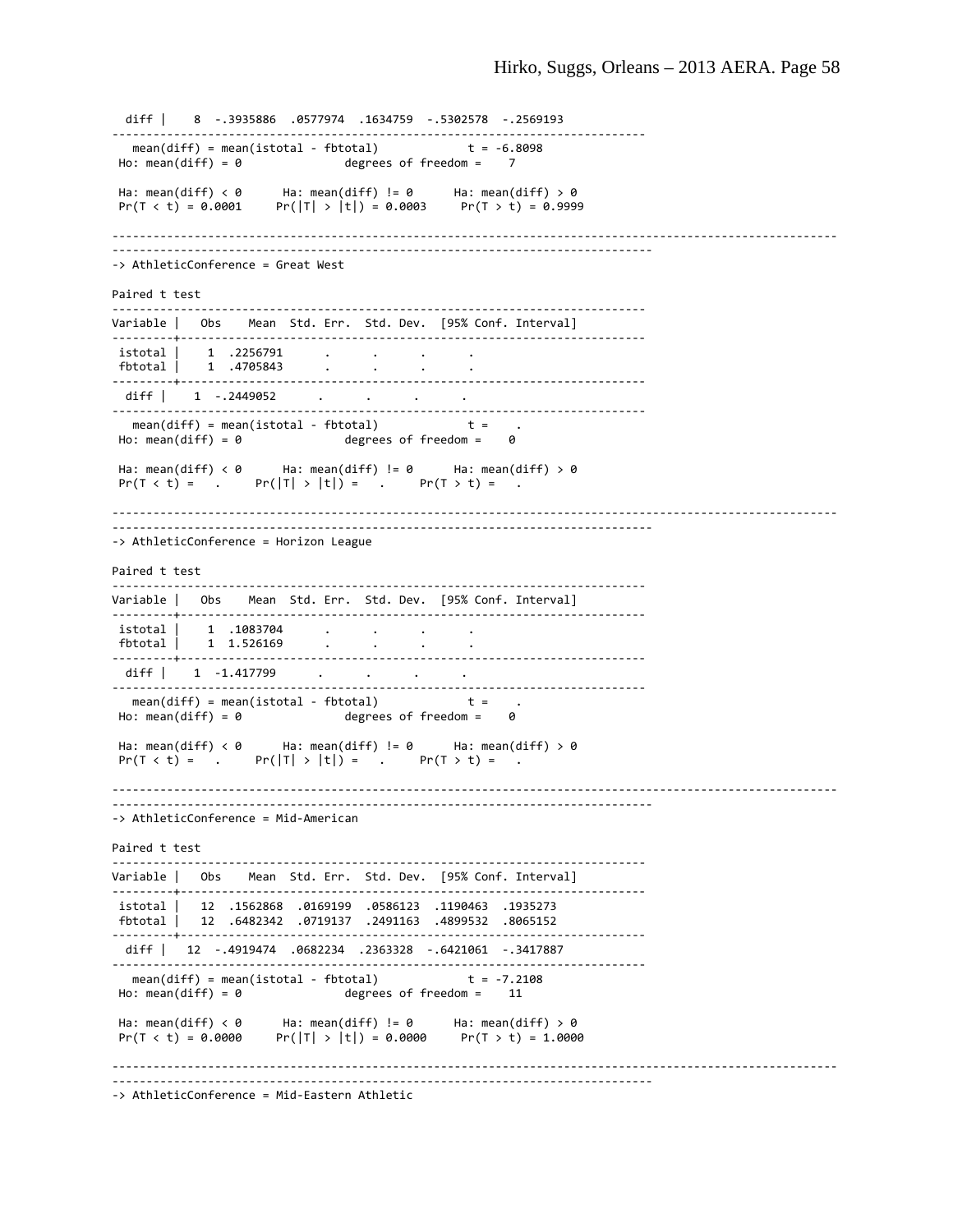```
  diff |    8  -.3935886  .0577974  .1634759  -.5302578  -.2569193
------------------------------------------------------------------------------
   mean(diff) = mean(istotal - fbtotal)              t = -6.8098
 Ho: mean(diff) = 0                 degrees of freedom =     7

 Ha: mean(diff) < 0      Ha: mean(diff) != 0      Ha: mean(diff) > 0
 Pr(T < t) = 0.0001     Pr(|T| > |t|) = 0.0003     Pr(T > t) = 0.9999

-----------------------------------------------------------------------------------------------------------
-------------------------------------------------------------------------------
-> AthleticConference = Great West

Paired t test
------------------------------------------------------------------------------
Variable |   Obs    Mean  Std. Err.  Std. Dev.  [95% Conf. Interval]
---------+--------------------------------------------------------------------
 istotal |    1  .2256791      .      .      .      .
 fbtotal |    1  .4705843      .      .      .      .
---------+--------------------------------------------------------------------
  diff |    1  -.2449052      .      .      .      .
------------------------------------------------------------------------------
   mean(diff) = mean(istotal - fbtotal)              t =    .
 Ho: mean(diff) = 0                 degrees of freedom =     0

 Ha: mean(diff) < 0      Ha: mean(diff) != 0      Ha: mean(diff) > 0
 Pr(T < t) =    .     Pr(|T| > |t|) =    .     Pr(T > t) =    .

-----------------------------------------------------------------------------------------------------------
-------------------------------------------------------------------------------
-> AthleticConference = Horizon League

Paired t test
------------------------------------------------------------------------------
Variable |   Obs    Mean  Std. Err.  Std. Dev.  [95% Conf. Interval]
---------+--------------------------------------------------------------------
 istotal |    1  .1083704      .      .      .      .
 fbtotal |    1  1.526169      .      .      .      .
---------+--------------------------------------------------------------------
  diff |    1  -1.417799      .      .      .      .
------------------------------------------------------------------------------
   mean(diff) = mean(istotal - fbtotal)              t =    .
 Ho: mean(diff) = 0                 degrees of freedom =     0

 Ha: mean(diff) < 0      Ha: mean(diff) != 0      Ha: mean(diff) > 0
 Pr(T < t) =    .     Pr(|T| > |t|) =    .     Pr(T > t) =    .

-----------------------------------------------------------------------------------------------------------
-------------------------------------------------------------------------------
-> AthleticConference = Mid-American

Paired t test
------------------------------------------------------------------------------
Variable |   Obs    Mean  Std. Err.  Std. Dev.  [95% Conf. Interval]
---------+--------------------------------------------------------------------
 istotal |   12  .1562868  .0169199  .0586123  .1190463  .1935273
 fbtotal |   12  .6482342  .0719137  .2491163  .4899532  .8065152
---------+--------------------------------------------------------------------
  diff |   12  -.4919474  .0682234  .2363328  -.6421061  -.3417887
------------------------------------------------------------------------------
   mean(diff) = mean(istotal - fbtotal)              t = -7.2108
 Ho: mean(diff) = 0                 degrees of freedom =    11

 Ha: mean(diff) < 0      Ha: mean(diff) != 0      Ha: mean(diff) > 0
 Pr(T < t) = 0.0000     Pr(|T| > |t|) = 0.0000     Pr(T > t) = 1.0000

-----------------------------------------------------------------------------------------------------------
-------------------------------------------------------------------------------
-> AthleticConference = Mid-Eastern Athletic
```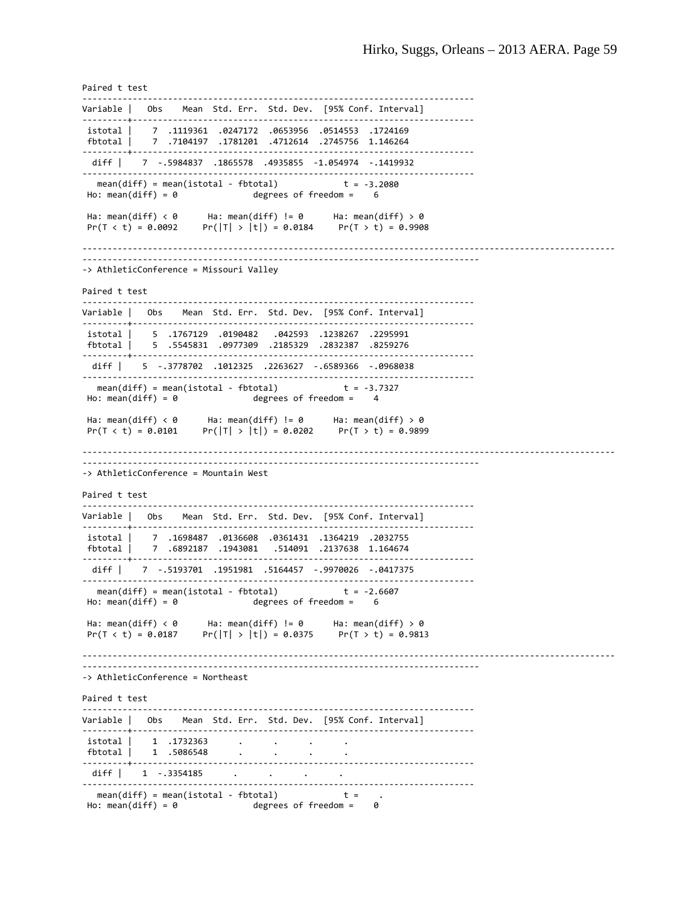```
Paired t test
------------------------------------------------------------------------------
Variable |     Obs        Mean    Std. Err.   Std. Dev.   [95% Conf. Interval]
---------+--------------------------------------------------------------------
 istotal |       7    .1119361    .0247172    .0653956    .0514553    .1724169
 fbtotal |       7    .7104197    .1781201    .4712614    .2745756    1.146264
---------+--------------------------------------------------------------------
    diff |       7   -.5984837    .1865578    .4935855   -1.054974   -.1419932
------------------------------------------------------------------------------
     mean(diff) = mean(istotal - fbtotal)                         t =  -3.2080
 Ho: mean(diff) = 0                              degrees of freedom =        6

 Ha: mean(diff) < 0           Ha: mean(diff) != 0           Ha: mean(diff) > 0
 Pr(T < t) = 0.0092         Pr(|T| > |t|) = 0.0184          Pr(T > t) = 0.9908

-------------------------------------------------------------------------------------------------------
-------------------------------------------------------------------------------
-> AthleticConference = Missouri Valley

Paired t test
------------------------------------------------------------------------------
Variable |     Obs        Mean    Std. Err.   Std. Dev.   [95% Conf. Interval]
---------+--------------------------------------------------------------------
 istotal |       5    .1767129    .0190482     .042593    .1238267    .2295991
 fbtotal |       5    .5545831    .0977309    .2185329    .2832387    .8259276
---------+--------------------------------------------------------------------
    diff |       5   -.3778702    .1012325    .2263627   -.6589366   -.0968038
------------------------------------------------------------------------------
     mean(diff) = mean(istotal - fbtotal)                         t =  -3.7327
 Ho: mean(diff) = 0                              degrees of freedom =        4

 Ha: mean(diff) < 0           Ha: mean(diff) != 0           Ha: mean(diff) > 0
 Pr(T < t) = 0.0101         Pr(|T| > |t|) = 0.0202          Pr(T > t) = 0.9899

-------------------------------------------------------------------------------------------------------
-------------------------------------------------------------------------------
-> AthleticConference = Mountain West

Paired t test
------------------------------------------------------------------------------
Variable |     Obs        Mean    Std. Err.   Std. Dev.   [95% Conf. Interval]
---------+--------------------------------------------------------------------
 istotal |       7    .1698487    .0136608    .0361431    .1364219    .2032755
 fbtotal |       7    .6892187    .1943081     .514091    .2137638    1.164674
---------+--------------------------------------------------------------------
    diff |       7   -.5193701    .1951981    .5164457   -.9970026   -.0417375
------------------------------------------------------------------------------
     mean(diff) = mean(istotal - fbtotal)                         t =  -2.6607
 Ho: mean(diff) = 0                              degrees of freedom =        6

 Ha: mean(diff) < 0           Ha: mean(diff) != 0           Ha: mean(diff) > 0
 Pr(T < t) = 0.0187         Pr(|T| > |t|) = 0.0375          Pr(T > t) = 0.9813

-------------------------------------------------------------------------------------------------------
-------------------------------------------------------------------------------
-> AthleticConference = Northeast

Paired t test
------------------------------------------------------------------------------
Variable |     Obs        Mean    Std. Err.   Std. Dev.   [95% Conf. Interval]
---------+--------------------------------------------------------------------
 istotal |       1    .1732363           .           .           .           .
 fbtotal |       1    .5086548           .           .           .           .
---------+--------------------------------------------------------------------
    diff |       1   -.3354185           .           .           .           .
------------------------------------------------------------------------------
     mean(diff) = mean(istotal - fbtotal)                         t =        .
 Ho: mean(diff) = 0                              degrees of freedom =        0
```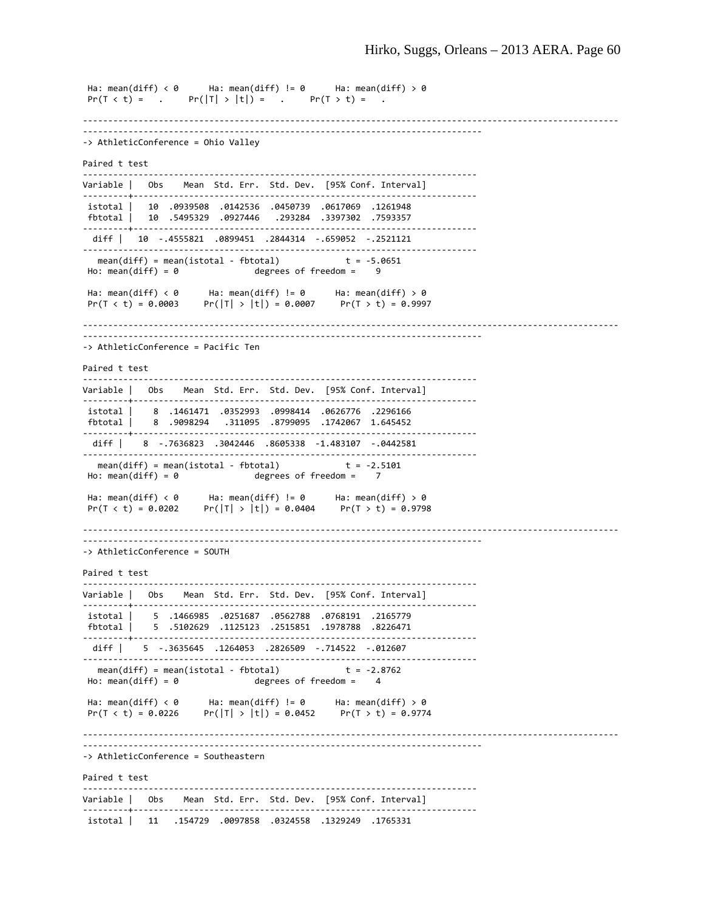```
 Ha: mean(diff) < 0      Ha: mean(diff) != 0      Ha: mean(diff) > 0
 Pr(T < t) =    .     Pr(|T| > |t|) =    .     Pr(T > t) =    .

----------------------------------------------------------------------------------------------------
------------------------------------------------------------------------------
-> AthleticConference = Ohio Valley

Paired t test
------------------------------------------------------------------------------
Variable |   Obs    Mean  Std. Err.  Std. Dev.  [95% Conf. Interval]
---------+--------------------------------------------------------------------
 istotal |   10  .0939508  .0142536  .0450739  .0617069  .1261948
 fbtotal |   10  .5495329  .0927446   .293284  .3397302  .7593357
---------+--------------------------------------------------------------------
  diff |   10  -.4555821  .0899451  .2844314  -.659052  -.2521121
------------------------------------------------------------------------------
   mean(diff) = mean(istotal - fbtotal)             t = -5.0651
 Ho: mean(diff) = 0               degrees of freedom =    9

 Ha: mean(diff) < 0      Ha: mean(diff) != 0      Ha: mean(diff) > 0
 Pr(T < t) = 0.0003     Pr(|T| > |t|) = 0.0007     Pr(T > t) = 0.9997

----------------------------------------------------------------------------------------------------
------------------------------------------------------------------------------
-> AthleticConference = Pacific Ten

Paired t test
------------------------------------------------------------------------------
Variable |   Obs    Mean  Std. Err.  Std. Dev.  [95% Conf. Interval]
---------+--------------------------------------------------------------------
 istotal |    8  .1461471  .0352993  .0998414  .0626776  .2296166
 fbtotal |    8  .9098294   .311095  .8799095  .1742067  1.645452
---------+--------------------------------------------------------------------
  diff |    8  -.7636823  .3042446  .8605338  -1.483107  -.0442581
------------------------------------------------------------------------------
   mean(diff) = mean(istotal - fbtotal)             t = -2.5101
 Ho: mean(diff) = 0               degrees of freedom =    7

 Ha: mean(diff) < 0      Ha: mean(diff) != 0      Ha: mean(diff) > 0
 Pr(T < t) = 0.0202     Pr(|T| > |t|) = 0.0404     Pr(T > t) = 0.9798

----------------------------------------------------------------------------------------------------
------------------------------------------------------------------------------
-> AthleticConference = SOUTH

Paired t test
------------------------------------------------------------------------------
Variable |   Obs    Mean  Std. Err.  Std. Dev.  [95% Conf. Interval]
---------+--------------------------------------------------------------------
 istotal |    5  .1466985  .0251687  .0562788  .0768191  .2165779
 fbtotal |    5  .5102629  .1125123  .2515851  .1978788  .8226471
---------+--------------------------------------------------------------------
  diff |    5  -.3635645  .1264053  .2826509  -.714522  -.012607
------------------------------------------------------------------------------
   mean(diff) = mean(istotal - fbtotal)             t = -2.8762
 Ho: mean(diff) = 0               degrees of freedom =    4

 Ha: mean(diff) < 0      Ha: mean(diff) != 0      Ha: mean(diff) > 0
 Pr(T < t) = 0.0226     Pr(|T| > |t|) = 0.0452     Pr(T > t) = 0.9774

----------------------------------------------------------------------------------------------------
------------------------------------------------------------------------------
-> AthleticConference = Southeastern

Paired t test
------------------------------------------------------------------------------
Variable |   Obs    Mean  Std. Err.  Std. Dev.  [95% Conf. Interval]
---------+--------------------------------------------------------------------
 istotal |   11   .154729  .0097858  .0324558  .1329249  .1765331
```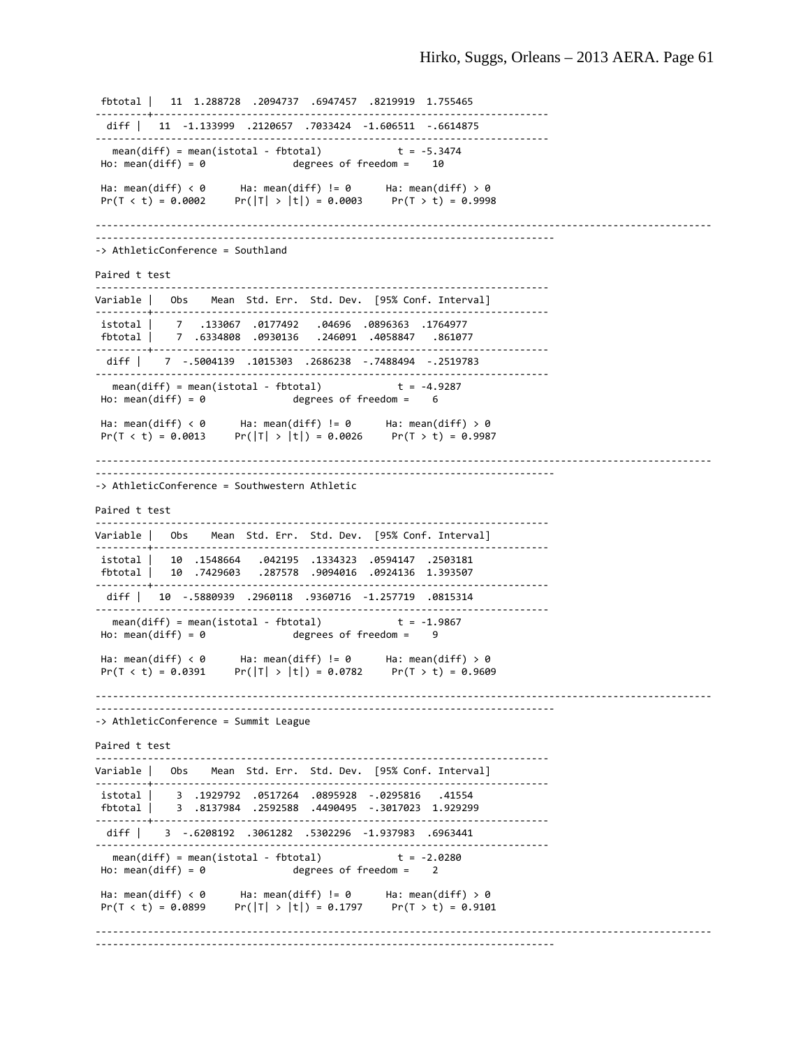```
 fbtotal |   11  1.288728  .2094737  .6947457  .8219919  1.755465
---------+--------------------------------------------------------------------
    diff |   11  -1.133999  .2120657  .7033424  -1.606511  -.6614875
------------------------------------------------------------------------------
    mean(diff) = mean(istotal - fbtotal)             t = -5.3474
 Ho: mean(diff) = 0                  degrees of freedom =       10

 Ha: mean(diff) < 0        Ha: mean(diff) != 0        Ha: mean(diff) > 0
 Pr(T < t) = 0.0002      Pr(|T| > |t|) = 0.0003      Pr(T > t) = 0.9998

-----------------------------------------------------------------------------------------------------
------------------------------------------------------------------------------
-> AthleticConference = Southland

Paired t test
------------------------------------------------------------------------------
Variable |   Obs    Mean  Std. Err.  Std. Dev.  [95% Conf. Interval]
---------+--------------------------------------------------------------------
 istotal |     7   .133067  .0177492   .04696  .0896363  .1764977
 fbtotal |     7  .6334808  .0930136   .246091  .4058847   .861077
---------+--------------------------------------------------------------------
    diff |     7  -.5004139  .1015303  .2686238  -.7488494  -.2519783
------------------------------------------------------------------------------
    mean(diff) = mean(istotal - fbtotal)             t = -4.9287
 Ho: mean(diff) = 0                  degrees of freedom =        6

 Ha: mean(diff) < 0        Ha: mean(diff) != 0        Ha: mean(diff) > 0
 Pr(T < t) = 0.0013      Pr(|T| > |t|) = 0.0026      Pr(T > t) = 0.9987

-----------------------------------------------------------------------------------------------------
------------------------------------------------------------------------------
-> AthleticConference = Southwestern Athletic

Paired t test
------------------------------------------------------------------------------
Variable |   Obs    Mean  Std. Err.  Std. Dev.  [95% Conf. Interval]
---------+--------------------------------------------------------------------
 istotal |    10  .1548664   .042195  .1334323  .0594147  .2503181
 fbtotal |    10  .7429603   .287578  .9094016  .0924136  1.393507
---------+--------------------------------------------------------------------
    diff |    10  -.5880939  .2960118  .9360716  -1.257719  .0815314
------------------------------------------------------------------------------
    mean(diff) = mean(istotal - fbtotal)             t = -1.9867
 Ho: mean(diff) = 0                  degrees of freedom =        9

 Ha: mean(diff) < 0        Ha: mean(diff) != 0        Ha: mean(diff) > 0
 Pr(T < t) = 0.0391      Pr(|T| > |t|) = 0.0782      Pr(T > t) = 0.9609

-----------------------------------------------------------------------------------------------------
------------------------------------------------------------------------------
-> AthleticConference = Summit League

Paired t test
------------------------------------------------------------------------------
Variable |   Obs    Mean  Std. Err.  Std. Dev.  [95% Conf. Interval]
---------+--------------------------------------------------------------------
 istotal |     3  .1929792  .0517264  .0895928  -.0295816    .41554
 fbtotal |     3  .8137984  .2592588  .4490495  -.3017023  1.929299
---------+--------------------------------------------------------------------
    diff |     3  -.6208192  .3061282  .5302296  -1.937983  .6963441
------------------------------------------------------------------------------
    mean(diff) = mean(istotal - fbtotal)             t = -2.0280
 Ho: mean(diff) = 0                  degrees of freedom =        2

 Ha: mean(diff) < 0        Ha: mean(diff) != 0        Ha: mean(diff) > 0
 Pr(T < t) = 0.0899      Pr(|T| > |t|) = 0.1797      Pr(T > t) = 0.9101

-----------------------------------------------------------------------------------------------------
------------------------------------------------------------------------------
```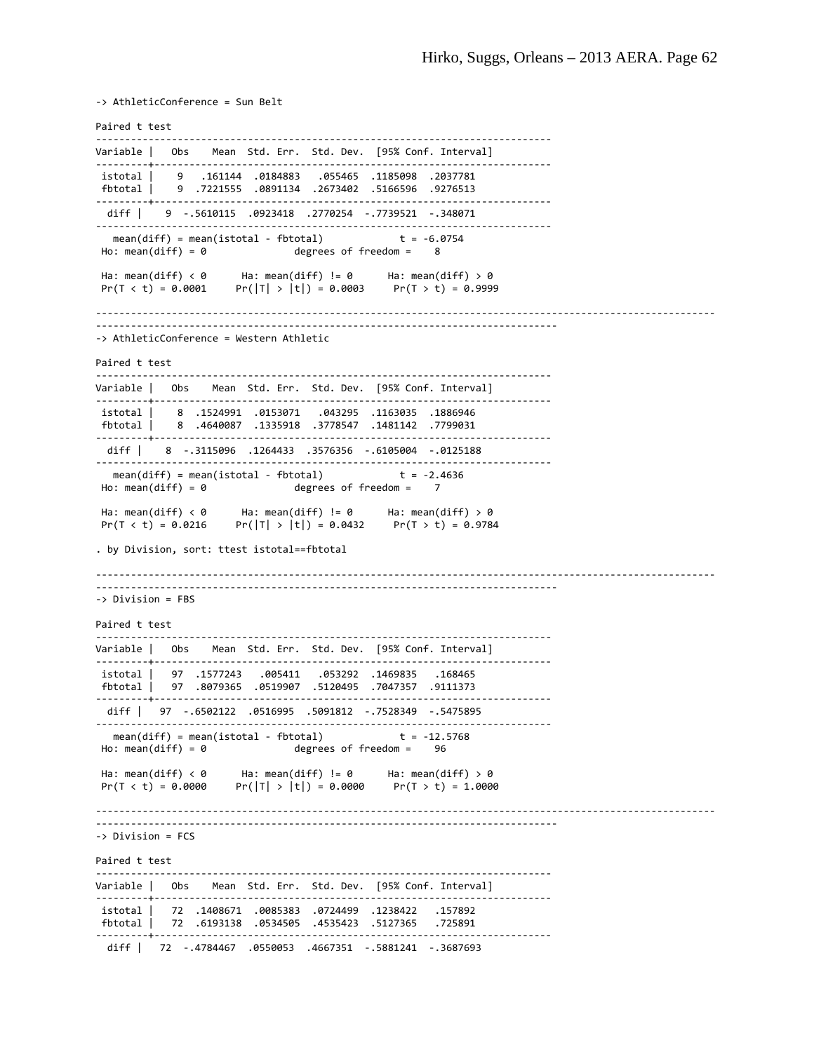```
-> AthleticConference = Sun Belt

Paired t test
------------------------------------------------------------------------------
Variable |   Obs    Mean  Std. Err.  Std. Dev.  [95% Conf. Interval]
---------+--------------------------------------------------------------------
 istotal |     9   .161144  .0184883   .055465  .1185098  .2037781
 fbtotal |     9  .7221555  .0891134  .2673402  .5166596  .9276513
---------+--------------------------------------------------------------------
    diff |     9  -.5610115  .0923418  .2770254  -.7739521  -.348071
------------------------------------------------------------------------------
   mean(diff) = mean(istotal - fbtotal)              t = -6.0754
 Ho: mean(diff) = 0                  degrees of freedom =     8

 Ha: mean(diff) < 0       Ha: mean(diff) != 0       Ha: mean(diff) > 0
 Pr(T < t) = 0.0001      Pr(|T| > |t|) = 0.0003      Pr(T > t) = 0.9999

----------------------------------------------------------------------------------------------------
------------------------------------------------------------------------------
-> AthleticConference = Western Athletic

Paired t test
------------------------------------------------------------------------------
Variable |   Obs    Mean  Std. Err.  Std. Dev.  [95% Conf. Interval]
---------+--------------------------------------------------------------------
 istotal |     8  .1524991  .0153071   .043295  .1163035  .1886946
 fbtotal |     8  .4640087  .1335918  .3778547  .1481142  .7799031
---------+--------------------------------------------------------------------
    diff |     8  -.3115096  .1264433  .3576356  -.6105004  -.0125188
------------------------------------------------------------------------------
   mean(diff) = mean(istotal - fbtotal)              t = -2.4636
 Ho: mean(diff) = 0                  degrees of freedom =     7

 Ha: mean(diff) < 0       Ha: mean(diff) != 0       Ha: mean(diff) > 0
 Pr(T < t) = 0.0216      Pr(|T| > |t|) = 0.0432      Pr(T > t) = 0.9784

. by Division, sort: ttest istotal==fbtotal

----------------------------------------------------------------------------------------------------
------------------------------------------------------------------------------
-> Division = FBS

Paired t test
------------------------------------------------------------------------------
Variable |   Obs    Mean  Std. Err.  Std. Dev.  [95% Conf. Interval]
---------+--------------------------------------------------------------------
 istotal |    97  .1577243   .005411   .053292  .1469835   .168465
 fbtotal |    97  .8079365  .0519907  .5120495  .7047357  .9111373
---------+--------------------------------------------------------------------
    diff |    97  -.6502122  .0516995  .5091812  -.7528349  -.5475895
------------------------------------------------------------------------------
   mean(diff) = mean(istotal - fbtotal)              t = -12.5768
 Ho: mean(diff) = 0                  degrees of freedom =    96

 Ha: mean(diff) < 0       Ha: mean(diff) != 0       Ha: mean(diff) > 0
 Pr(T < t) = 0.0000      Pr(|T| > |t|) = 0.0000      Pr(T > t) = 1.0000

----------------------------------------------------------------------------------------------------
------------------------------------------------------------------------------
-> Division = FCS

Paired t test
------------------------------------------------------------------------------
Variable |   Obs    Mean  Std. Err.  Std. Dev.  [95% Conf. Interval]
---------+--------------------------------------------------------------------
 istotal |    72  .1408671  .0085383  .0724499  .1238422   .157892
 fbtotal |    72  .6193138  .0534505  .4535423  .5127365   .725891
---------+--------------------------------------------------------------------
    diff |    72  -.4784467  .0550053  .4667351  -.5881241  -.3687693
```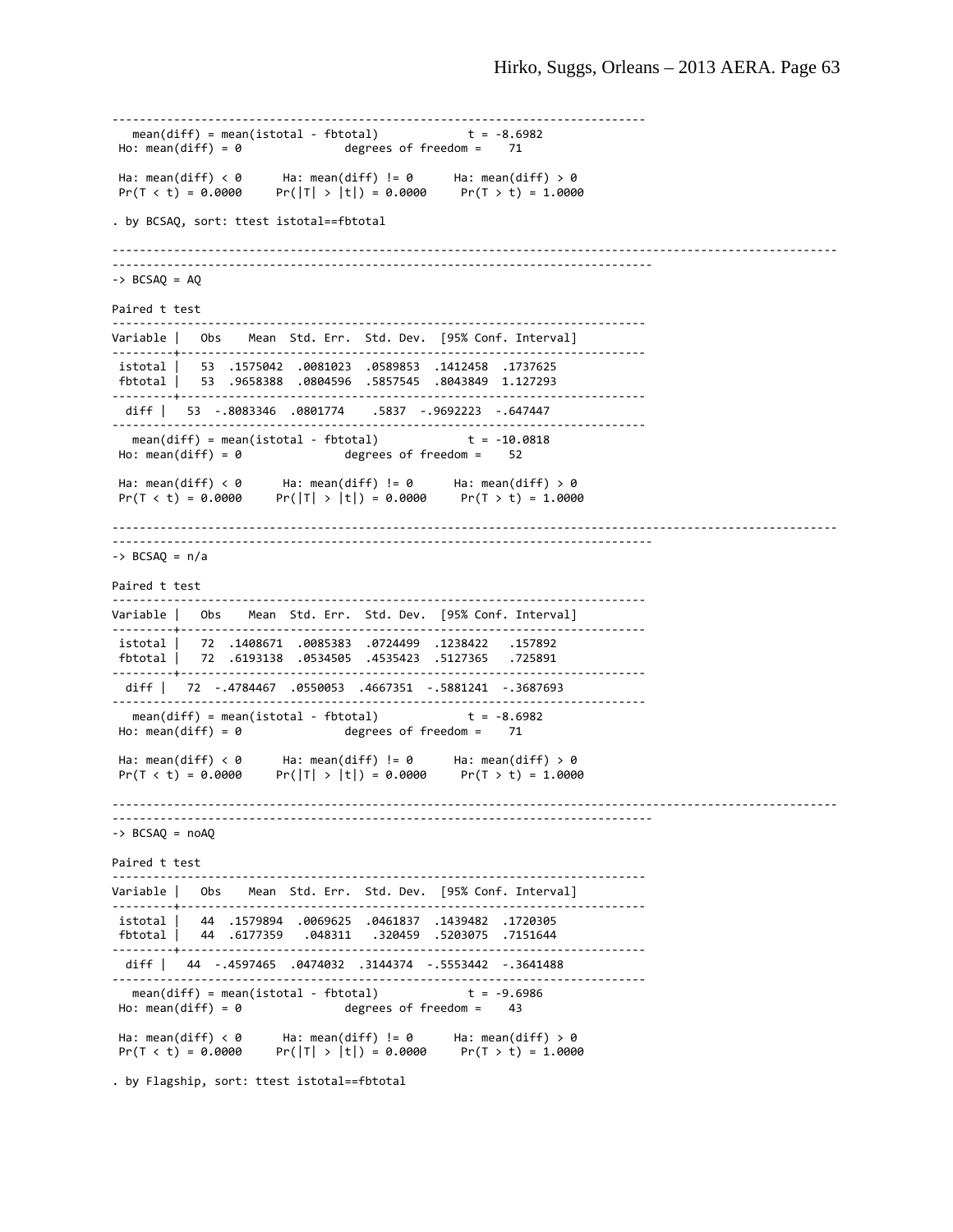```
------------------------------------------------------------------------------
    mean(diff) = mean(istotal - fbtotal)                      t =  -8.6982
 Ho: mean(diff) = 0                          degrees of freedom =       71

 Ha: mean(diff) < 0           Ha: mean(diff) != 0           Ha: mean(diff) > 0
 Pr(T < t) = 0.0000         Pr(|T| > |t|) = 0.0000          Pr(T > t) = 1.0000

. by BCSAQ, sort: ttest istotal==fbtotal

-------------------------------------------------------------------------------------------------------------
-------------------------------------------------------------------------------
-> BCSAQ = AQ

Paired t test
------------------------------------------------------------------------------
Variable |     Obs        Mean    Std. Err.   Std. Dev.   [95% Conf. Interval]
---------+--------------------------------------------------------------------
 istotal |      53    .1575042    .0081023    .0589853    .1412458    .1737625
 fbtotal |      53    .9658388    .0804596    .5857545    .8043849    1.127293
---------+--------------------------------------------------------------------
    diff |      53   -.8083346    .0801774       .5837   -.9692223    -.647447
------------------------------------------------------------------------------
    mean(diff) = mean(istotal - fbtotal)                      t = -10.0818
 Ho: mean(diff) = 0                          degrees of freedom =       52

 Ha: mean(diff) < 0           Ha: mean(diff) != 0           Ha: mean(diff) > 0
 Pr(T < t) = 0.0000         Pr(|T| > |t|) = 0.0000          Pr(T > t) = 1.0000

-------------------------------------------------------------------------------------------------------------
-------------------------------------------------------------------------------
-> BCSAQ = n/a

Paired t test
------------------------------------------------------------------------------
Variable |     Obs        Mean    Std. Err.   Std. Dev.   [95% Conf. Interval]
---------+--------------------------------------------------------------------
 istotal |      72    .1408671    .0085383    .0724499    .1238422     .157892
 fbtotal |      72    .6193138    .0534505    .4535423    .5127365     .725891
---------+--------------------------------------------------------------------
    diff |      72   -.4784467    .0550053    .4667351   -.5881241   -.3687693
------------------------------------------------------------------------------
    mean(diff) = mean(istotal - fbtotal)                      t =  -8.6982
 Ho: mean(diff) = 0                          degrees of freedom =       71

 Ha: mean(diff) < 0           Ha: mean(diff) != 0           Ha: mean(diff) > 0
 Pr(T < t) = 0.0000         Pr(|T| > |t|) = 0.0000          Pr(T > t) = 1.0000

-------------------------------------------------------------------------------------------------------------
-------------------------------------------------------------------------------
-> BCSAQ = noAQ

Paired t test
------------------------------------------------------------------------------
Variable |     Obs        Mean    Std. Err.   Std. Dev.   [95% Conf. Interval]
---------+--------------------------------------------------------------------
 istotal |      44    .1579894    .0069625    .0461837    .1439482    .1720305
 fbtotal |      44    .6177359     .048311     .320459    .5203075    .7151644
---------+--------------------------------------------------------------------
    diff |      44   -.4597465    .0474032    .3144374   -.5553442   -.3641488
------------------------------------------------------------------------------
    mean(diff) = mean(istotal - fbtotal)                      t =  -9.6986
 Ho: mean(diff) = 0                          degrees of freedom =       43

 Ha: mean(diff) < 0           Ha: mean(diff) != 0           Ha: mean(diff) > 0
 Pr(T < t) = 0.0000         Pr(|T| > |t|) = 0.0000          Pr(T > t) = 1.0000

. by Flagship, sort: ttest istotal==fbtotal
```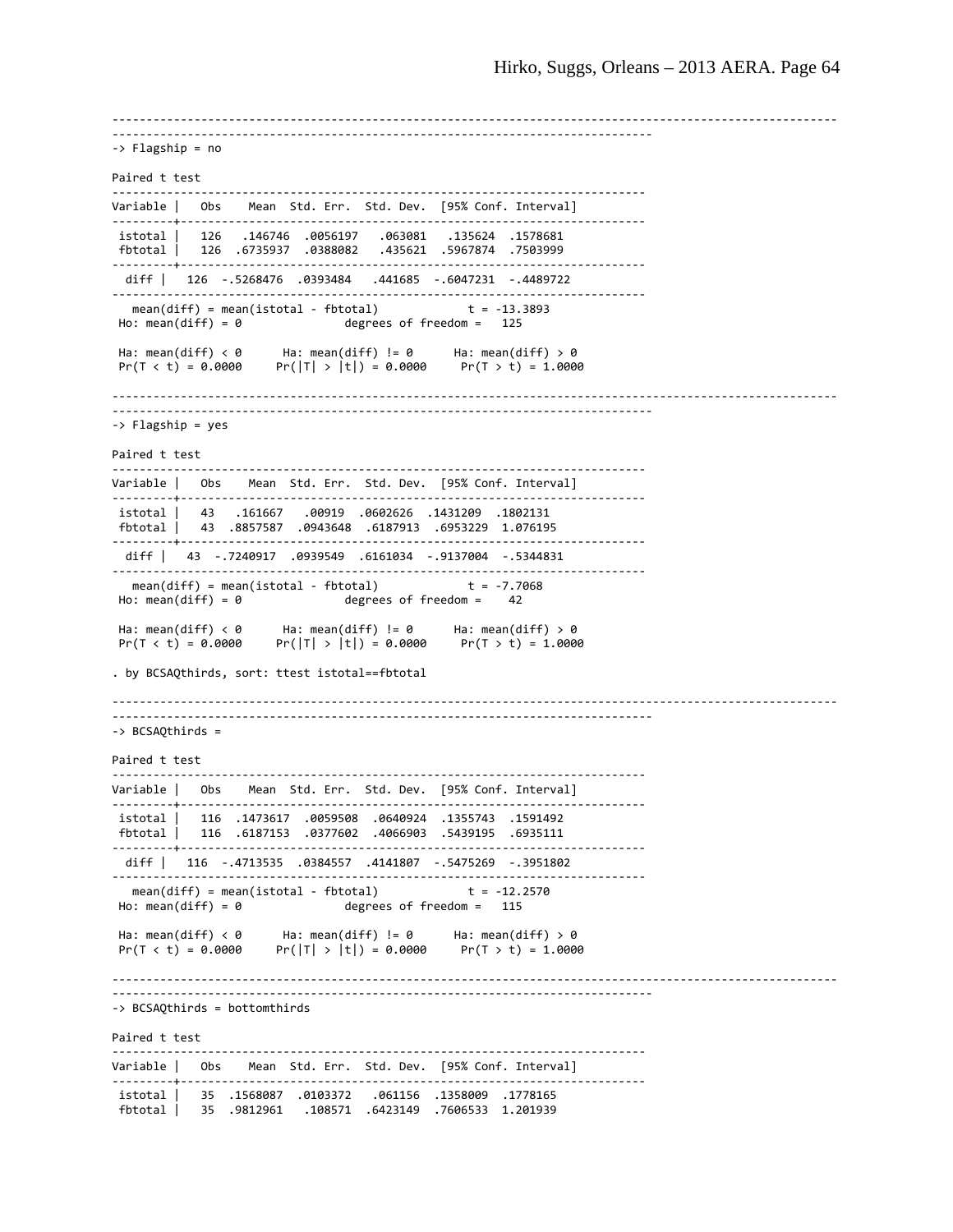```
------------------------------------------------------------------------------------------------------
-----------------------------------------------------------------------------
-> Flagship = no

Paired t test
------------------------------------------------------------------------------
Variable |   Obs    Mean  Std. Err.  Std. Dev.  [95% Conf. Interval]
---------+--------------------------------------------------------------------
 istotal |   126   .146746  .0056197   .063081   .135624  .1578681
 fbtotal |   126  .6735937  .0388082   .435621  .5967874  .7503999
---------+--------------------------------------------------------------------
  diff |   126  -.5268476  .0393484   .441685  -.6047231  -.4489722
------------------------------------------------------------------------------
   mean(diff) = mean(istotal - fbtotal)            t = -13.3893
 Ho: mean(diff) = 0               degrees of freedom =   125

 Ha: mean(diff) < 0      Ha: mean(diff) != 0      Ha: mean(diff) > 0
 Pr(T < t) = 0.0000     Pr(|T| > |t|) = 0.0000     Pr(T > t) = 1.0000

------------------------------------------------------------------------------------------------------
-----------------------------------------------------------------------------
-> Flagship = yes

Paired t test
------------------------------------------------------------------------------
Variable |   Obs    Mean  Std. Err.  Std. Dev.  [95% Conf. Interval]
---------+--------------------------------------------------------------------
 istotal |   43   .161667   .00919  .0602626  .1431209  .1802131
 fbtotal |   43  .8857587  .0943648  .6187913  .6953229  1.076195
---------+--------------------------------------------------------------------
  diff |   43  -.7240917  .0939549  .6161034  -.9137004  -.5344831
------------------------------------------------------------------------------
   mean(diff) = mean(istotal - fbtotal)            t = -7.7068
 Ho: mean(diff) = 0               degrees of freedom =    42

 Ha: mean(diff) < 0      Ha: mean(diff) != 0      Ha: mean(diff) > 0
 Pr(T < t) = 0.0000     Pr(|T| > |t|) = 0.0000     Pr(T > t) = 1.0000

. by BCSAQthirds, sort: ttest istotal==fbtotal

------------------------------------------------------------------------------------------------------
-----------------------------------------------------------------------------
-> BCSAQthirds =

Paired t test
------------------------------------------------------------------------------
Variable |   Obs    Mean  Std. Err.  Std. Dev.  [95% Conf. Interval]
---------+--------------------------------------------------------------------
 istotal |   116  .1473617  .0059508  .0640924  .1355743  .1591492
 fbtotal |   116  .6187153  .0377602  .4066903  .5439195  .6935111
---------+--------------------------------------------------------------------
  diff |   116  -.4713535  .0384557  .4141807  -.5475269  -.3951802
------------------------------------------------------------------------------
   mean(diff) = mean(istotal - fbtotal)            t = -12.2570
 Ho: mean(diff) = 0               degrees of freedom =   115

 Ha: mean(diff) < 0      Ha: mean(diff) != 0      Ha: mean(diff) > 0
 Pr(T < t) = 0.0000     Pr(|T| > |t|) = 0.0000     Pr(T > t) = 1.0000

------------------------------------------------------------------------------------------------------
-----------------------------------------------------------------------------
-> BCSAQthirds = bottomthirds

Paired t test
------------------------------------------------------------------------------
Variable |   Obs    Mean  Std. Err.  Std. Dev.  [95% Conf. Interval]
---------+--------------------------------------------------------------------
 istotal |   35  .1568087  .0103372   .061156  .1358009  .1778165
 fbtotal |   35  .9812961   .108571  .6423149  .7606533  1.201939
```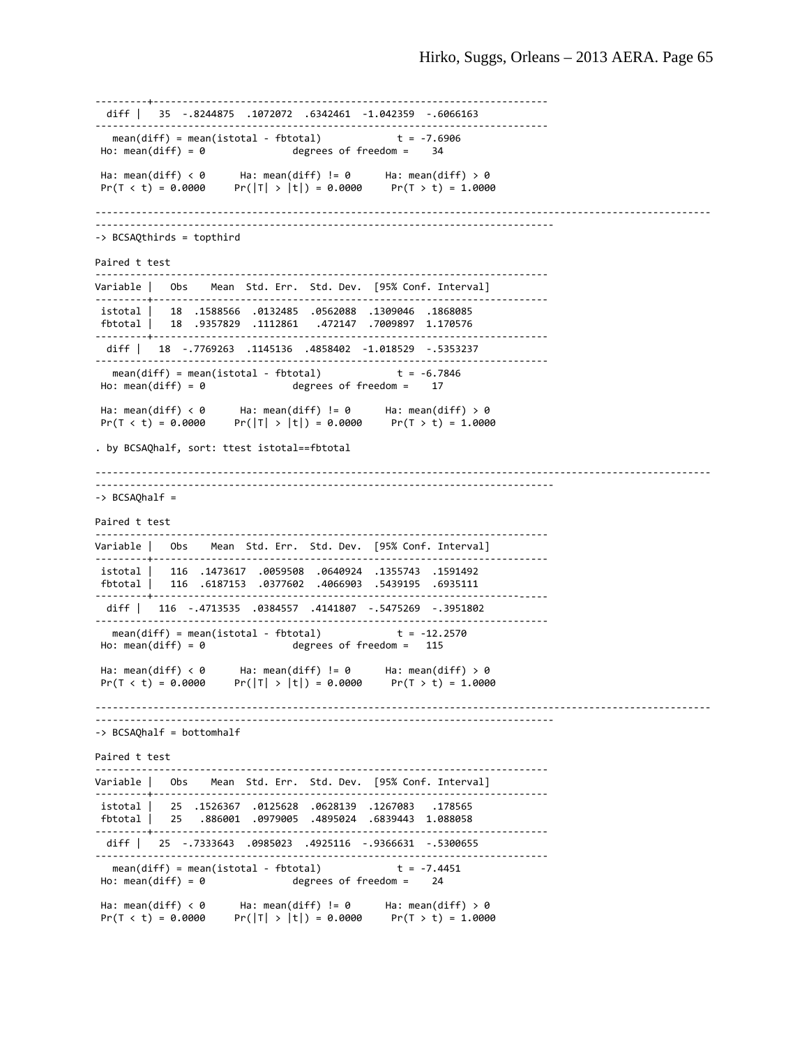```
---------+--------------------------------------------------------------------
    diff |      35   -.8244875    .1072072    .6342461   -1.042359   -.6066163
------------------------------------------------------------------------------
     mean(diff) = mean(istotal - fbtotal)                         t =  -7.6906
 Ho: mean(diff) = 0                              degrees of freedom =       34

 Ha: mean(diff) < 0           Ha: mean(diff) != 0           Ha: mean(diff) > 0
 Pr(T < t) = 0.0000         Pr(|T| > |t|) = 0.0000          Pr(T > t) = 1.0000

-------------------------------------------------------------------------------------------------------
------------------------------------------------------------------------------
-> BCSAQthirds = topthird

Paired t test
------------------------------------------------------------------------------
Variable |     Obs        Mean    Std. Err.   Std. Dev.   [95% Conf. Interval]
---------+--------------------------------------------------------------------
 istotal |      18    .1588566    .0132485    .0562088    .1309046    .1868085
 fbtotal |      18    .9357829    .1112861     .472147    .7009897    1.170576
---------+--------------------------------------------------------------------
    diff |      18   -.7769263    .1145136    .4858402   -1.018529   -.5353237
------------------------------------------------------------------------------
     mean(diff) = mean(istotal - fbtotal)                         t =  -6.7846
 Ho: mean(diff) = 0                              degrees of freedom =       17

 Ha: mean(diff) < 0           Ha: mean(diff) != 0           Ha: mean(diff) > 0
 Pr(T < t) = 0.0000         Pr(|T| > |t|) = 0.0000          Pr(T > t) = 1.0000

. by BCSAQhalf, sort: ttest istotal==fbtotal

-------------------------------------------------------------------------------------------------------
------------------------------------------------------------------------------
-> BCSAQhalf =

Paired t test
------------------------------------------------------------------------------
Variable |     Obs        Mean    Std. Err.   Std. Dev.   [95% Conf. Interval]
---------+--------------------------------------------------------------------
 istotal |     116    .1473617    .0059508    .0640924    .1355743    .1591492
 fbtotal |     116    .6187153    .0377602    .4066903    .5439195    .6935111
---------+--------------------------------------------------------------------
    diff |     116   -.4713535    .0384557    .4141807   -.5475269   -.3951802
------------------------------------------------------------------------------
     mean(diff) = mean(istotal - fbtotal)                         t = -12.2570
 Ho: mean(diff) = 0                              degrees of freedom =      115

 Ha: mean(diff) < 0           Ha: mean(diff) != 0           Ha: mean(diff) > 0
 Pr(T < t) = 0.0000         Pr(|T| > |t|) = 0.0000          Pr(T > t) = 1.0000

-------------------------------------------------------------------------------------------------------
------------------------------------------------------------------------------
-> BCSAQhalf = bottomhalf

Paired t test
------------------------------------------------------------------------------
Variable |     Obs        Mean    Std. Err.   Std. Dev.   [95% Conf. Interval]
---------+--------------------------------------------------------------------
 istotal |      25    .1526367    .0125628    .0628139    .1267083     .178565
 fbtotal |      25     .886001    .0979005    .4895024    .6839443    1.088058
---------+--------------------------------------------------------------------
    diff |      25   -.7333643    .0985023    .4925116   -.9366631   -.5300655
------------------------------------------------------------------------------
     mean(diff) = mean(istotal - fbtotal)                         t =  -7.4451
 Ho: mean(diff) = 0                              degrees of freedom =       24

 Ha: mean(diff) < 0           Ha: mean(diff) != 0           Ha: mean(diff) > 0
 Pr(T < t) = 0.0000         Pr(|T| > |t|) = 0.0000          Pr(T > t) = 1.0000
```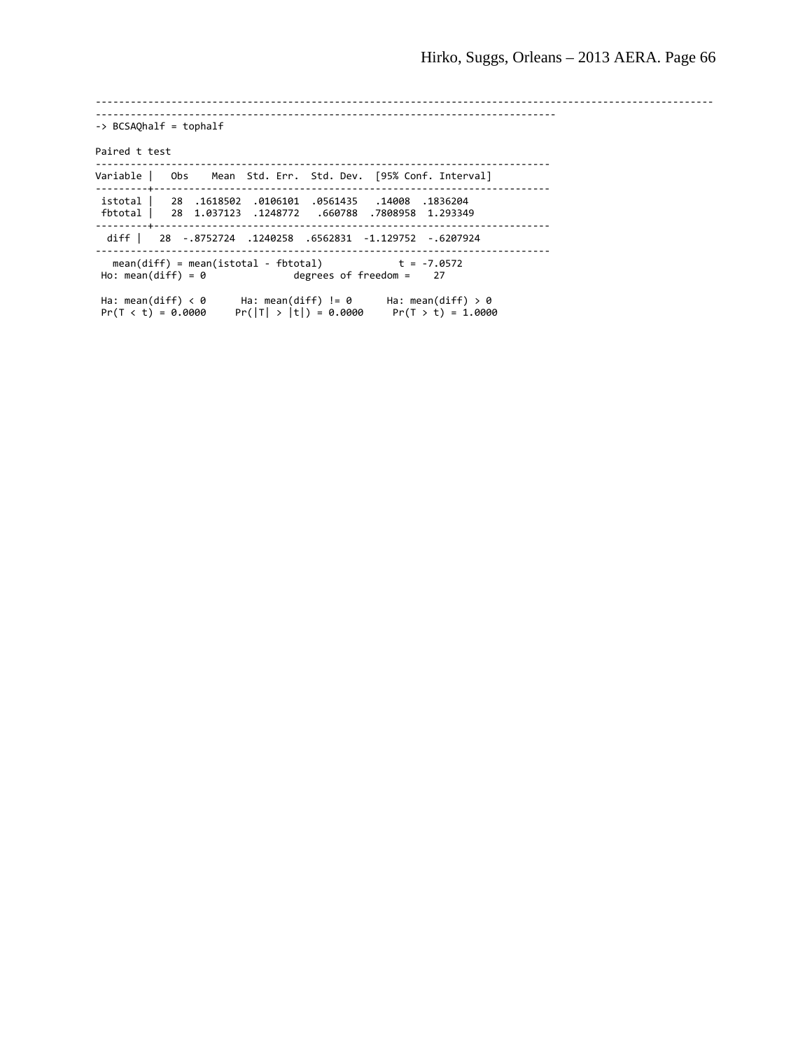```
-----------------------------------------------------------------------------------------------------
---------------------------------------------------------------------------------
-> BCSAQhalf = tophalf

Paired t test
------------------------------------------------------------------------------
Variable |     Obs        Mean    Std. Err.   Std. Dev.   [95% Conf. Interval]
---------+--------------------------------------------------------------------
 istotal |      28    .1618502    .0106101    .0561435      .14008    .1836204
 fbtotal |      28    1.037123    .1248772     .660788    .7808958    1.293349
---------+--------------------------------------------------------------------
    diff |      28   -.8752724    .1240258    .6562831   -1.129752   -.6207924
------------------------------------------------------------------------------
     mean(diff) = mean(istotal - fbtotal)                         t =  -7.0572
 Ho: mean(diff) = 0                              degrees of freedom =       27

 Ha: mean(diff) < 0           Ha: mean(diff) != 0           Ha: mean(diff) > 0
 Pr(T < t) = 0.0000         Pr(|T| > |t|) = 0.0000          Pr(T > t) = 1.0000
```